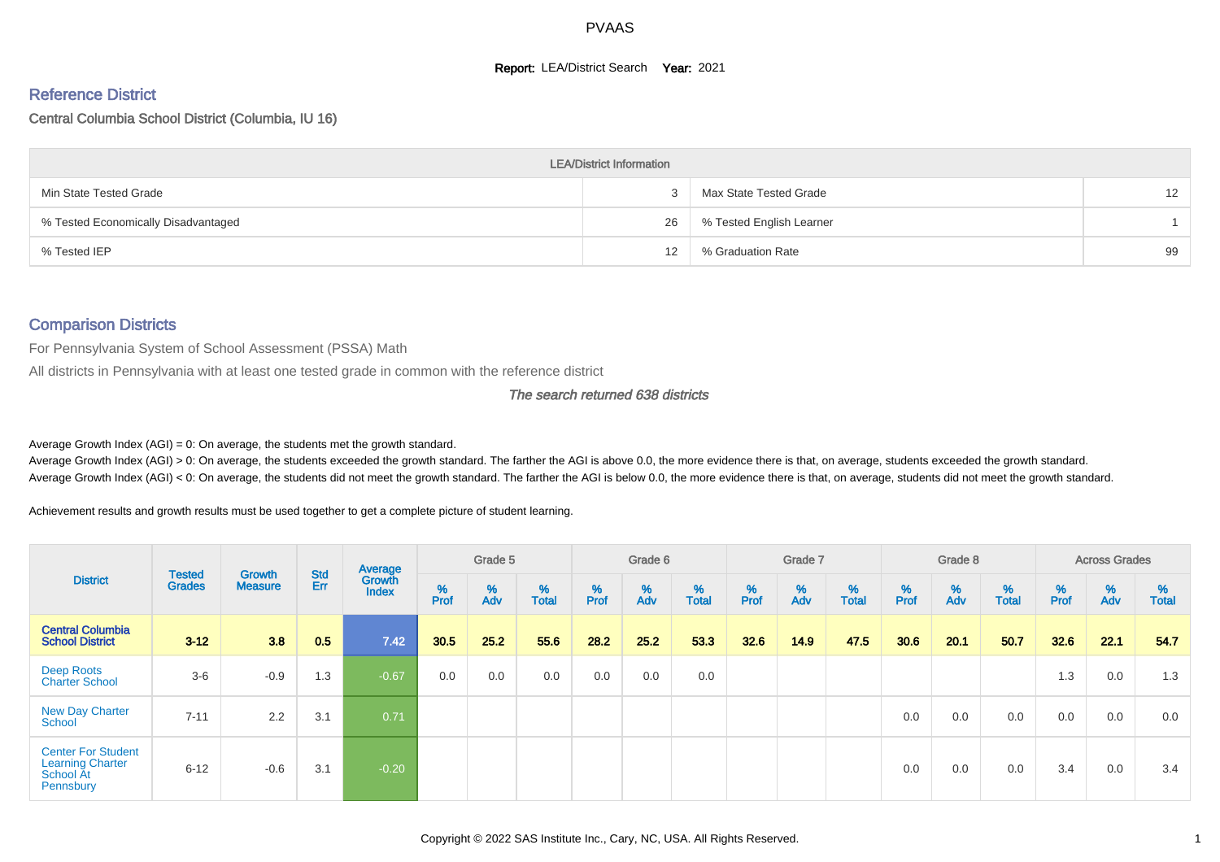# PVAAS

**Report:** LEA/District Search **Year:** 2021

## Reference District

Central Columbia School District (Columbia, IU 16)

| LEA/District Information | | | |
|---|---|---|---|
| Min State Tested Grade | 3 | Max State Tested Grade | 12 |
| % Tested Economically Disadvantaged | 26 | % Tested English Learner | 1 |
| % Tested IEP | 12 | % Graduation Rate | 99 |

## Comparison Districts

For Pennsylvania System of School Assessment (PSSA) Math

All districts in Pennsylvania with at least one tested grade in common with the reference district

*The search returned 638 districts*

Average Growth Index (AGI) = 0: On average, the students met the growth standard.

Average Growth Index (AGI) > 0: On average, the students exceeded the growth standard. The farther the AGI is above 0.0, the more evidence there is that, on average, students exceeded the growth standard.

Average Growth Index (AGI) < 0: On average, the students did not meet the growth standard. The farther the AGI is below 0.0, the more evidence there is that, on average, students did not meet the growth standard.

Achievement results and growth results must be used together to get a complete picture of student learning.

| District | Tested Grades | Growth Measure | Std Err | Average Growth Index | Grade 5 | | | Grade 6 | | | Grade 7 | | | Grade 8 | | | Across Grades | | |
|---|---|---|---|---|---|---|---|---|---|---|---|---|---|---|---|---|---|---|---|
| | | | | | % Prof | % Adv | % Total | % Prof | % Adv | % Total | % Prof | % Adv | % Total | % Prof | % Adv | % Total | % Prof | % Adv | % Total |
| **Central Columbia School District** | **3-12** | **3.8** | **0.5** | **7.42** | **30.5** | **25.2** | **55.6** | **28.2** | **25.2** | **53.3** | **32.6** | **14.9** | **47.5** | **30.6** | **20.1** | **50.7** | **32.6** | **22.1** | **54.7** |
| Deep Roots Charter School | 3-6 | -0.9 | 1.3 | -0.67 | 0.0 | 0.0 | 0.0 | 0.0 | 0.0 | 0.0 | | | | | | | 1.3 | 0.0 | 1.3 |
| New Day Charter School | 7-11 | 2.2 | 3.1 | 0.71 | | | | | | | | | | 0.0 | 0.0 | 0.0 | 0.0 | 0.0 | 0.0 |
| Center For Student Learning Charter School At Pennsbury | 6-12 | -0.6 | 3.1 | -0.20 | | | | | | | | | | 0.0 | 0.0 | 0.0 | 3.4 | 0.0 | 3.4 |

Copyright © 2022 SAS Institute Inc., Cary, NC, USA. All Rights Reserved.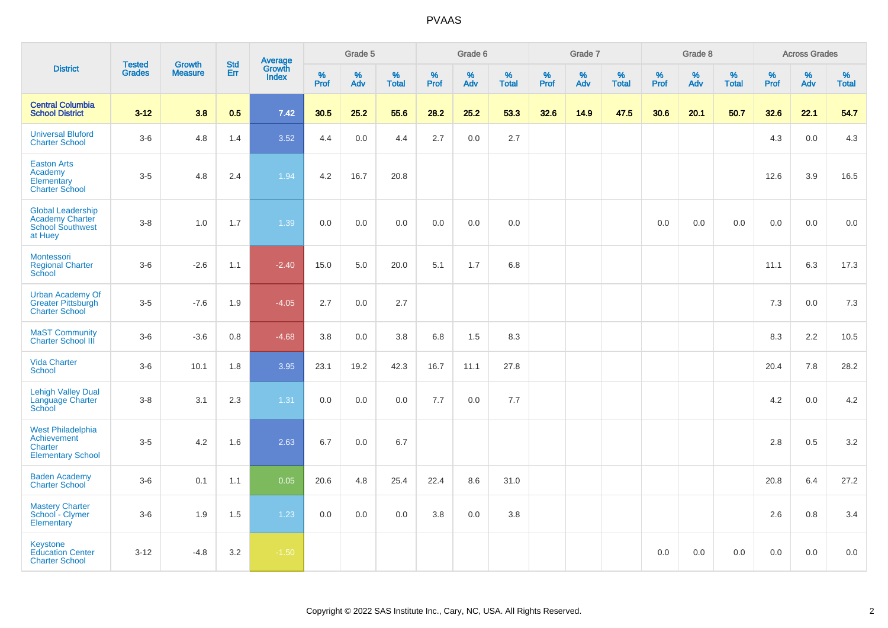# PVAAS

| District | Tested Grades | Growth Measure | Std Err | Average Growth Index | Grade 5 | | | Grade 6 | | | Grade 7 | | | Grade 8 | | | Across Grades | | |
|---|---|---|---|---|---|---|---|---|---|---|---|---|---|---|---|---|---|---|---|
| | | | | | % Prof | % Adv | % Total | % Prof | % Adv | % Total | % Prof | % Adv | % Total | % Prof | % Adv | % Total | % Prof | % Adv | % Total |
| **Central Columbia School District** | **3-12** | **3.8** | **0.5** | **7.42** | **30.5** | **25.2** | **55.6** | **28.2** | **25.2** | **53.3** | **32.6** | **14.9** | **47.5** | **30.6** | **20.1** | **50.7** | **32.6** | **22.1** | **54.7** |
| Universal Bluford Charter School | 3-6 | 4.8 | 1.4 | 3.52 | 4.4 | 0.0 | 4.4 | 2.7 | 0.0 | 2.7 | | | | | | | 4.3 | 0.0 | 4.3 |
| Easton Arts Academy Elementary Charter School | 3-5 | 4.8 | 2.4 | 1.94 | 4.2 | 16.7 | 20.8 | | | | | | | | | | 12.6 | 3.9 | 16.5 |
| Global Leadership Academy Charter School Southwest at Huey | 3-8 | 1.0 | 1.7 | 1.39 | 0.0 | 0.0 | 0.0 | 0.0 | 0.0 | 0.0 | | | | 0.0 | 0.0 | 0.0 | 0.0 | 0.0 | 0.0 |
| Montessori Regional Charter School | 3-6 | -2.6 | 1.1 | -2.40 | 15.0 | 5.0 | 20.0 | 5.1 | 1.7 | 6.8 | | | | | | | 11.1 | 6.3 | 17.3 |
| Urban Academy Of Greater Pittsburgh Charter School | 3-5 | -7.6 | 1.9 | -4.05 | 2.7 | 0.0 | 2.7 | | | | | | | | | | 7.3 | 0.0 | 7.3 |
| MaST Community Charter School III | 3-6 | -3.6 | 0.8 | -4.68 | 3.8 | 0.0 | 3.8 | 6.8 | 1.5 | 8.3 | | | | | | | 8.3 | 2.2 | 10.5 |
| Vida Charter School | 3-6 | 10.1 | 1.8 | 3.95 | 23.1 | 19.2 | 42.3 | 16.7 | 11.1 | 27.8 | | | | | | | 20.4 | 7.8 | 28.2 |
| Lehigh Valley Dual Language Charter School | 3-8 | 3.1 | 2.3 | 1.31 | 0.0 | 0.0 | 0.0 | 7.7 | 0.0 | 7.7 | | | | | | | 4.2 | 0.0 | 4.2 |
| West Philadelphia Achievement Charter Elementary School | 3-5 | 4.2 | 1.6 | 2.63 | 6.7 | 0.0 | 6.7 | | | | | | | | | | 2.8 | 0.5 | 3.2 |
| Baden Academy Charter School | 3-6 | 0.1 | 1.1 | 0.05 | 20.6 | 4.8 | 25.4 | 22.4 | 8.6 | 31.0 | | | | | | | 20.8 | 6.4 | 27.2 |
| Mastery Charter School - Clymer Elementary | 3-6 | 1.9 | 1.5 | 1.23 | 0.0 | 0.0 | 0.0 | 3.8 | 0.0 | 3.8 | | | | | | | 2.6 | 0.8 | 3.4 |
| Keystone Education Center Charter School | 3-12 | -4.8 | 3.2 | -1.50 | | | | | | | | | | 0.0 | 0.0 | 0.0 | 0.0 | 0.0 | 0.0 |

Copyright © 2022 SAS Institute Inc., Cary, NC, USA. All Rights Reserved.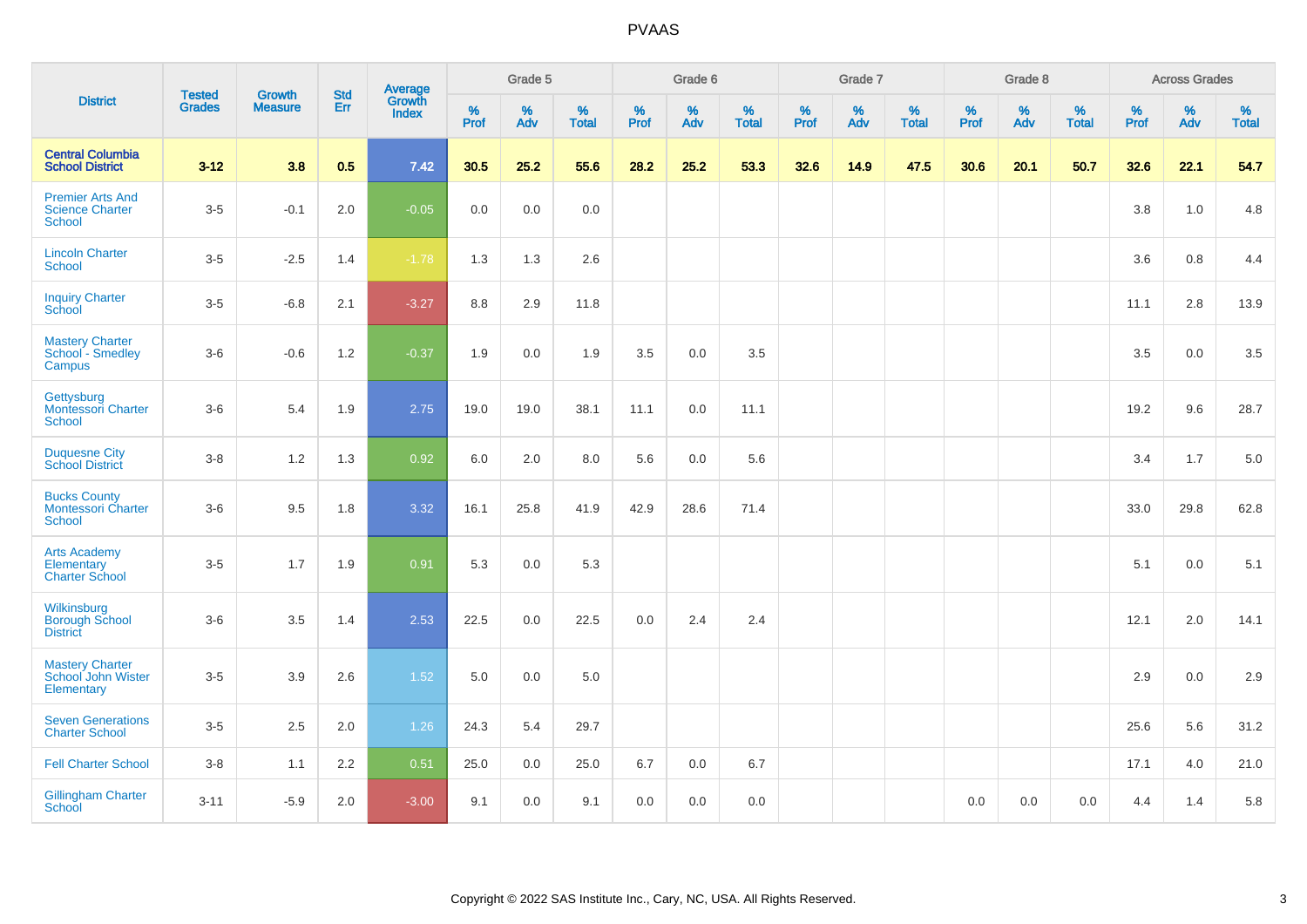# PVAAS

| District | Tested Grades | Growth Measure | Std Err | Average Growth Index | Grade 5 | | | Grade 6 | | | Grade 7 | | | Grade 8 | | | Across Grades | | |
|---|---|---|---|---|---|---|---|---|---|---|---|---|---|---|---|---|---|---|---|
| | | | | | % Prof | % Adv | % Total | % Prof | % Adv | % Total | % Prof | % Adv | % Total | % Prof | % Adv | % Total | % Prof | % Adv | % Total |
| **Central Columbia School District** | **3-12** | **3.8** | **0.5** | **7.42** | **30.5** | **25.2** | **55.6** | **28.2** | **25.2** | **53.3** | **32.6** | **14.9** | **47.5** | **30.6** | **20.1** | **50.7** | **32.6** | **22.1** | **54.7** |
| Premier Arts And Science Charter School | 3-5 | -0.1 | 2.0 | -0.05 | 0.0 | 0.0 | 0.0 | | | | | | | | | | 3.8 | 1.0 | 4.8 |
| Lincoln Charter School | 3-5 | -2.5 | 1.4 | -1.78 | 1.3 | 1.3 | 2.6 | | | | | | | | | | 3.6 | 0.8 | 4.4 |
| Inquiry Charter School | 3-5 | -6.8 | 2.1 | -3.27 | 8.8 | 2.9 | 11.8 | | | | | | | | | | 11.1 | 2.8 | 13.9 |
| Mastery Charter School - Smedley Campus | 3-6 | -0.6 | 1.2 | -0.37 | 1.9 | 0.0 | 1.9 | 3.5 | 0.0 | 3.5 | | | | | | | 3.5 | 0.0 | 3.5 |
| Gettysburg Montessori Charter School | 3-6 | 5.4 | 1.9 | 2.75 | 19.0 | 19.0 | 38.1 | 11.1 | 0.0 | 11.1 | | | | | | | 19.2 | 9.6 | 28.7 |
| Duquesne City School District | 3-8 | 1.2 | 1.3 | 0.92 | 6.0 | 2.0 | 8.0 | 5.6 | 0.0 | 5.6 | | | | | | | 3.4 | 1.7 | 5.0 |
| Bucks County Montessori Charter School | 3-6 | 9.5 | 1.8 | 3.32 | 16.1 | 25.8 | 41.9 | 42.9 | 28.6 | 71.4 | | | | | | | 33.0 | 29.8 | 62.8 |
| Arts Academy Elementary Charter School | 3-5 | 1.7 | 1.9 | 0.91 | 5.3 | 0.0 | 5.3 | | | | | | | | | | 5.1 | 0.0 | 5.1 |
| Wilkinsburg Borough School District | 3-6 | 3.5 | 1.4 | 2.53 | 22.5 | 0.0 | 22.5 | 0.0 | 2.4 | 2.4 | | | | | | | 12.1 | 2.0 | 14.1 |
| Mastery Charter School John Wister Elementary | 3-5 | 3.9 | 2.6 | 1.52 | 5.0 | 0.0 | 5.0 | | | | | | | | | | 2.9 | 0.0 | 2.9 |
| Seven Generations Charter School | 3-5 | 2.5 | 2.0 | 1.26 | 24.3 | 5.4 | 29.7 | | | | | | | | | | 25.6 | 5.6 | 31.2 |
| Fell Charter School | 3-8 | 1.1 | 2.2 | 0.51 | 25.0 | 0.0 | 25.0 | 6.7 | 0.0 | 6.7 | | | | | | | 17.1 | 4.0 | 21.0 |
| Gillingham Charter School | 3-11 | -5.9 | 2.0 | -3.00 | 9.1 | 0.0 | 9.1 | 0.0 | 0.0 | 0.0 | | | | 0.0 | 0.0 | 0.0 | 4.4 | 1.4 | 5.8 |

Copyright © 2022 SAS Institute Inc., Cary, NC, USA. All Rights Reserved.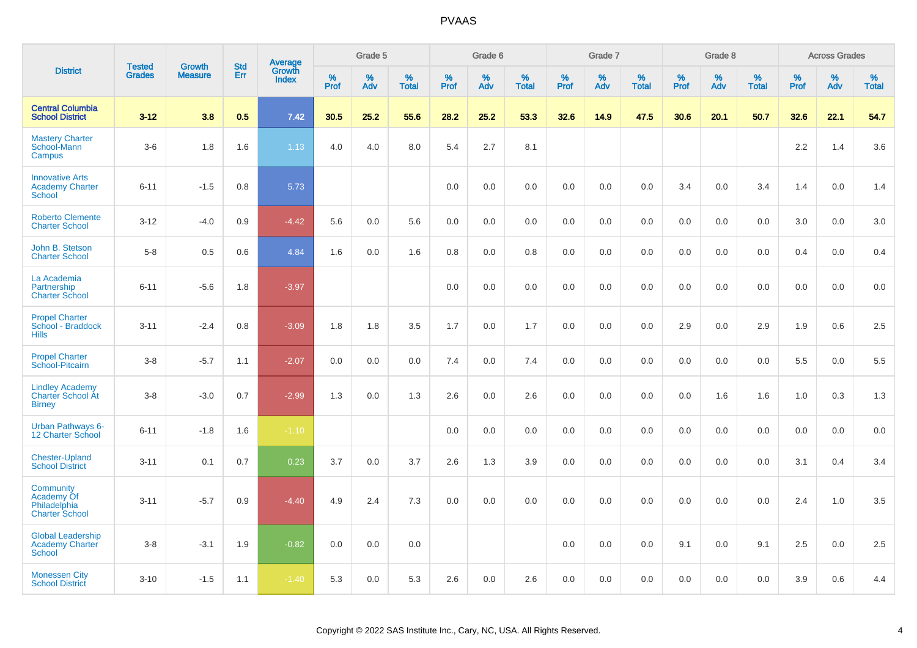# PVAAS

| District | Tested Grades | Growth Measure | Std Err | Average Growth Index | Grade 5 | | | Grade 6 | | | Grade 7 | | | Grade 8 | | | Across Grades | | |
|---|---|---|---|---|---|---|---|---|---|---|---|---|---|---|---|---|---|---|---|
| | | | | | % Prof | % Adv | % Total | % Prof | % Adv | % Total | % Prof | % Adv | % Total | % Prof | % Adv | % Total | % Prof | % Adv | % Total |
| **Central Columbia School District** | **3-12** | **3.8** | **0.5** | **7.42** | **30.5** | **25.2** | **55.6** | **28.2** | **25.2** | **53.3** | **32.6** | **14.9** | **47.5** | **30.6** | **20.1** | **50.7** | **32.6** | **22.1** | **54.7** |
| Mastery Charter School-Mann Campus | 3-6 | 1.8 | 1.6 | 1.13 | 4.0 | 4.0 | 8.0 | 5.4 | 2.7 | 8.1 | | | | | | | 2.2 | 1.4 | 3.6 |
| Innovative Arts Academy Charter School | 6-11 | -1.5 | 0.8 | 5.73 | | | | 0.0 | 0.0 | 0.0 | 0.0 | 0.0 | 0.0 | 3.4 | 0.0 | 3.4 | 1.4 | 0.0 | 1.4 |
| Roberto Clemente Charter School | 3-12 | -4.0 | 0.9 | -4.42 | 5.6 | 0.0 | 5.6 | 0.0 | 0.0 | 0.0 | 0.0 | 0.0 | 0.0 | 0.0 | 0.0 | 0.0 | 3.0 | 0.0 | 3.0 |
| John B. Stetson Charter School | 5-8 | 0.5 | 0.6 | 4.84 | 1.6 | 0.0 | 1.6 | 0.8 | 0.0 | 0.8 | 0.0 | 0.0 | 0.0 | 0.0 | 0.0 | 0.0 | 0.4 | 0.0 | 0.4 |
| La Academia Partnership Charter School | 6-11 | -5.6 | 1.8 | -3.97 | | | | 0.0 | 0.0 | 0.0 | 0.0 | 0.0 | 0.0 | 0.0 | 0.0 | 0.0 | 0.0 | 0.0 | 0.0 |
| Propel Charter School - Braddock Hills | 3-11 | -2.4 | 0.8 | -3.09 | 1.8 | 1.8 | 3.5 | 1.7 | 0.0 | 1.7 | 0.0 | 0.0 | 0.0 | 2.9 | 0.0 | 2.9 | 1.9 | 0.6 | 2.5 |
| Propel Charter School-Pitcairn | 3-8 | -5.7 | 1.1 | -2.07 | 0.0 | 0.0 | 0.0 | 7.4 | 0.0 | 7.4 | 0.0 | 0.0 | 0.0 | 0.0 | 0.0 | 0.0 | 5.5 | 0.0 | 5.5 |
| Lindley Academy Charter School At Birney | 3-8 | -3.0 | 0.7 | -2.99 | 1.3 | 0.0 | 1.3 | 2.6 | 0.0 | 2.6 | 0.0 | 0.0 | 0.0 | 0.0 | 1.6 | 1.6 | 1.0 | 0.3 | 1.3 |
| Urban Pathways 6-12 Charter School | 6-11 | -1.8 | 1.6 | -1.10 | | | | 0.0 | 0.0 | 0.0 | 0.0 | 0.0 | 0.0 | 0.0 | 0.0 | 0.0 | 0.0 | 0.0 | 0.0 |
| Chester-Upland School District | 3-11 | 0.1 | 0.7 | 0.23 | 3.7 | 0.0 | 3.7 | 2.6 | 1.3 | 3.9 | 0.0 | 0.0 | 0.0 | 0.0 | 0.0 | 0.0 | 3.1 | 0.4 | 3.4 |
| Community Academy Of Philadelphia Charter School | 3-11 | -5.7 | 0.9 | -4.40 | 4.9 | 2.4 | 7.3 | 0.0 | 0.0 | 0.0 | 0.0 | 0.0 | 0.0 | 0.0 | 0.0 | 0.0 | 2.4 | 1.0 | 3.5 |
| Global Leadership Academy Charter School | 3-8 | -3.1 | 1.9 | -0.82 | 0.0 | 0.0 | 0.0 | | | | 0.0 | 0.0 | 0.0 | 9.1 | 0.0 | 9.1 | 2.5 | 0.0 | 2.5 |
| Monessen City School District | 3-10 | -1.5 | 1.1 | -1.40 | 5.3 | 0.0 | 5.3 | 2.6 | 0.0 | 2.6 | 0.0 | 0.0 | 0.0 | 0.0 | 0.0 | 0.0 | 3.9 | 0.6 | 4.4 |

Copyright © 2022 SAS Institute Inc., Cary, NC, USA. All Rights Reserved.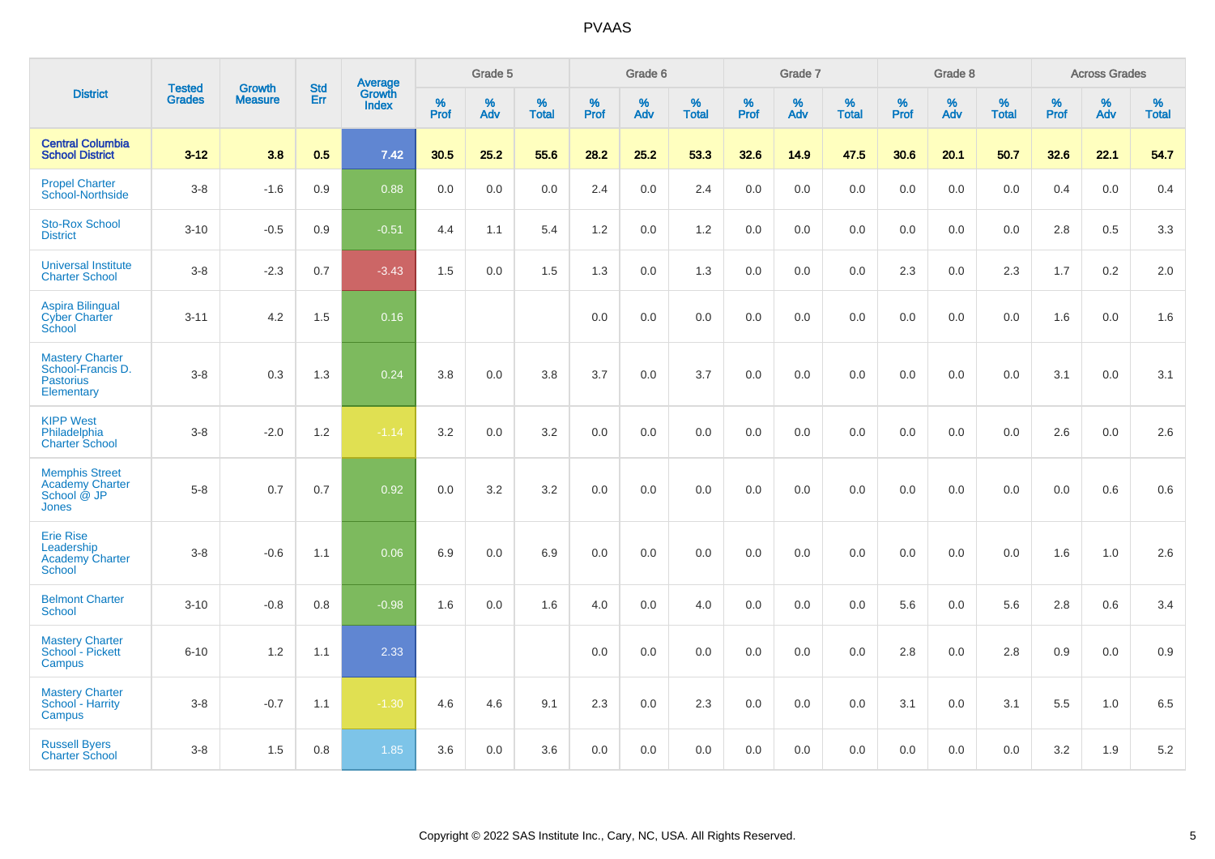# PVAAS

| District | Tested Grades | Growth Measure | Std Err | Average Growth Index | Grade 5 | | | Grade 6 | | | Grade 7 | | | Grade 8 | | | Across Grades | | |
|---|---|---|---|---|---|---|---|---|---|---|---|---|---|---|---|---|---|---|---|
| | | | | | % Prof | % Adv | % Total | % Prof | % Adv | % Total | % Prof | % Adv | % Total | % Prof | % Adv | % Total | % Prof | % Adv | % Total |
| **Central Columbia School District** | **3-12** | **3.8** | **0.5** | **7.42** | **30.5** | **25.2** | **55.6** | **28.2** | **25.2** | **53.3** | **32.6** | **14.9** | **47.5** | **30.6** | **20.1** | **50.7** | **32.6** | **22.1** | **54.7** |
| Propel Charter School-Northside | 3-8 | -1.6 | 0.9 | 0.88 | 0.0 | 0.0 | 0.0 | 2.4 | 0.0 | 2.4 | 0.0 | 0.0 | 0.0 | 0.0 | 0.0 | 0.0 | 0.4 | 0.0 | 0.4 |
| Sto-Rox School District | 3-10 | -0.5 | 0.9 | -0.51 | 4.4 | 1.1 | 5.4 | 1.2 | 0.0 | 1.2 | 0.0 | 0.0 | 0.0 | 0.0 | 0.0 | 0.0 | 2.8 | 0.5 | 3.3 |
| Universal Institute Charter School | 3-8 | -2.3 | 0.7 | -3.43 | 1.5 | 0.0 | 1.5 | 1.3 | 0.0 | 1.3 | 0.0 | 0.0 | 0.0 | 2.3 | 0.0 | 2.3 | 1.7 | 0.2 | 2.0 |
| Aspira Bilingual Cyber Charter School | 3-11 | 4.2 | 1.5 | 0.16 | | | | 0.0 | 0.0 | 0.0 | 0.0 | 0.0 | 0.0 | 0.0 | 0.0 | 0.0 | 1.6 | 0.0 | 1.6 |
| Mastery Charter School-Francis D. Pastorius Elementary | 3-8 | 0.3 | 1.3 | 0.24 | 3.8 | 0.0 | 3.8 | 3.7 | 0.0 | 3.7 | 0.0 | 0.0 | 0.0 | 0.0 | 0.0 | 0.0 | 3.1 | 0.0 | 3.1 |
| KIPP West Philadelphia Charter School | 3-8 | -2.0 | 1.2 | -1.14 | 3.2 | 0.0 | 3.2 | 0.0 | 0.0 | 0.0 | 0.0 | 0.0 | 0.0 | 0.0 | 0.0 | 0.0 | 2.6 | 0.0 | 2.6 |
| Memphis Street Academy Charter School @ JP Jones | 5-8 | 0.7 | 0.7 | 0.92 | 0.0 | 3.2 | 3.2 | 0.0 | 0.0 | 0.0 | 0.0 | 0.0 | 0.0 | 0.0 | 0.0 | 0.0 | 0.0 | 0.6 | 0.6 |
| Erie Rise Leadership Academy Charter School | 3-8 | -0.6 | 1.1 | 0.06 | 6.9 | 0.0 | 6.9 | 0.0 | 0.0 | 0.0 | 0.0 | 0.0 | 0.0 | 0.0 | 0.0 | 0.0 | 1.6 | 1.0 | 2.6 |
| Belmont Charter School | 3-10 | -0.8 | 0.8 | -0.98 | 1.6 | 0.0 | 1.6 | 4.0 | 0.0 | 4.0 | 0.0 | 0.0 | 0.0 | 5.6 | 0.0 | 5.6 | 2.8 | 0.6 | 3.4 |
| Mastery Charter School - Pickett Campus | 6-10 | 1.2 | 1.1 | 2.33 | | | | 0.0 | 0.0 | 0.0 | 0.0 | 0.0 | 0.0 | 2.8 | 0.0 | 2.8 | 0.9 | 0.0 | 0.9 |
| Mastery Charter School - Harrity Campus | 3-8 | -0.7 | 1.1 | -1.30 | 4.6 | 4.6 | 9.1 | 2.3 | 0.0 | 2.3 | 0.0 | 0.0 | 0.0 | 3.1 | 0.0 | 3.1 | 5.5 | 1.0 | 6.5 |
| Russell Byers Charter School | 3-8 | 1.5 | 0.8 | 1.85 | 3.6 | 0.0 | 3.6 | 0.0 | 0.0 | 0.0 | 0.0 | 0.0 | 0.0 | 0.0 | 0.0 | 0.0 | 3.2 | 1.9 | 5.2 |

Copyright © 2022 SAS Institute Inc., Cary, NC, USA. All Rights Reserved.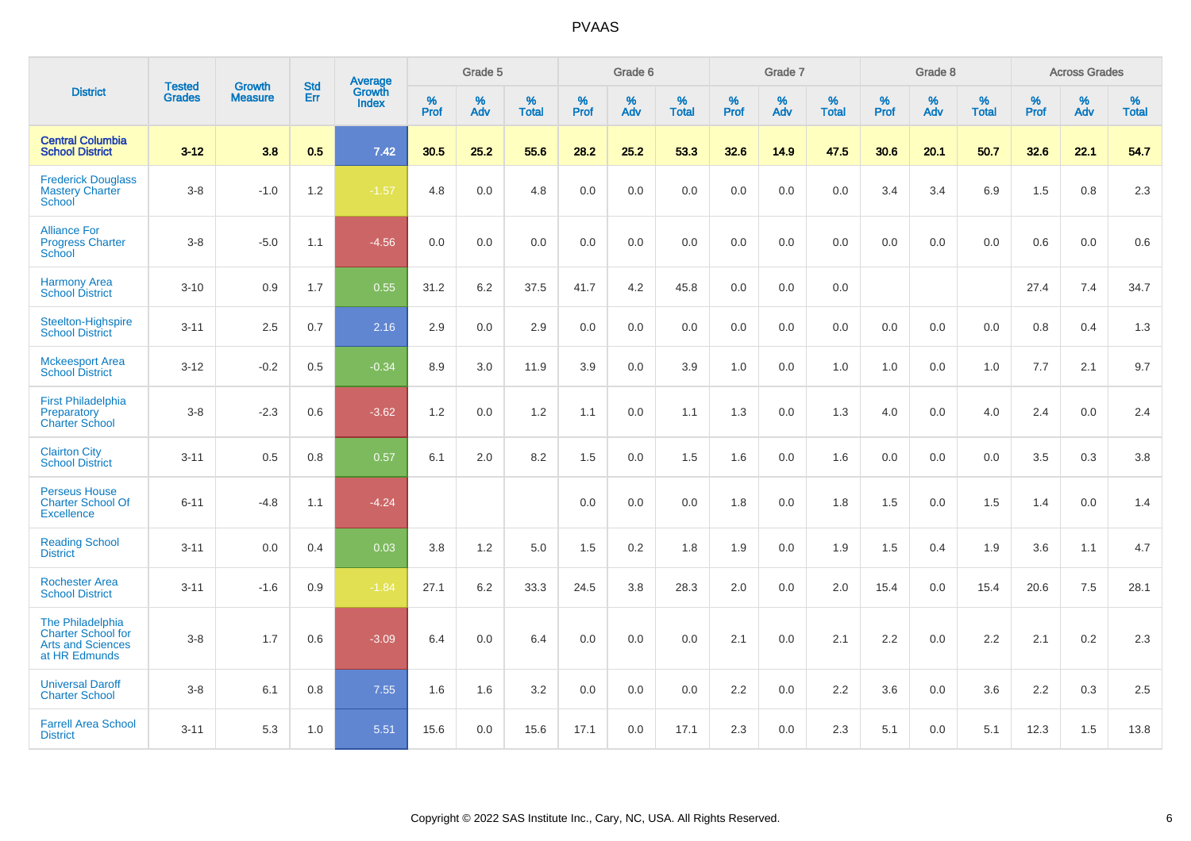# PVAAS

| District | Tested Grades | Growth Measure | Std Err | Average Growth Index | Grade 5 | | | Grade 6 | | | Grade 7 | | | Grade 8 | | | Across Grades | | |
|---|---|---|---|---|---|---|---|---|---|---|---|---|---|---|---|---|---|---|---|
| | | | | | % Prof | % Adv | % Total | % Prof | % Adv | % Total | % Prof | % Adv | % Total | % Prof | % Adv | % Total | % Prof | % Adv | % Total |
| **Central Columbia School District** | **3-12** | **3.8** | **0.5** | **7.42** | **30.5** | **25.2** | **55.6** | **28.2** | **25.2** | **53.3** | **32.6** | **14.9** | **47.5** | **30.6** | **20.1** | **50.7** | **32.6** | **22.1** | **54.7** |
| Frederick Douglass Mastery Charter School | 3-8 | -1.0 | 1.2 | -1.57 | 4.8 | 0.0 | 4.8 | 0.0 | 0.0 | 0.0 | 0.0 | 0.0 | 0.0 | 3.4 | 3.4 | 6.9 | 1.5 | 0.8 | 2.3 |
| Alliance For Progress Charter School | 3-8 | -5.0 | 1.1 | -4.56 | 0.0 | 0.0 | 0.0 | 0.0 | 0.0 | 0.0 | 0.0 | 0.0 | 0.0 | 0.0 | 0.0 | 0.0 | 0.6 | 0.0 | 0.6 |
| Harmony Area School District | 3-10 | 0.9 | 1.7 | 0.55 | 31.2 | 6.2 | 37.5 | 41.7 | 4.2 | 45.8 | 0.0 | 0.0 | 0.0 | | | | 27.4 | 7.4 | 34.7 |
| Steelton-Highspire School District | 3-11 | 2.5 | 0.7 | 2.16 | 2.9 | 0.0 | 2.9 | 0.0 | 0.0 | 0.0 | 0.0 | 0.0 | 0.0 | 0.0 | 0.0 | 0.0 | 0.8 | 0.4 | 1.3 |
| Mckeesport Area School District | 3-12 | -0.2 | 0.5 | -0.34 | 8.9 | 3.0 | 11.9 | 3.9 | 0.0 | 3.9 | 1.0 | 0.0 | 1.0 | 1.0 | 0.0 | 1.0 | 7.7 | 2.1 | 9.7 |
| First Philadelphia Preparatory Charter School | 3-8 | -2.3 | 0.6 | -3.62 | 1.2 | 0.0 | 1.2 | 1.1 | 0.0 | 1.1 | 1.3 | 0.0 | 1.3 | 4.0 | 0.0 | 4.0 | 2.4 | 0.0 | 2.4 |
| Clairton City School District | 3-11 | 0.5 | 0.8 | 0.57 | 6.1 | 2.0 | 8.2 | 1.5 | 0.0 | 1.5 | 1.6 | 0.0 | 1.6 | 0.0 | 0.0 | 0.0 | 3.5 | 0.3 | 3.8 |
| Perseus House Charter School Of Excellence | 6-11 | -4.8 | 1.1 | -4.24 | | | | 0.0 | 0.0 | 0.0 | 1.8 | 0.0 | 1.8 | 1.5 | 0.0 | 1.5 | 1.4 | 0.0 | 1.4 |
| Reading School District | 3-11 | 0.0 | 0.4 | 0.03 | 3.8 | 1.2 | 5.0 | 1.5 | 0.2 | 1.8 | 1.9 | 0.0 | 1.9 | 1.5 | 0.4 | 1.9 | 3.6 | 1.1 | 4.7 |
| Rochester Area School District | 3-11 | -1.6 | 0.9 | -1.84 | 27.1 | 6.2 | 33.3 | 24.5 | 3.8 | 28.3 | 2.0 | 0.0 | 2.0 | 15.4 | 0.0 | 15.4 | 20.6 | 7.5 | 28.1 |
| The Philadelphia Charter School for Arts and Sciences at HR Edmunds | 3-8 | 1.7 | 0.6 | -3.09 | 6.4 | 0.0 | 6.4 | 0.0 | 0.0 | 0.0 | 2.1 | 0.0 | 2.1 | 2.2 | 0.0 | 2.2 | 2.1 | 0.2 | 2.3 |
| Universal Daroff Charter School | 3-8 | 6.1 | 0.8 | 7.55 | 1.6 | 1.6 | 3.2 | 0.0 | 0.0 | 0.0 | 2.2 | 0.0 | 2.2 | 3.6 | 0.0 | 3.6 | 2.2 | 0.3 | 2.5 |
| Farrell Area School District | 3-11 | 5.3 | 1.0 | 5.51 | 15.6 | 0.0 | 15.6 | 17.1 | 0.0 | 17.1 | 2.3 | 0.0 | 2.3 | 5.1 | 0.0 | 5.1 | 12.3 | 1.5 | 13.8 |

Copyright © 2022 SAS Institute Inc., Cary, NC, USA. All Rights Reserved.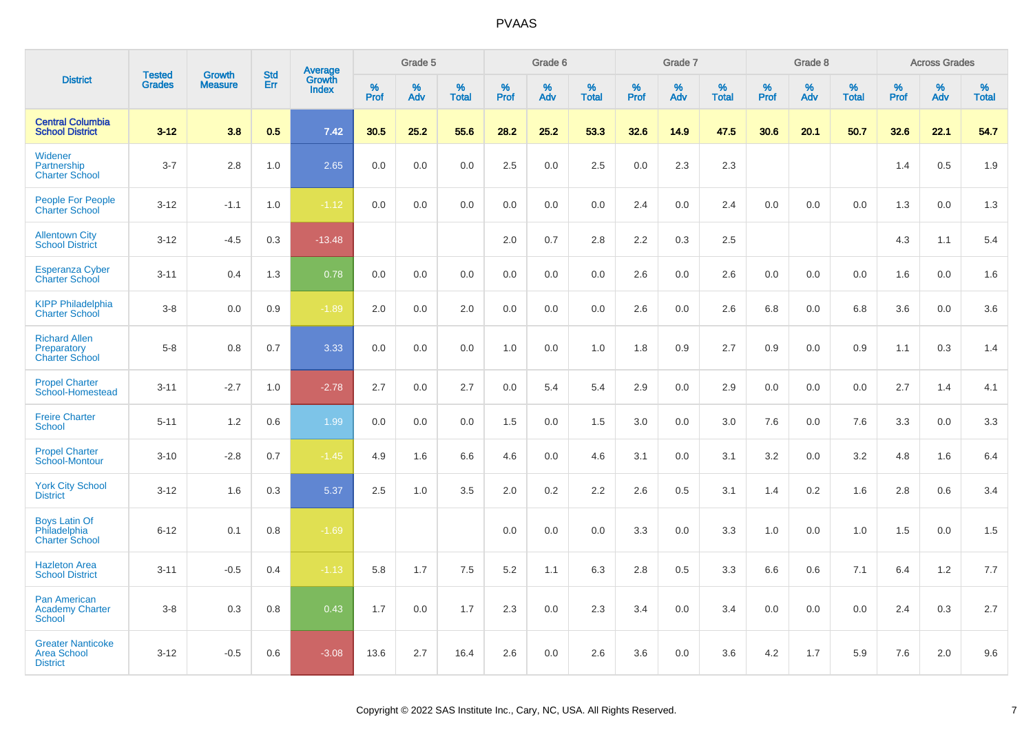# PVAAS

| District | Tested Grades | Growth Measure | Std Err | Average Growth Index | Grade 5 | | | Grade 6 | | | Grade 7 | | | Grade 8 | | | Across Grades | | |
|---|---|---|---|---|---|---|---|---|---|---|---|---|---|---|---|---|---|---|---|
| | | | | | % Prof | % Adv | % Total | % Prof | % Adv | % Total | % Prof | % Adv | % Total | % Prof | % Adv | % Total | % Prof | % Adv | % Total |
| **Central Columbia School District** | **3-12** | **3.8** | **0.5** | **7.42** | **30.5** | **25.2** | **55.6** | **28.2** | **25.2** | **53.3** | **32.6** | **14.9** | **47.5** | **30.6** | **20.1** | **50.7** | **32.6** | **22.1** | **54.7** |
| Widener Partnership Charter School | 3-7 | 2.8 | 1.0 | 2.65 | 0.0 | 0.0 | 0.0 | 2.5 | 0.0 | 2.5 | 0.0 | 2.3 | 2.3 | | | | 1.4 | 0.5 | 1.9 |
| People For People Charter School | 3-12 | -1.1 | 1.0 | -1.12 | 0.0 | 0.0 | 0.0 | 0.0 | 0.0 | 0.0 | 2.4 | 0.0 | 2.4 | 0.0 | 0.0 | 0.0 | 1.3 | 0.0 | 1.3 |
| Allentown City School District | 3-12 | -4.5 | 0.3 | -13.48 | | | | 2.0 | 0.7 | 2.8 | 2.2 | 0.3 | 2.5 | | | | 4.3 | 1.1 | 5.4 |
| Esperanza Cyber Charter School | 3-11 | 0.4 | 1.3 | 0.78 | 0.0 | 0.0 | 0.0 | 0.0 | 0.0 | 0.0 | 2.6 | 0.0 | 2.6 | 0.0 | 0.0 | 0.0 | 1.6 | 0.0 | 1.6 |
| KIPP Philadelphia Charter School | 3-8 | 0.0 | 0.9 | -1.89 | 2.0 | 0.0 | 2.0 | 0.0 | 0.0 | 0.0 | 2.6 | 0.0 | 2.6 | 6.8 | 0.0 | 6.8 | 3.6 | 0.0 | 3.6 |
| Richard Allen Preparatory Charter School | 5-8 | 0.8 | 0.7 | 3.33 | 0.0 | 0.0 | 0.0 | 1.0 | 0.0 | 1.0 | 1.8 | 0.9 | 2.7 | 0.9 | 0.0 | 0.9 | 1.1 | 0.3 | 1.4 |
| Propel Charter School-Homestead | 3-11 | -2.7 | 1.0 | -2.78 | 2.7 | 0.0 | 2.7 | 0.0 | 5.4 | 5.4 | 2.9 | 0.0 | 2.9 | 0.0 | 0.0 | 0.0 | 2.7 | 1.4 | 4.1 |
| Freire Charter School | 5-11 | 1.2 | 0.6 | 1.99 | 0.0 | 0.0 | 0.0 | 1.5 | 0.0 | 1.5 | 3.0 | 0.0 | 3.0 | 7.6 | 0.0 | 7.6 | 3.3 | 0.0 | 3.3 |
| Propel Charter School-Montour | 3-10 | -2.8 | 0.7 | -1.45 | 4.9 | 1.6 | 6.6 | 4.6 | 0.0 | 4.6 | 3.1 | 0.0 | 3.1 | 3.2 | 0.0 | 3.2 | 4.8 | 1.6 | 6.4 |
| York City School District | 3-12 | 1.6 | 0.3 | 5.37 | 2.5 | 1.0 | 3.5 | 2.0 | 0.2 | 2.2 | 2.6 | 0.5 | 3.1 | 1.4 | 0.2 | 1.6 | 2.8 | 0.6 | 3.4 |
| Boys Latin Of Philadelphia Charter School | 6-12 | 0.1 | 0.8 | -1.69 | | | | 0.0 | 0.0 | 0.0 | 3.3 | 0.0 | 3.3 | 1.0 | 0.0 | 1.0 | 1.5 | 0.0 | 1.5 |
| Hazleton Area School District | 3-11 | -0.5 | 0.4 | -1.13 | 5.8 | 1.7 | 7.5 | 5.2 | 1.1 | 6.3 | 2.8 | 0.5 | 3.3 | 6.6 | 0.6 | 7.1 | 6.4 | 1.2 | 7.7 |
| Pan American Academy Charter School | 3-8 | 0.3 | 0.8 | 0.43 | 1.7 | 0.0 | 1.7 | 2.3 | 0.0 | 2.3 | 3.4 | 0.0 | 3.4 | 0.0 | 0.0 | 0.0 | 2.4 | 0.3 | 2.7 |
| Greater Nanticoke Area School District | 3-12 | -0.5 | 0.6 | -3.08 | 13.6 | 2.7 | 16.4 | 2.6 | 0.0 | 2.6 | 3.6 | 0.0 | 3.6 | 4.2 | 1.7 | 5.9 | 7.6 | 2.0 | 9.6 |

Copyright © 2022 SAS Institute Inc., Cary, NC, USA. All Rights Reserved.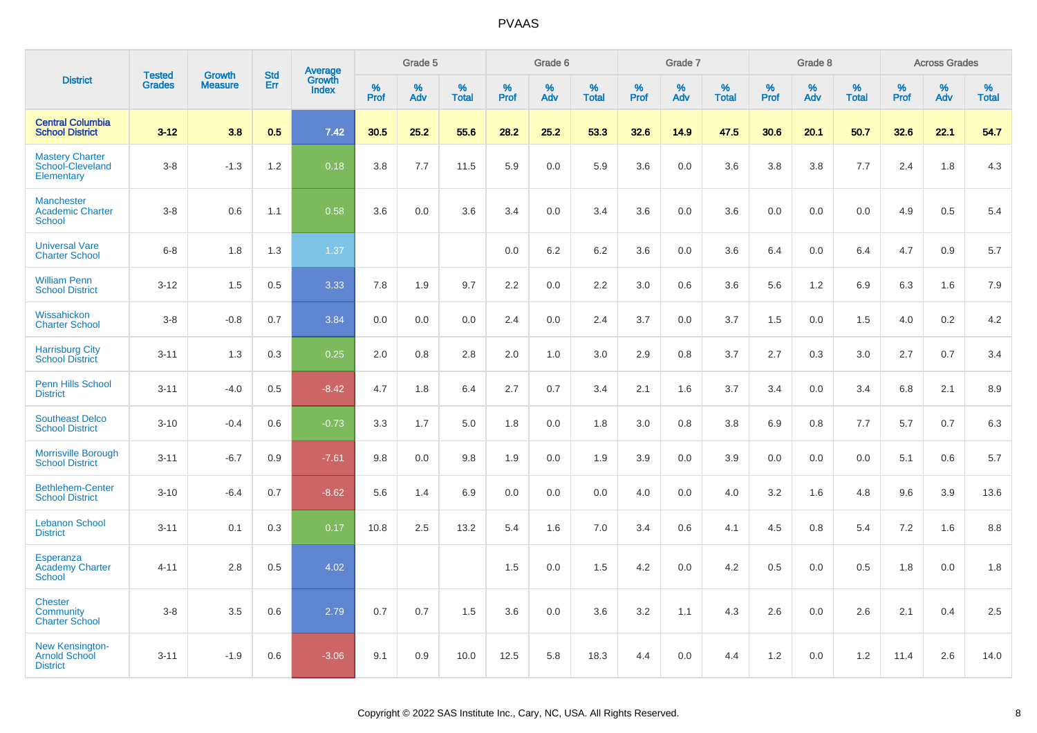# PVAAS

| District | Tested Grades | Growth Measure | Std Err | Average Growth Index | Grade 5 | | | Grade 6 | | | Grade 7 | | | Grade 8 | | | Across Grades | | |
|---|---|---|---|---|---|---|---|---|---|---|---|---|---|---|---|---|---|---|---|
| | | | | | % Prof | % Adv | % Total | % Prof | % Adv | % Total | % Prof | % Adv | % Total | % Prof | % Adv | % Total | % Prof | % Adv | % Total |
| **Central Columbia School District** | **3-12** | **3.8** | **0.5** | **7.42** | **30.5** | **25.2** | **55.6** | **28.2** | **25.2** | **53.3** | **32.6** | **14.9** | **47.5** | **30.6** | **20.1** | **50.7** | **32.6** | **22.1** | **54.7** |
| Mastery Charter School-Cleveland Elementary | 3-8 | -1.3 | 1.2 | 0.18 | 3.8 | 7.7 | 11.5 | 5.9 | 0.0 | 5.9 | 3.6 | 0.0 | 3.6 | 3.8 | 3.8 | 7.7 | 2.4 | 1.8 | 4.3 |
| Manchester Academic Charter School | 3-8 | 0.6 | 1.1 | 0.58 | 3.6 | 0.0 | 3.6 | 3.4 | 0.0 | 3.4 | 3.6 | 0.0 | 3.6 | 0.0 | 0.0 | 0.0 | 4.9 | 0.5 | 5.4 |
| Universal Vare Charter School | 6-8 | 1.8 | 1.3 | 1.37 | | | | 0.0 | 6.2 | 6.2 | 3.6 | 0.0 | 3.6 | 6.4 | 0.0 | 6.4 | 4.7 | 0.9 | 5.7 |
| William Penn School District | 3-12 | 1.5 | 0.5 | 3.33 | 7.8 | 1.9 | 9.7 | 2.2 | 0.0 | 2.2 | 3.0 | 0.6 | 3.6 | 5.6 | 1.2 | 6.9 | 6.3 | 1.6 | 7.9 |
| Wissahickon Charter School | 3-8 | -0.8 | 0.7 | 3.84 | 0.0 | 0.0 | 0.0 | 2.4 | 0.0 | 2.4 | 3.7 | 0.0 | 3.7 | 1.5 | 0.0 | 1.5 | 4.0 | 0.2 | 4.2 |
| Harrisburg City School District | 3-11 | 1.3 | 0.3 | 0.25 | 2.0 | 0.8 | 2.8 | 2.0 | 1.0 | 3.0 | 2.9 | 0.8 | 3.7 | 2.7 | 0.3 | 3.0 | 2.7 | 0.7 | 3.4 |
| Penn Hills School District | 3-11 | -4.0 | 0.5 | -8.42 | 4.7 | 1.8 | 6.4 | 2.7 | 0.7 | 3.4 | 2.1 | 1.6 | 3.7 | 3.4 | 0.0 | 3.4 | 6.8 | 2.1 | 8.9 |
| Southeast Delco School District | 3-10 | -0.4 | 0.6 | -0.73 | 3.3 | 1.7 | 5.0 | 1.8 | 0.0 | 1.8 | 3.0 | 0.8 | 3.8 | 6.9 | 0.8 | 7.7 | 5.7 | 0.7 | 6.3 |
| Morrisville Borough School District | 3-11 | -6.7 | 0.9 | -7.61 | 9.8 | 0.0 | 9.8 | 1.9 | 0.0 | 1.9 | 3.9 | 0.0 | 3.9 | 0.0 | 0.0 | 0.0 | 5.1 | 0.6 | 5.7 |
| Bethlehem-Center School District | 3-10 | -6.4 | 0.7 | -8.62 | 5.6 | 1.4 | 6.9 | 0.0 | 0.0 | 0.0 | 4.0 | 0.0 | 4.0 | 3.2 | 1.6 | 4.8 | 9.6 | 3.9 | 13.6 |
| Lebanon School District | 3-11 | 0.1 | 0.3 | 0.17 | 10.8 | 2.5 | 13.2 | 5.4 | 1.6 | 7.0 | 3.4 | 0.6 | 4.1 | 4.5 | 0.8 | 5.4 | 7.2 | 1.6 | 8.8 |
| Esperanza Academy Charter School | 4-11 | 2.8 | 0.5 | 4.02 | | | | 1.5 | 0.0 | 1.5 | 4.2 | 0.0 | 4.2 | 0.5 | 0.0 | 0.5 | 1.8 | 0.0 | 1.8 |
| Chester Community Charter School | 3-8 | 3.5 | 0.6 | 2.79 | 0.7 | 0.7 | 1.5 | 3.6 | 0.0 | 3.6 | 3.2 | 1.1 | 4.3 | 2.6 | 0.0 | 2.6 | 2.1 | 0.4 | 2.5 |
| New Kensington-Arnold School District | 3-11 | -1.9 | 0.6 | -3.06 | 9.1 | 0.9 | 10.0 | 12.5 | 5.8 | 18.3 | 4.4 | 0.0 | 4.4 | 1.2 | 0.0 | 1.2 | 11.4 | 2.6 | 14.0 |

Copyright © 2022 SAS Institute Inc., Cary, NC, USA. All Rights Reserved.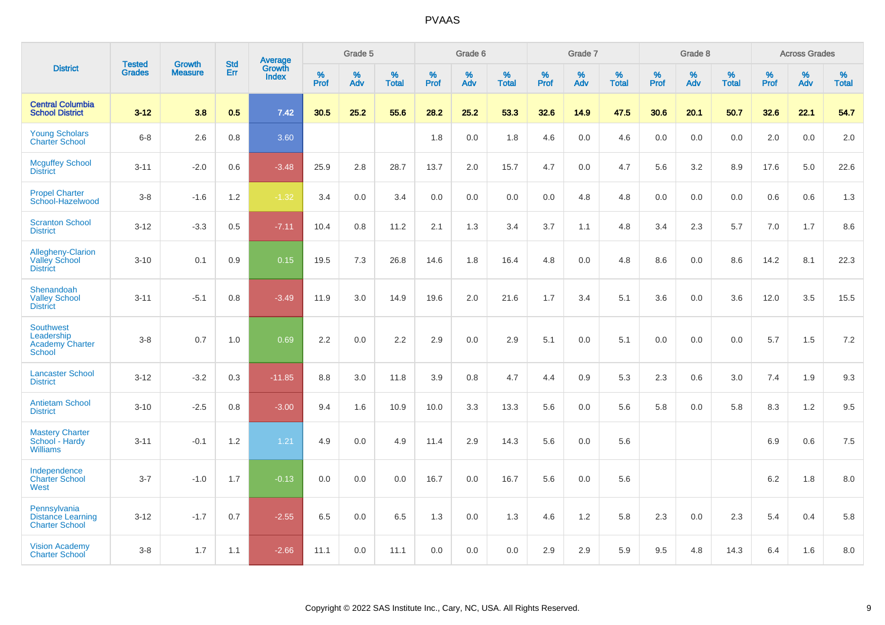# PVAAS

| District | Tested Grades | Growth Measure | Std Err | Average Growth Index | Grade 5 | | | Grade 6 | | | Grade 7 | | | Grade 8 | | | Across Grades | | |
|---|---|---|---|---|---|---|---|---|---|---|---|---|---|---|---|---|---|---|---|
| | | | | | % Prof | % Adv | % Total | % Prof | % Adv | % Total | % Prof | % Adv | % Total | % Prof | % Adv | % Total | % Prof | % Adv | % Total |
| **Central Columbia School District** | **3-12** | **3.8** | **0.5** | **7.42** | **30.5** | **25.2** | **55.6** | **28.2** | **25.2** | **53.3** | **32.6** | **14.9** | **47.5** | **30.6** | **20.1** | **50.7** | **32.6** | **22.1** | **54.7** |
| Young Scholars Charter School | 6-8 | 2.6 | 0.8 | 3.60 | | | | 1.8 | 0.0 | 1.8 | 4.6 | 0.0 | 4.6 | 0.0 | 0.0 | 0.0 | 2.0 | 0.0 | 2.0 |
| Mcguffey School District | 3-11 | -2.0 | 0.6 | -3.48 | 25.9 | 2.8 | 28.7 | 13.7 | 2.0 | 15.7 | 4.7 | 0.0 | 4.7 | 5.6 | 3.2 | 8.9 | 17.6 | 5.0 | 22.6 |
| Propel Charter School-Hazelwood | 3-8 | -1.6 | 1.2 | -1.32 | 3.4 | 0.0 | 3.4 | 0.0 | 0.0 | 0.0 | 0.0 | 4.8 | 4.8 | 0.0 | 0.0 | 0.0 | 0.6 | 0.6 | 1.3 |
| Scranton School District | 3-12 | -3.3 | 0.5 | -7.11 | 10.4 | 0.8 | 11.2 | 2.1 | 1.3 | 3.4 | 3.7 | 1.1 | 4.8 | 3.4 | 2.3 | 5.7 | 7.0 | 1.7 | 8.6 |
| Allegheny-Clarion Valley School District | 3-10 | 0.1 | 0.9 | 0.15 | 19.5 | 7.3 | 26.8 | 14.6 | 1.8 | 16.4 | 4.8 | 0.0 | 4.8 | 8.6 | 0.0 | 8.6 | 14.2 | 8.1 | 22.3 |
| Shenandoah Valley School District | 3-11 | -5.1 | 0.8 | -3.49 | 11.9 | 3.0 | 14.9 | 19.6 | 2.0 | 21.6 | 1.7 | 3.4 | 5.1 | 3.6 | 0.0 | 3.6 | 12.0 | 3.5 | 15.5 |
| Southwest Leadership Academy Charter School | 3-8 | 0.7 | 1.0 | 0.69 | 2.2 | 0.0 | 2.2 | 2.9 | 0.0 | 2.9 | 5.1 | 0.0 | 5.1 | 0.0 | 0.0 | 0.0 | 5.7 | 1.5 | 7.2 |
| Lancaster School District | 3-12 | -3.2 | 0.3 | -11.85 | 8.8 | 3.0 | 11.8 | 3.9 | 0.8 | 4.7 | 4.4 | 0.9 | 5.3 | 2.3 | 0.6 | 3.0 | 7.4 | 1.9 | 9.3 |
| Antietam School District | 3-10 | -2.5 | 0.8 | -3.00 | 9.4 | 1.6 | 10.9 | 10.0 | 3.3 | 13.3 | 5.6 | 0.0 | 5.6 | 5.8 | 0.0 | 5.8 | 8.3 | 1.2 | 9.5 |
| Mastery Charter School - Hardy Williams | 3-11 | -0.1 | 1.2 | 1.21 | 4.9 | 0.0 | 4.9 | 11.4 | 2.9 | 14.3 | 5.6 | 0.0 | 5.6 | | | | 6.9 | 0.6 | 7.5 |
| Independence Charter School West | 3-7 | -1.0 | 1.7 | -0.13 | 0.0 | 0.0 | 0.0 | 16.7 | 0.0 | 16.7 | 5.6 | 0.0 | 5.6 | | | | 6.2 | 1.8 | 8.0 |
| Pennsylvania Distance Learning Charter School | 3-12 | -1.7 | 0.7 | -2.55 | 6.5 | 0.0 | 6.5 | 1.3 | 0.0 | 1.3 | 4.6 | 1.2 | 5.8 | 2.3 | 0.0 | 2.3 | 5.4 | 0.4 | 5.8 |
| Vision Academy Charter School | 3-8 | 1.7 | 1.1 | -2.66 | 11.1 | 0.0 | 11.1 | 0.0 | 0.0 | 0.0 | 2.9 | 2.9 | 5.9 | 9.5 | 4.8 | 14.3 | 6.4 | 1.6 | 8.0 |

Copyright © 2022 SAS Institute Inc., Cary, NC, USA. All Rights Reserved.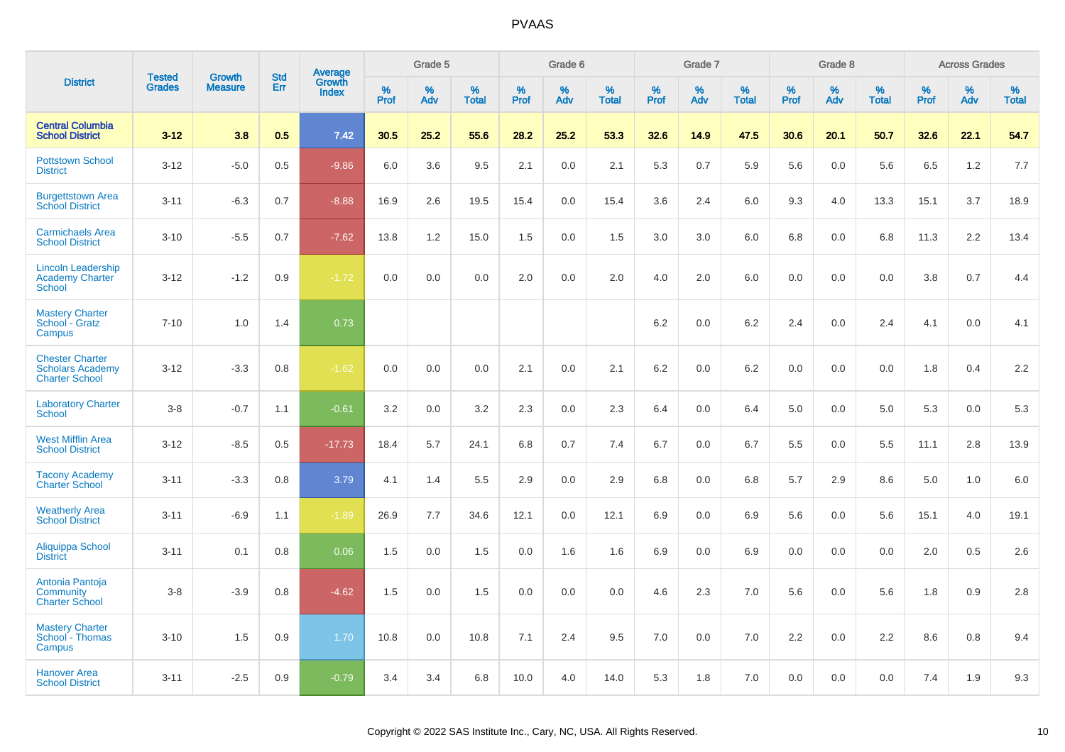# PVAAS

| District | Tested Grades | Growth Measure | Std Err | Average Growth Index | Grade 5 | | | Grade 6 | | | Grade 7 | | | Grade 8 | | | Across Grades | | |
|---|---|---|---|---|---|---|---|---|---|---|---|---|---|---|---|---|---|---|---|
| | | | | | % Prof | % Adv | % Total | % Prof | % Adv | % Total | % Prof | % Adv | % Total | % Prof | % Adv | % Total | % Prof | % Adv | % Total |
| **Central Columbia School District** | **3-12** | **3.8** | **0.5** | **7.42** | **30.5** | **25.2** | **55.6** | **28.2** | **25.2** | **53.3** | **32.6** | **14.9** | **47.5** | **30.6** | **20.1** | **50.7** | **32.6** | **22.1** | **54.7** |
| Pottstown School District | 3-12 | -5.0 | 0.5 | -9.86 | 6.0 | 3.6 | 9.5 | 2.1 | 0.0 | 2.1 | 5.3 | 0.7 | 5.9 | 5.6 | 0.0 | 5.6 | 6.5 | 1.2 | 7.7 |
| Burgettstown Area School District | 3-11 | -6.3 | 0.7 | -8.88 | 16.9 | 2.6 | 19.5 | 15.4 | 0.0 | 15.4 | 3.6 | 2.4 | 6.0 | 9.3 | 4.0 | 13.3 | 15.1 | 3.7 | 18.9 |
| Carmichaels Area School District | 3-10 | -5.5 | 0.7 | -7.62 | 13.8 | 1.2 | 15.0 | 1.5 | 0.0 | 1.5 | 3.0 | 3.0 | 6.0 | 6.8 | 0.0 | 6.8 | 11.3 | 2.2 | 13.4 |
| Lincoln Leadership Academy Charter School | 3-12 | -1.2 | 0.9 | -1.72 | 0.0 | 0.0 | 0.0 | 2.0 | 0.0 | 2.0 | 4.0 | 2.0 | 6.0 | 0.0 | 0.0 | 0.0 | 3.8 | 0.7 | 4.4 |
| Mastery Charter School - Gratz Campus | 7-10 | 1.0 | 1.4 | 0.73 | | | | | | | 6.2 | 0.0 | 6.2 | 2.4 | 0.0 | 2.4 | 4.1 | 0.0 | 4.1 |
| Chester Charter Scholars Academy Charter School | 3-12 | -3.3 | 0.8 | -1.62 | 0.0 | 0.0 | 0.0 | 2.1 | 0.0 | 2.1 | 6.2 | 0.0 | 6.2 | 0.0 | 0.0 | 0.0 | 1.8 | 0.4 | 2.2 |
| Laboratory Charter School | 3-8 | -0.7 | 1.1 | -0.61 | 3.2 | 0.0 | 3.2 | 2.3 | 0.0 | 2.3 | 6.4 | 0.0 | 6.4 | 5.0 | 0.0 | 5.0 | 5.3 | 0.0 | 5.3 |
| West Mifflin Area School District | 3-12 | -8.5 | 0.5 | -17.73 | 18.4 | 5.7 | 24.1 | 6.8 | 0.7 | 7.4 | 6.7 | 0.0 | 6.7 | 5.5 | 0.0 | 5.5 | 11.1 | 2.8 | 13.9 |
| Tacony Academy Charter School | 3-11 | -3.3 | 0.8 | 3.79 | 4.1 | 1.4 | 5.5 | 2.9 | 0.0 | 2.9 | 6.8 | 0.0 | 6.8 | 5.7 | 2.9 | 8.6 | 5.0 | 1.0 | 6.0 |
| Weatherly Area School District | 3-11 | -6.9 | 1.1 | -1.89 | 26.9 | 7.7 | 34.6 | 12.1 | 0.0 | 12.1 | 6.9 | 0.0 | 6.9 | 5.6 | 0.0 | 5.6 | 15.1 | 4.0 | 19.1 |
| Aliquippa School District | 3-11 | 0.1 | 0.8 | 0.06 | 1.5 | 0.0 | 1.5 | 0.0 | 1.6 | 1.6 | 6.9 | 0.0 | 6.9 | 0.0 | 0.0 | 0.0 | 2.0 | 0.5 | 2.6 |
| Antonia Pantoja Community Charter School | 3-8 | -3.9 | 0.8 | -4.62 | 1.5 | 0.0 | 1.5 | 0.0 | 0.0 | 0.0 | 4.6 | 2.3 | 7.0 | 5.6 | 0.0 | 5.6 | 1.8 | 0.9 | 2.8 |
| Mastery Charter School - Thomas Campus | 3-10 | 1.5 | 0.9 | 1.70 | 10.8 | 0.0 | 10.8 | 7.1 | 2.4 | 9.5 | 7.0 | 0.0 | 7.0 | 2.2 | 0.0 | 2.2 | 8.6 | 0.8 | 9.4 |
| Hanover Area School District | 3-11 | -2.5 | 0.9 | -0.79 | 3.4 | 3.4 | 6.8 | 10.0 | 4.0 | 14.0 | 5.3 | 1.8 | 7.0 | 0.0 | 0.0 | 0.0 | 7.4 | 1.9 | 9.3 |

Copyright © 2022 SAS Institute Inc., Cary, NC, USA. All Rights Reserved.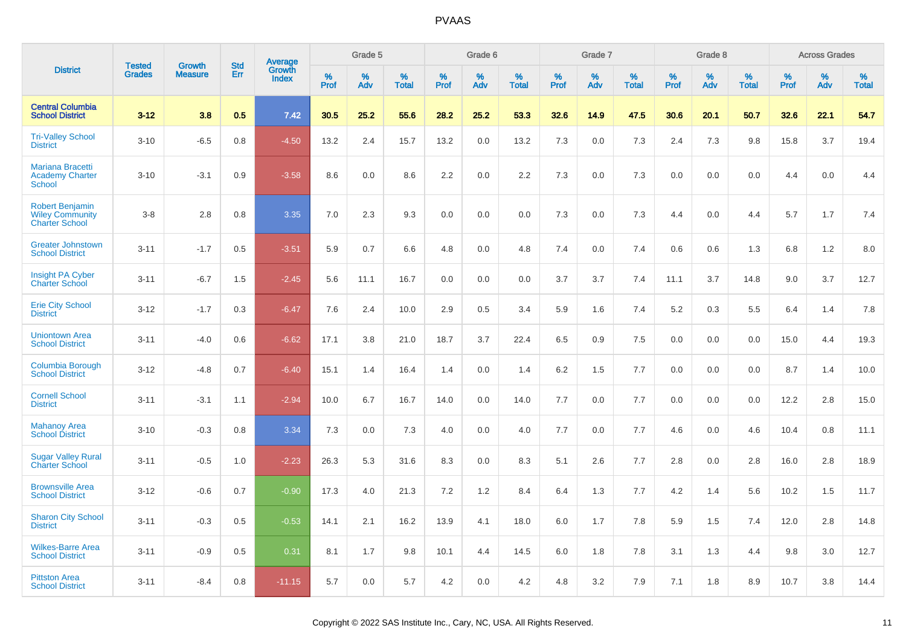| District | Tested Grades | Growth Measure | Std Err | Average Growth Index | Grade 5 | | | Grade 6 | | | Grade 7 | | | Grade 8 | | | Across Grades | | |
|---|---|---|---|---|---|---|---|---|---|---|---|---|---|---|---|---|---|---|---|
| | | | | | % Prof | % Adv | % Total | % Prof | % Adv | % Total | % Prof | % Adv | % Total | % Prof | % Adv | % Total | % Prof | % Adv | % Total |
| **Central Columbia School District** | **3-12** | **3.8** | **0.5** | **7.42** | **30.5** | **25.2** | **55.6** | **28.2** | **25.2** | **53.3** | **32.6** | **14.9** | **47.5** | **30.6** | **20.1** | **50.7** | **32.6** | **22.1** | **54.7** |
| Tri-Valley School District | 3-10 | -6.5 | 0.8 | -4.50 | 13.2 | 2.4 | 15.7 | 13.2 | 0.0 | 13.2 | 7.3 | 0.0 | 7.3 | 2.4 | 7.3 | 9.8 | 15.8 | 3.7 | 19.4 |
| Mariana Bracetti Academy Charter School | 3-10 | -3.1 | 0.9 | -3.58 | 8.6 | 0.0 | 8.6 | 2.2 | 0.0 | 2.2 | 7.3 | 0.0 | 7.3 | 0.0 | 0.0 | 0.0 | 4.4 | 0.0 | 4.4 |
| Robert Benjamin Wiley Community Charter School | 3-8 | 2.8 | 0.8 | 3.35 | 7.0 | 2.3 | 9.3 | 0.0 | 0.0 | 0.0 | 7.3 | 0.0 | 7.3 | 4.4 | 0.0 | 4.4 | 5.7 | 1.7 | 7.4 |
| Greater Johnstown School District | 3-11 | -1.7 | 0.5 | -3.51 | 5.9 | 0.7 | 6.6 | 4.8 | 0.0 | 4.8 | 7.4 | 0.0 | 7.4 | 0.6 | 0.6 | 1.3 | 6.8 | 1.2 | 8.0 |
| Insight PA Cyber Charter School | 3-11 | -6.7 | 1.5 | -2.45 | 5.6 | 11.1 | 16.7 | 0.0 | 0.0 | 0.0 | 3.7 | 3.7 | 7.4 | 11.1 | 3.7 | 14.8 | 9.0 | 3.7 | 12.7 |
| Erie City School District | 3-12 | -1.7 | 0.3 | -6.47 | 7.6 | 2.4 | 10.0 | 2.9 | 0.5 | 3.4 | 5.9 | 1.6 | 7.4 | 5.2 | 0.3 | 5.5 | 6.4 | 1.4 | 7.8 |
| Uniontown Area School District | 3-11 | -4.0 | 0.6 | -6.62 | 17.1 | 3.8 | 21.0 | 18.7 | 3.7 | 22.4 | 6.5 | 0.9 | 7.5 | 0.0 | 0.0 | 0.0 | 15.0 | 4.4 | 19.3 |
| Columbia Borough School District | 3-12 | -4.8 | 0.7 | -6.40 | 15.1 | 1.4 | 16.4 | 1.4 | 0.0 | 1.4 | 6.2 | 1.5 | 7.7 | 0.0 | 0.0 | 0.0 | 8.7 | 1.4 | 10.0 |
| Cornell School District | 3-11 | -3.1 | 1.1 | -2.94 | 10.0 | 6.7 | 16.7 | 14.0 | 0.0 | 14.0 | 7.7 | 0.0 | 7.7 | 0.0 | 0.0 | 0.0 | 12.2 | 2.8 | 15.0 |
| Mahanoy Area School District | 3-10 | -0.3 | 0.8 | 3.34 | 7.3 | 0.0 | 7.3 | 4.0 | 0.0 | 4.0 | 7.7 | 0.0 | 7.7 | 4.6 | 0.0 | 4.6 | 10.4 | 0.8 | 11.1 |
| Sugar Valley Rural Charter School | 3-11 | -0.5 | 1.0 | -2.23 | 26.3 | 5.3 | 31.6 | 8.3 | 0.0 | 8.3 | 5.1 | 2.6 | 7.7 | 2.8 | 0.0 | 2.8 | 16.0 | 2.8 | 18.9 |
| Brownsville Area School District | 3-12 | -0.6 | 0.7 | -0.90 | 17.3 | 4.0 | 21.3 | 7.2 | 1.2 | 8.4 | 6.4 | 1.3 | 7.7 | 4.2 | 1.4 | 5.6 | 10.2 | 1.5 | 11.7 |
| Sharon City School District | 3-11 | -0.3 | 0.5 | -0.53 | 14.1 | 2.1 | 16.2 | 13.9 | 4.1 | 18.0 | 6.0 | 1.7 | 7.8 | 5.9 | 1.5 | 7.4 | 12.0 | 2.8 | 14.8 |
| Wilkes-Barre Area School District | 3-11 | -0.9 | 0.5 | 0.31 | 8.1 | 1.7 | 9.8 | 10.1 | 4.4 | 14.5 | 6.0 | 1.8 | 7.8 | 3.1 | 1.3 | 4.4 | 9.8 | 3.0 | 12.7 |
| Pittston Area School District | 3-11 | -8.4 | 0.8 | -11.15 | 5.7 | 0.0 | 5.7 | 4.2 | 0.0 | 4.2 | 4.8 | 3.2 | 7.9 | 7.1 | 1.8 | 8.9 | 10.7 | 3.8 | 14.4 |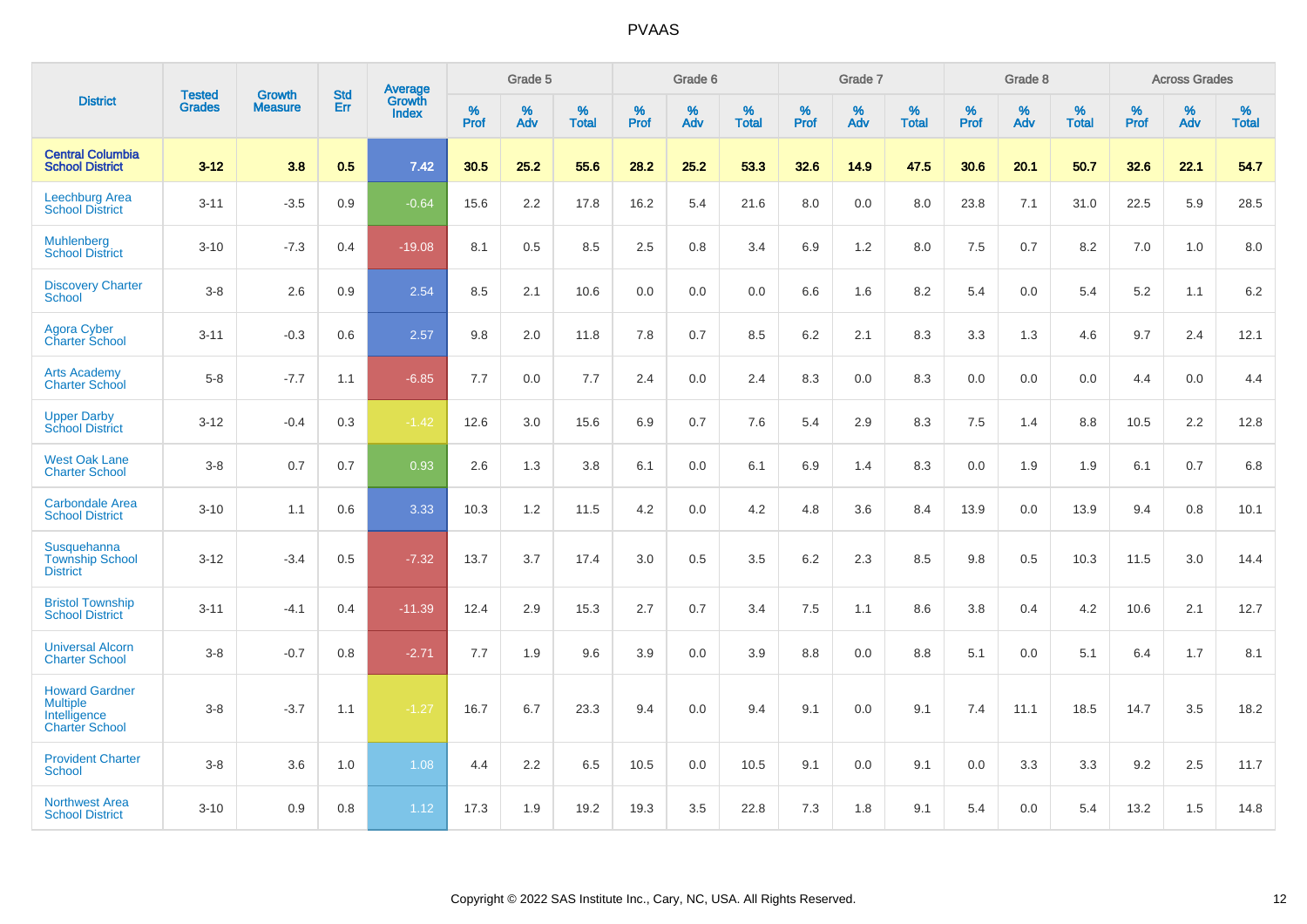# PVAAS

| District | Tested Grades | Growth Measure | Std Err | Average Growth Index | Grade 5 | | | Grade 6 | | | Grade 7 | | | Grade 8 | | | Across Grades | | |
|---|---|---|---|---|---|---|---|---|---|---|---|---|---|---|---|---|---|---|---|
| | | | | | % Prof | % Adv | % Total | % Prof | % Adv | % Total | % Prof | % Adv | % Total | % Prof | % Adv | % Total | % Prof | % Adv | % Total |
| **Central Columbia School District** | **3-12** | **3.8** | **0.5** | **7.42** | **30.5** | **25.2** | **55.6** | **28.2** | **25.2** | **53.3** | **32.6** | **14.9** | **47.5** | **30.6** | **20.1** | **50.7** | **32.6** | **22.1** | **54.7** |
| Leechburg Area School District | 3-11 | -3.5 | 0.9 | -0.64 | 15.6 | 2.2 | 17.8 | 16.2 | 5.4 | 21.6 | 8.0 | 0.0 | 8.0 | 23.8 | 7.1 | 31.0 | 22.5 | 5.9 | 28.5 |
| Muhlenberg School District | 3-10 | -7.3 | 0.4 | -19.08 | 8.1 | 0.5 | 8.5 | 2.5 | 0.8 | 3.4 | 6.9 | 1.2 | 8.0 | 7.5 | 0.7 | 8.2 | 7.0 | 1.0 | 8.0 |
| Discovery Charter School | 3-8 | 2.6 | 0.9 | 2.54 | 8.5 | 2.1 | 10.6 | 0.0 | 0.0 | 0.0 | 6.6 | 1.6 | 8.2 | 5.4 | 0.0 | 5.4 | 5.2 | 1.1 | 6.2 |
| Agora Cyber Charter School | 3-11 | -0.3 | 0.6 | 2.57 | 9.8 | 2.0 | 11.8 | 7.8 | 0.7 | 8.5 | 6.2 | 2.1 | 8.3 | 3.3 | 1.3 | 4.6 | 9.7 | 2.4 | 12.1 |
| Arts Academy Charter School | 5-8 | -7.7 | 1.1 | -6.85 | 7.7 | 0.0 | 7.7 | 2.4 | 0.0 | 2.4 | 8.3 | 0.0 | 8.3 | 0.0 | 0.0 | 0.0 | 4.4 | 0.0 | 4.4 |
| Upper Darby School District | 3-12 | -0.4 | 0.3 | -1.42 | 12.6 | 3.0 | 15.6 | 6.9 | 0.7 | 7.6 | 5.4 | 2.9 | 8.3 | 7.5 | 1.4 | 8.8 | 10.5 | 2.2 | 12.8 |
| West Oak Lane Charter School | 3-8 | 0.7 | 0.7 | 0.93 | 2.6 | 1.3 | 3.8 | 6.1 | 0.0 | 6.1 | 6.9 | 1.4 | 8.3 | 0.0 | 1.9 | 1.9 | 6.1 | 0.7 | 6.8 |
| Carbondale Area School District | 3-10 | 1.1 | 0.6 | 3.33 | 10.3 | 1.2 | 11.5 | 4.2 | 0.0 | 4.2 | 4.8 | 3.6 | 8.4 | 13.9 | 0.0 | 13.9 | 9.4 | 0.8 | 10.1 |
| Susquehanna Township School District | 3-12 | -3.4 | 0.5 | -7.32 | 13.7 | 3.7 | 17.4 | 3.0 | 0.5 | 3.5 | 6.2 | 2.3 | 8.5 | 9.8 | 0.5 | 10.3 | 11.5 | 3.0 | 14.4 |
| Bristol Township School District | 3-11 | -4.1 | 0.4 | -11.39 | 12.4 | 2.9 | 15.3 | 2.7 | 0.7 | 3.4 | 7.5 | 1.1 | 8.6 | 3.8 | 0.4 | 4.2 | 10.6 | 2.1 | 12.7 |
| Universal Alcorn Charter School | 3-8 | -0.7 | 0.8 | -2.71 | 7.7 | 1.9 | 9.6 | 3.9 | 0.0 | 3.9 | 8.8 | 0.0 | 8.8 | 5.1 | 0.0 | 5.1 | 6.4 | 1.7 | 8.1 |
| Howard Gardner Multiple Intelligence Charter School | 3-8 | -3.7 | 1.1 | -1.27 | 16.7 | 6.7 | 23.3 | 9.4 | 0.0 | 9.4 | 9.1 | 0.0 | 9.1 | 7.4 | 11.1 | 18.5 | 14.7 | 3.5 | 18.2 |
| Provident Charter School | 3-8 | 3.6 | 1.0 | 1.08 | 4.4 | 2.2 | 6.5 | 10.5 | 0.0 | 10.5 | 9.1 | 0.0 | 9.1 | 0.0 | 3.3 | 3.3 | 9.2 | 2.5 | 11.7 |
| Northwest Area School District | 3-10 | 0.9 | 0.8 | 1.12 | 17.3 | 1.9 | 19.2 | 19.3 | 3.5 | 22.8 | 7.3 | 1.8 | 9.1 | 5.4 | 0.0 | 5.4 | 13.2 | 1.5 | 14.8 |

Copyright © 2022 SAS Institute Inc., Cary, NC, USA. All Rights Reserved.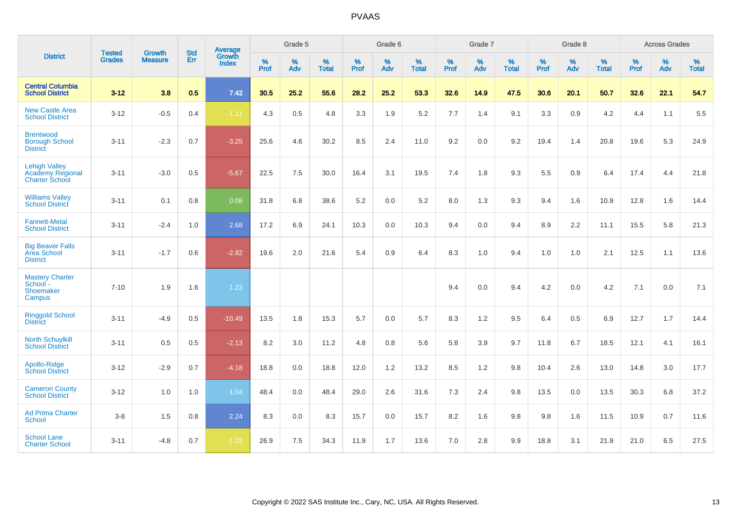# PVAAS

| District | Tested Grades | Growth Measure | Std Err | Average Growth Index | Grade 5 | | | Grade 6 | | | Grade 7 | | | Grade 8 | | | Across Grades | | |
|---|---|---|---|---|---|---|---|---|---|---|---|---|---|---|---|---|---|---|---|
| | | | | | % Prof | % Adv | % Total | % Prof | % Adv | % Total | % Prof | % Adv | % Total | % Prof | % Adv | % Total | % Prof | % Adv | % Total |
| **Central Columbia School District** | **3-12** | **3.8** | **0.5** | **7.42** | **30.5** | **25.2** | **55.6** | **28.2** | **25.2** | **53.3** | **32.6** | **14.9** | **47.5** | **30.6** | **20.1** | **50.7** | **32.6** | **22.1** | **54.7** |
| New Castle Area School District | 3-12 | -0.5 | 0.4 | -1.11 | 4.3 | 0.5 | 4.8 | 3.3 | 1.9 | 5.2 | 7.7 | 1.4 | 9.1 | 3.3 | 0.9 | 4.2 | 4.4 | 1.1 | 5.5 |
| Brentwood Borough School District | 3-11 | -2.3 | 0.7 | -3.25 | 25.6 | 4.6 | 30.2 | 8.5 | 2.4 | 11.0 | 9.2 | 0.0 | 9.2 | 19.4 | 1.4 | 20.8 | 19.6 | 5.3 | 24.9 |
| Lehigh Valley Academy Regional Charter School | 3-11 | -3.0 | 0.5 | -5.67 | 22.5 | 7.5 | 30.0 | 16.4 | 3.1 | 19.5 | 7.4 | 1.8 | 9.3 | 5.5 | 0.9 | 6.4 | 17.4 | 4.4 | 21.8 |
| Williams Valley School District | 3-11 | 0.1 | 0.8 | 0.08 | 31.8 | 6.8 | 38.6 | 5.2 | 0.0 | 5.2 | 8.0 | 1.3 | 9.3 | 9.4 | 1.6 | 10.9 | 12.8 | 1.6 | 14.4 |
| Fannett-Metal School District | 3-11 | -2.4 | 1.0 | 2.68 | 17.2 | 6.9 | 24.1 | 10.3 | 0.0 | 10.3 | 9.4 | 0.0 | 9.4 | 8.9 | 2.2 | 11.1 | 15.5 | 5.8 | 21.3 |
| Big Beaver Falls Area School District | 3-11 | -1.7 | 0.6 | -2.82 | 19.6 | 2.0 | 21.6 | 5.4 | 0.9 | 6.4 | 8.3 | 1.0 | 9.4 | 1.0 | 1.0 | 2.1 | 12.5 | 1.1 | 13.6 |
| Mastery Charter School - Shoemaker Campus | 7-10 | 1.9 | 1.6 | 1.23 | | | | | | | 9.4 | 0.0 | 9.4 | 4.2 | 0.0 | 4.2 | 7.1 | 0.0 | 7.1 |
| Ringgold School District | 3-11 | -4.9 | 0.5 | -10.49 | 13.5 | 1.8 | 15.3 | 5.7 | 0.0 | 5.7 | 8.3 | 1.2 | 9.5 | 6.4 | 0.5 | 6.9 | 12.7 | 1.7 | 14.4 |
| North Schuylkill School District | 3-11 | 0.5 | 0.5 | -2.13 | 8.2 | 3.0 | 11.2 | 4.8 | 0.8 | 5.6 | 5.8 | 3.9 | 9.7 | 11.8 | 6.7 | 18.5 | 12.1 | 4.1 | 16.1 |
| Apollo-Ridge School District | 3-12 | -2.9 | 0.7 | -4.18 | 18.8 | 0.0 | 18.8 | 12.0 | 1.2 | 13.2 | 8.5 | 1.2 | 9.8 | 10.4 | 2.6 | 13.0 | 14.8 | 3.0 | 17.7 |
| Cameron County School District | 3-12 | 1.0 | 1.0 | 1.04 | 48.4 | 0.0 | 48.4 | 29.0 | 2.6 | 31.6 | 7.3 | 2.4 | 9.8 | 13.5 | 0.0 | 13.5 | 30.3 | 6.8 | 37.2 |
| Ad Prima Charter School | 3-8 | 1.5 | 0.8 | 2.24 | 8.3 | 0.0 | 8.3 | 15.7 | 0.0 | 15.7 | 8.2 | 1.6 | 9.8 | 9.8 | 1.6 | 11.5 | 10.9 | 0.7 | 11.6 |
| School Lane Charter School | 3-11 | -4.8 | 0.7 | -1.03 | 26.9 | 7.5 | 34.3 | 11.9 | 1.7 | 13.6 | 7.0 | 2.8 | 9.9 | 18.8 | 3.1 | 21.9 | 21.0 | 6.5 | 27.5 |

Copyright © 2022 SAS Institute Inc., Cary, NC, USA. All Rights Reserved.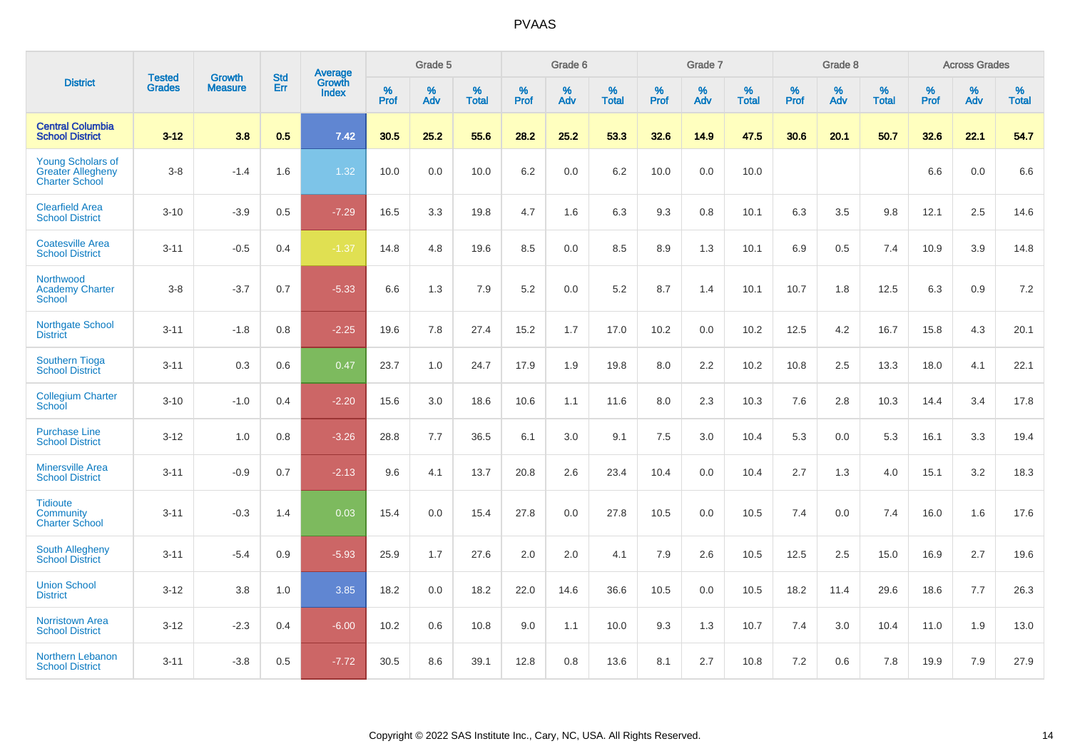# PVAAS

| District | Tested Grades | Growth Measure | Std Err | Average Growth Index | Grade 5 | | | Grade 6 | | | Grade 7 | | | Grade 8 | | | Across Grades | | |
|---|---|---|---|---|---|---|---|---|---|---|---|---|---|---|---|---|---|---|---|
| | | | | | % Prof | % Adv | % Total | % Prof | % Adv | % Total | % Prof | % Adv | % Total | % Prof | % Adv | % Total | % Prof | % Adv | % Total |
| **Central Columbia School District** | **3-12** | **3.8** | **0.5** | **7.42** | **30.5** | **25.2** | **55.6** | **28.2** | **25.2** | **53.3** | **32.6** | **14.9** | **47.5** | **30.6** | **20.1** | **50.7** | **32.6** | **22.1** | **54.7** |
| Young Scholars of Greater Allegheny Charter School | 3-8 | -1.4 | 1.6 | 1.32 | 10.0 | 0.0 | 10.0 | 6.2 | 0.0 | 6.2 | 10.0 | 0.0 | 10.0 | | | | 6.6 | 0.0 | 6.6 |
| Clearfield Area School District | 3-10 | -3.9 | 0.5 | -7.29 | 16.5 | 3.3 | 19.8 | 4.7 | 1.6 | 6.3 | 9.3 | 0.8 | 10.1 | 6.3 | 3.5 | 9.8 | 12.1 | 2.5 | 14.6 |
| Coatesville Area School District | 3-11 | -0.5 | 0.4 | -1.37 | 14.8 | 4.8 | 19.6 | 8.5 | 0.0 | 8.5 | 8.9 | 1.3 | 10.1 | 6.9 | 0.5 | 7.4 | 10.9 | 3.9 | 14.8 |
| Northwood Academy Charter School | 3-8 | -3.7 | 0.7 | -5.33 | 6.6 | 1.3 | 7.9 | 5.2 | 0.0 | 5.2 | 8.7 | 1.4 | 10.1 | 10.7 | 1.8 | 12.5 | 6.3 | 0.9 | 7.2 |
| Northgate School District | 3-11 | -1.8 | 0.8 | -2.25 | 19.6 | 7.8 | 27.4 | 15.2 | 1.7 | 17.0 | 10.2 | 0.0 | 10.2 | 12.5 | 4.2 | 16.7 | 15.8 | 4.3 | 20.1 |
| Southern Tioga School District | 3-11 | 0.3 | 0.6 | 0.47 | 23.7 | 1.0 | 24.7 | 17.9 | 1.9 | 19.8 | 8.0 | 2.2 | 10.2 | 10.8 | 2.5 | 13.3 | 18.0 | 4.1 | 22.1 |
| Collegium Charter School | 3-10 | -1.0 | 0.4 | -2.20 | 15.6 | 3.0 | 18.6 | 10.6 | 1.1 | 11.6 | 8.0 | 2.3 | 10.3 | 7.6 | 2.8 | 10.3 | 14.4 | 3.4 | 17.8 |
| Purchase Line School District | 3-12 | 1.0 | 0.8 | -3.26 | 28.8 | 7.7 | 36.5 | 6.1 | 3.0 | 9.1 | 7.5 | 3.0 | 10.4 | 5.3 | 0.0 | 5.3 | 16.1 | 3.3 | 19.4 |
| Minersville Area School District | 3-11 | -0.9 | 0.7 | -2.13 | 9.6 | 4.1 | 13.7 | 20.8 | 2.6 | 23.4 | 10.4 | 0.0 | 10.4 | 2.7 | 1.3 | 4.0 | 15.1 | 3.2 | 18.3 |
| Tidioute Community Charter School | 3-11 | -0.3 | 1.4 | 0.03 | 15.4 | 0.0 | 15.4 | 27.8 | 0.0 | 27.8 | 10.5 | 0.0 | 10.5 | 7.4 | 0.0 | 7.4 | 16.0 | 1.6 | 17.6 |
| South Allegheny School District | 3-11 | -5.4 | 0.9 | -5.93 | 25.9 | 1.7 | 27.6 | 2.0 | 2.0 | 4.1 | 7.9 | 2.6 | 10.5 | 12.5 | 2.5 | 15.0 | 16.9 | 2.7 | 19.6 |
| Union School District | 3-12 | 3.8 | 1.0 | 3.85 | 18.2 | 0.0 | 18.2 | 22.0 | 14.6 | 36.6 | 10.5 | 0.0 | 10.5 | 18.2 | 11.4 | 29.6 | 18.6 | 7.7 | 26.3 |
| Norristown Area School District | 3-12 | -2.3 | 0.4 | -6.00 | 10.2 | 0.6 | 10.8 | 9.0 | 1.1 | 10.0 | 9.3 | 1.3 | 10.7 | 7.4 | 3.0 | 10.4 | 11.0 | 1.9 | 13.0 |
| Northern Lebanon School District | 3-11 | -3.8 | 0.5 | -7.72 | 30.5 | 8.6 | 39.1 | 12.8 | 0.8 | 13.6 | 8.1 | 2.7 | 10.8 | 7.2 | 0.6 | 7.8 | 19.9 | 7.9 | 27.9 |

Copyright © 2022 SAS Institute Inc., Cary, NC, USA. All Rights Reserved.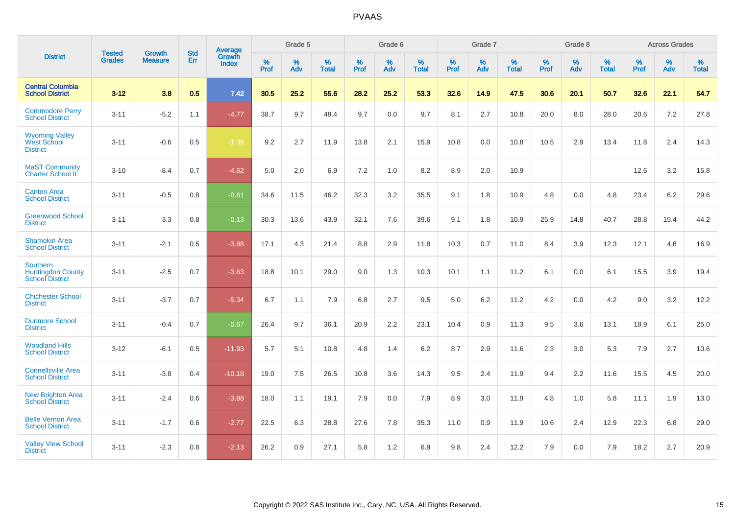# PVAAS

| District | Tested Grades | Growth Measure | Std Err | Average Growth Index | Grade 5 | | | Grade 6 | | | Grade 7 | | | Grade 8 | | | Across Grades | | |
|---|---|---|---|---|---|---|---|---|---|---|---|---|---|---|---|---|---|---|---|
| | | | | | % Prof | % Adv | % Total | % Prof | % Adv | % Total | % Prof | % Adv | % Total | % Prof | % Adv | % Total | % Prof | % Adv | % Total |
| **Central Columbia School District** | **3-12** | **3.8** | **0.5** | **7.42** | **30.5** | **25.2** | **55.6** | **28.2** | **25.2** | **53.3** | **32.6** | **14.9** | **47.5** | **30.6** | **20.1** | **50.7** | **32.6** | **22.1** | **54.7** |
| Commodore Perry School District | 3-11 | -5.2 | 1.1 | -4.77 | 38.7 | 9.7 | 48.4 | 9.7 | 0.0 | 9.7 | 8.1 | 2.7 | 10.8 | 20.0 | 8.0 | 28.0 | 20.6 | 7.2 | 27.8 |
| Wyoming Valley West School District | 3-11 | -0.6 | 0.5 | -1.38 | 9.2 | 2.7 | 11.9 | 13.8 | 2.1 | 15.9 | 10.8 | 0.0 | 10.8 | 10.5 | 2.9 | 13.4 | 11.8 | 2.4 | 14.3 |
| MaST Community Charter School II | 3-10 | -8.4 | 0.7 | -4.62 | 5.0 | 2.0 | 6.9 | 7.2 | 1.0 | 8.2 | 8.9 | 2.0 | 10.9 | | | | 12.6 | 3.2 | 15.8 |
| Canton Area School District | 3-11 | -0.5 | 0.8 | -0.61 | 34.6 | 11.5 | 46.2 | 32.3 | 3.2 | 35.5 | 9.1 | 1.8 | 10.9 | 4.8 | 0.0 | 4.8 | 23.4 | 6.2 | 29.6 |
| Greenwood School District | 3-11 | 3.3 | 0.8 | -0.13 | 30.3 | 13.6 | 43.9 | 32.1 | 7.6 | 39.6 | 9.1 | 1.8 | 10.9 | 25.9 | 14.8 | 40.7 | 28.8 | 15.4 | 44.2 |
| Shamokin Area School District | 3-11 | -2.1 | 0.5 | -3.88 | 17.1 | 4.3 | 21.4 | 8.8 | 2.9 | 11.8 | 10.3 | 0.7 | 11.0 | 8.4 | 3.9 | 12.3 | 12.1 | 4.8 | 16.9 |
| Southern Huntingdon County School District | 3-11 | -2.5 | 0.7 | -3.63 | 18.8 | 10.1 | 29.0 | 9.0 | 1.3 | 10.3 | 10.1 | 1.1 | 11.2 | 6.1 | 0.0 | 6.1 | 15.5 | 3.9 | 19.4 |
| Chichester School District | 3-11 | -3.7 | 0.7 | -5.34 | 6.7 | 1.1 | 7.9 | 6.8 | 2.7 | 9.5 | 5.0 | 6.2 | 11.2 | 4.2 | 0.0 | 4.2 | 9.0 | 3.2 | 12.2 |
| Dunmore School District | 3-11 | -0.4 | 0.7 | -0.67 | 26.4 | 9.7 | 36.1 | 20.9 | 2.2 | 23.1 | 10.4 | 0.9 | 11.3 | 9.5 | 3.6 | 13.1 | 18.9 | 6.1 | 25.0 |
| Woodland Hills School District | 3-12 | -6.1 | 0.5 | -11.93 | 5.7 | 5.1 | 10.8 | 4.8 | 1.4 | 6.2 | 8.7 | 2.9 | 11.6 | 2.3 | 3.0 | 5.3 | 7.9 | 2.7 | 10.6 |
| Connellsville Area School District | 3-11 | -3.8 | 0.4 | -10.18 | 19.0 | 7.5 | 26.5 | 10.8 | 3.6 | 14.3 | 9.5 | 2.4 | 11.9 | 9.4 | 2.2 | 11.6 | 15.5 | 4.5 | 20.0 |
| New Brighton Area School District | 3-11 | -2.4 | 0.6 | -3.88 | 18.0 | 1.1 | 19.1 | 7.9 | 0.0 | 7.9 | 8.9 | 3.0 | 11.9 | 4.8 | 1.0 | 5.8 | 11.1 | 1.9 | 13.0 |
| Belle Vernon Area School District | 3-11 | -1.7 | 0.6 | -2.77 | 22.5 | 6.3 | 28.8 | 27.6 | 7.8 | 35.3 | 11.0 | 0.9 | 11.9 | 10.6 | 2.4 | 12.9 | 22.3 | 6.8 | 29.0 |
| Valley View School District | 3-11 | -2.3 | 0.8 | -2.13 | 26.2 | 0.9 | 27.1 | 5.8 | 1.2 | 6.9 | 9.8 | 2.4 | 12.2 | 7.9 | 0.0 | 7.9 | 18.2 | 2.7 | 20.9 |

Copyright © 2022 SAS Institute Inc., Cary, NC, USA. All Rights Reserved.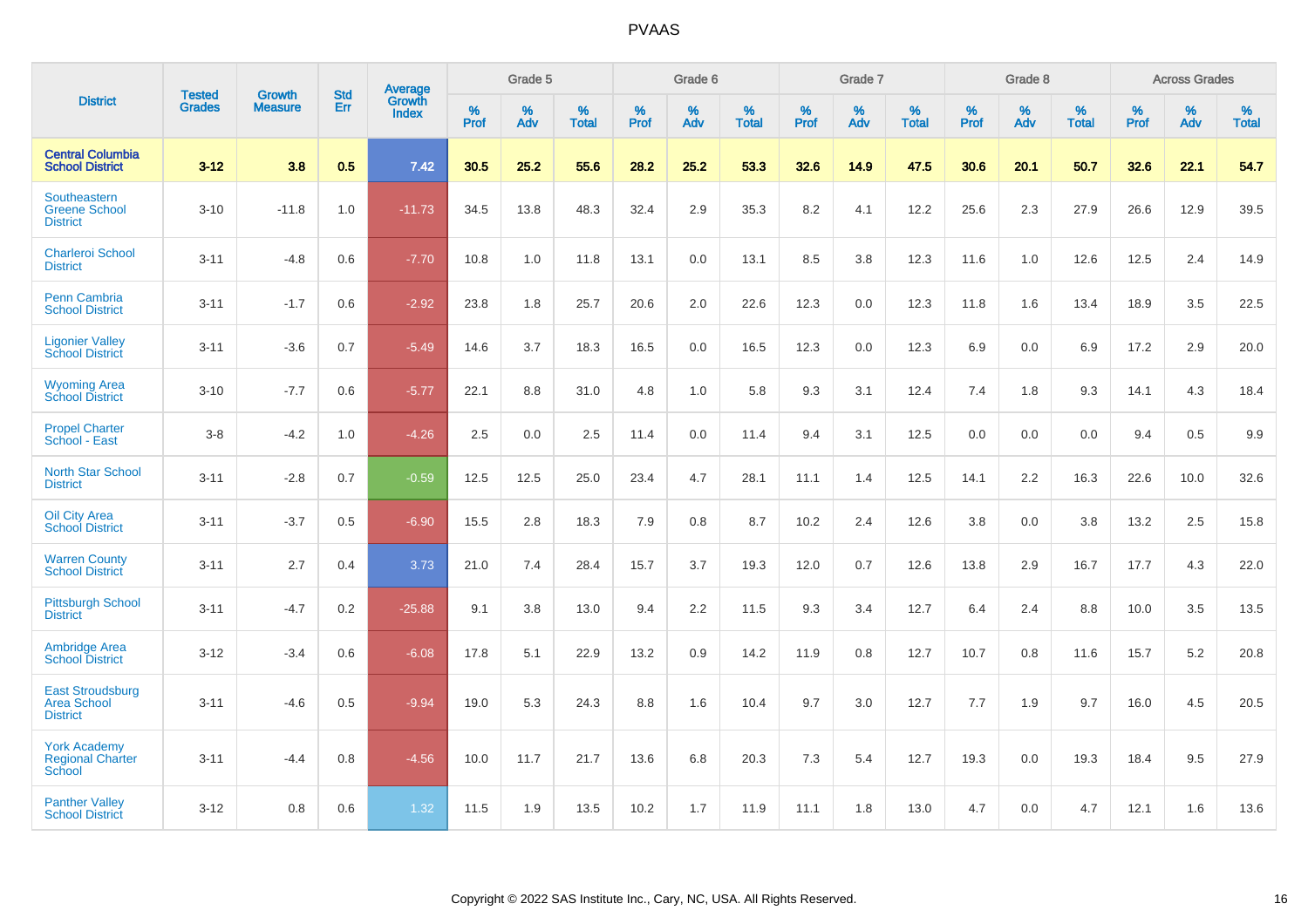# PVAAS

| District | Tested Grades | Growth Measure | Std Err | Average Growth Index | Grade 5 | | | Grade 6 | | | Grade 7 | | | Grade 8 | | | Across Grades | | |
|---|---|---|---|---|---|---|---|---|---|---|---|---|---|---|---|---|---|---|---|
| | | | | | % Prof | % Adv | % Total | % Prof | % Adv | % Total | % Prof | % Adv | % Total | % Prof | % Adv | % Total | % Prof | % Adv | % Total |
| **Central Columbia School District** | **3-12** | **3.8** | **0.5** | **7.42** | **30.5** | **25.2** | **55.6** | **28.2** | **25.2** | **53.3** | **32.6** | **14.9** | **47.5** | **30.6** | **20.1** | **50.7** | **32.6** | **22.1** | **54.7** |
| Southeastern Greene School District | 3-10 | -11.8 | 1.0 | -11.73 | 34.5 | 13.8 | 48.3 | 32.4 | 2.9 | 35.3 | 8.2 | 4.1 | 12.2 | 25.6 | 2.3 | 27.9 | 26.6 | 12.9 | 39.5 |
| Charleroi School District | 3-11 | -4.8 | 0.6 | -7.70 | 10.8 | 1.0 | 11.8 | 13.1 | 0.0 | 13.1 | 8.5 | 3.8 | 12.3 | 11.6 | 1.0 | 12.6 | 12.5 | 2.4 | 14.9 |
| Penn Cambria School District | 3-11 | -1.7 | 0.6 | -2.92 | 23.8 | 1.8 | 25.7 | 20.6 | 2.0 | 22.6 | 12.3 | 0.0 | 12.3 | 11.8 | 1.6 | 13.4 | 18.9 | 3.5 | 22.5 |
| Ligonier Valley School District | 3-11 | -3.6 | 0.7 | -5.49 | 14.6 | 3.7 | 18.3 | 16.5 | 0.0 | 16.5 | 12.3 | 0.0 | 12.3 | 6.9 | 0.0 | 6.9 | 17.2 | 2.9 | 20.0 |
| Wyoming Area School District | 3-10 | -7.7 | 0.6 | -5.77 | 22.1 | 8.8 | 31.0 | 4.8 | 1.0 | 5.8 | 9.3 | 3.1 | 12.4 | 7.4 | 1.8 | 9.3 | 14.1 | 4.3 | 18.4 |
| Propel Charter School - East | 3-8 | -4.2 | 1.0 | -4.26 | 2.5 | 0.0 | 2.5 | 11.4 | 0.0 | 11.4 | 9.4 | 3.1 | 12.5 | 0.0 | 0.0 | 0.0 | 9.4 | 0.5 | 9.9 |
| North Star School District | 3-11 | -2.8 | 0.7 | -0.59 | 12.5 | 12.5 | 25.0 | 23.4 | 4.7 | 28.1 | 11.1 | 1.4 | 12.5 | 14.1 | 2.2 | 16.3 | 22.6 | 10.0 | 32.6 |
| Oil City Area School District | 3-11 | -3.7 | 0.5 | -6.90 | 15.5 | 2.8 | 18.3 | 7.9 | 0.8 | 8.7 | 10.2 | 2.4 | 12.6 | 3.8 | 0.0 | 3.8 | 13.2 | 2.5 | 15.8 |
| Warren County School District | 3-11 | 2.7 | 0.4 | 3.73 | 21.0 | 7.4 | 28.4 | 15.7 | 3.7 | 19.3 | 12.0 | 0.7 | 12.6 | 13.8 | 2.9 | 16.7 | 17.7 | 4.3 | 22.0 |
| Pittsburgh School District | 3-11 | -4.7 | 0.2 | -25.88 | 9.1 | 3.8 | 13.0 | 9.4 | 2.2 | 11.5 | 9.3 | 3.4 | 12.7 | 6.4 | 2.4 | 8.8 | 10.0 | 3.5 | 13.5 |
| Ambridge Area School District | 3-12 | -3.4 | 0.6 | -6.08 | 17.8 | 5.1 | 22.9 | 13.2 | 0.9 | 14.2 | 11.9 | 0.8 | 12.7 | 10.7 | 0.8 | 11.6 | 15.7 | 5.2 | 20.8 |
| East Stroudsburg Area School District | 3-11 | -4.6 | 0.5 | -9.94 | 19.0 | 5.3 | 24.3 | 8.8 | 1.6 | 10.4 | 9.7 | 3.0 | 12.7 | 7.7 | 1.9 | 9.7 | 16.0 | 4.5 | 20.5 |
| York Academy Regional Charter School | 3-11 | -4.4 | 0.8 | -4.56 | 10.0 | 11.7 | 21.7 | 13.6 | 6.8 | 20.3 | 7.3 | 5.4 | 12.7 | 19.3 | 0.0 | 19.3 | 18.4 | 9.5 | 27.9 |
| Panther Valley School District | 3-12 | 0.8 | 0.6 | 1.32 | 11.5 | 1.9 | 13.5 | 10.2 | 1.7 | 11.9 | 11.1 | 1.8 | 13.0 | 4.7 | 0.0 | 4.7 | 12.1 | 1.6 | 13.6 |

Copyright © 2022 SAS Institute Inc., Cary, NC, USA. All Rights Reserved.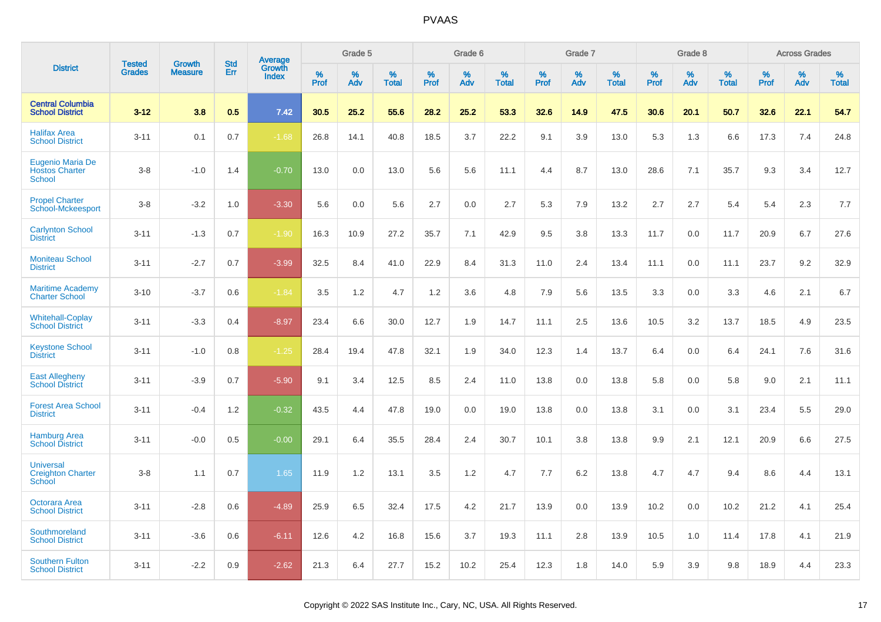| District | Tested Grades | Growth Measure | Std Err | Average Growth Index | Grade 5 | | | Grade 6 | | | Grade 7 | | | Grade 8 | | | Across Grades | | |
|---|---|---|---|---|---|---|---|---|---|---|---|---|---|---|---|---|---|---|---|
| | | | | | % Prof | % Adv | % Total | % Prof | % Adv | % Total | % Prof | % Adv | % Total | % Prof | % Adv | % Total | % Prof | % Adv | % Total |
| **Central Columbia School District** | **3-12** | **3.8** | **0.5** | **7.42** | **30.5** | **25.2** | **55.6** | **28.2** | **25.2** | **53.3** | **32.6** | **14.9** | **47.5** | **30.6** | **20.1** | **50.7** | **32.6** | **22.1** | **54.7** |
| Halifax Area School District | 3-11 | 0.1 | 0.7 | -1.68 | 26.8 | 14.1 | 40.8 | 18.5 | 3.7 | 22.2 | 9.1 | 3.9 | 13.0 | 5.3 | 1.3 | 6.6 | 17.3 | 7.4 | 24.8 |
| Eugenio Maria De Hostos Charter School | 3-8 | -1.0 | 1.4 | -0.70 | 13.0 | 0.0 | 13.0 | 5.6 | 5.6 | 11.1 | 4.4 | 8.7 | 13.0 | 28.6 | 7.1 | 35.7 | 9.3 | 3.4 | 12.7 |
| Propel Charter School-Mckeesport | 3-8 | -3.2 | 1.0 | -3.30 | 5.6 | 0.0 | 5.6 | 2.7 | 0.0 | 2.7 | 5.3 | 7.9 | 13.2 | 2.7 | 2.7 | 5.4 | 5.4 | 2.3 | 7.7 |
| Carlynton School District | 3-11 | -1.3 | 0.7 | -1.90 | 16.3 | 10.9 | 27.2 | 35.7 | 7.1 | 42.9 | 9.5 | 3.8 | 13.3 | 11.7 | 0.0 | 11.7 | 20.9 | 6.7 | 27.6 |
| Moniteau School District | 3-11 | -2.7 | 0.7 | -3.99 | 32.5 | 8.4 | 41.0 | 22.9 | 8.4 | 31.3 | 11.0 | 2.4 | 13.4 | 11.1 | 0.0 | 11.1 | 23.7 | 9.2 | 32.9 |
| Maritime Academy Charter School | 3-10 | -3.7 | 0.6 | -1.84 | 3.5 | 1.2 | 4.7 | 1.2 | 3.6 | 4.8 | 7.9 | 5.6 | 13.5 | 3.3 | 0.0 | 3.3 | 4.6 | 2.1 | 6.7 |
| Whitehall-Coplay School District | 3-11 | -3.3 | 0.4 | -8.97 | 23.4 | 6.6 | 30.0 | 12.7 | 1.9 | 14.7 | 11.1 | 2.5 | 13.6 | 10.5 | 3.2 | 13.7 | 18.5 | 4.9 | 23.5 |
| Keystone School District | 3-11 | -1.0 | 0.8 | -1.25 | 28.4 | 19.4 | 47.8 | 32.1 | 1.9 | 34.0 | 12.3 | 1.4 | 13.7 | 6.4 | 0.0 | 6.4 | 24.1 | 7.6 | 31.6 |
| East Allegheny School District | 3-11 | -3.9 | 0.7 | -5.90 | 9.1 | 3.4 | 12.5 | 8.5 | 2.4 | 11.0 | 13.8 | 0.0 | 13.8 | 5.8 | 0.0 | 5.8 | 9.0 | 2.1 | 11.1 |
| Forest Area School District | 3-11 | -0.4 | 1.2 | -0.32 | 43.5 | 4.4 | 47.8 | 19.0 | 0.0 | 19.0 | 13.8 | 0.0 | 13.8 | 3.1 | 0.0 | 3.1 | 23.4 | 5.5 | 29.0 |
| Hamburg Area School District | 3-11 | -0.0 | 0.5 | -0.00 | 29.1 | 6.4 | 35.5 | 28.4 | 2.4 | 30.7 | 10.1 | 3.8 | 13.8 | 9.9 | 2.1 | 12.1 | 20.9 | 6.6 | 27.5 |
| Universal Creighton Charter School | 3-8 | 1.1 | 0.7 | 1.65 | 11.9 | 1.2 | 13.1 | 3.5 | 1.2 | 4.7 | 7.7 | 6.2 | 13.8 | 4.7 | 4.7 | 9.4 | 8.6 | 4.4 | 13.1 |
| Octorara Area School District | 3-11 | -2.8 | 0.6 | -4.89 | 25.9 | 6.5 | 32.4 | 17.5 | 4.2 | 21.7 | 13.9 | 0.0 | 13.9 | 10.2 | 0.0 | 10.2 | 21.2 | 4.1 | 25.4 |
| Southmoreland School District | 3-11 | -3.6 | 0.6 | -6.11 | 12.6 | 4.2 | 16.8 | 15.6 | 3.7 | 19.3 | 11.1 | 2.8 | 13.9 | 10.5 | 1.0 | 11.4 | 17.8 | 4.1 | 21.9 |
| Southern Fulton School District | 3-11 | -2.2 | 0.9 | -2.62 | 21.3 | 6.4 | 27.7 | 15.2 | 10.2 | 25.4 | 12.3 | 1.8 | 14.0 | 5.9 | 3.9 | 9.8 | 18.9 | 4.4 | 23.3 |

Copyright © 2022 SAS Institute Inc., Cary, NC, USA. All Rights Reserved.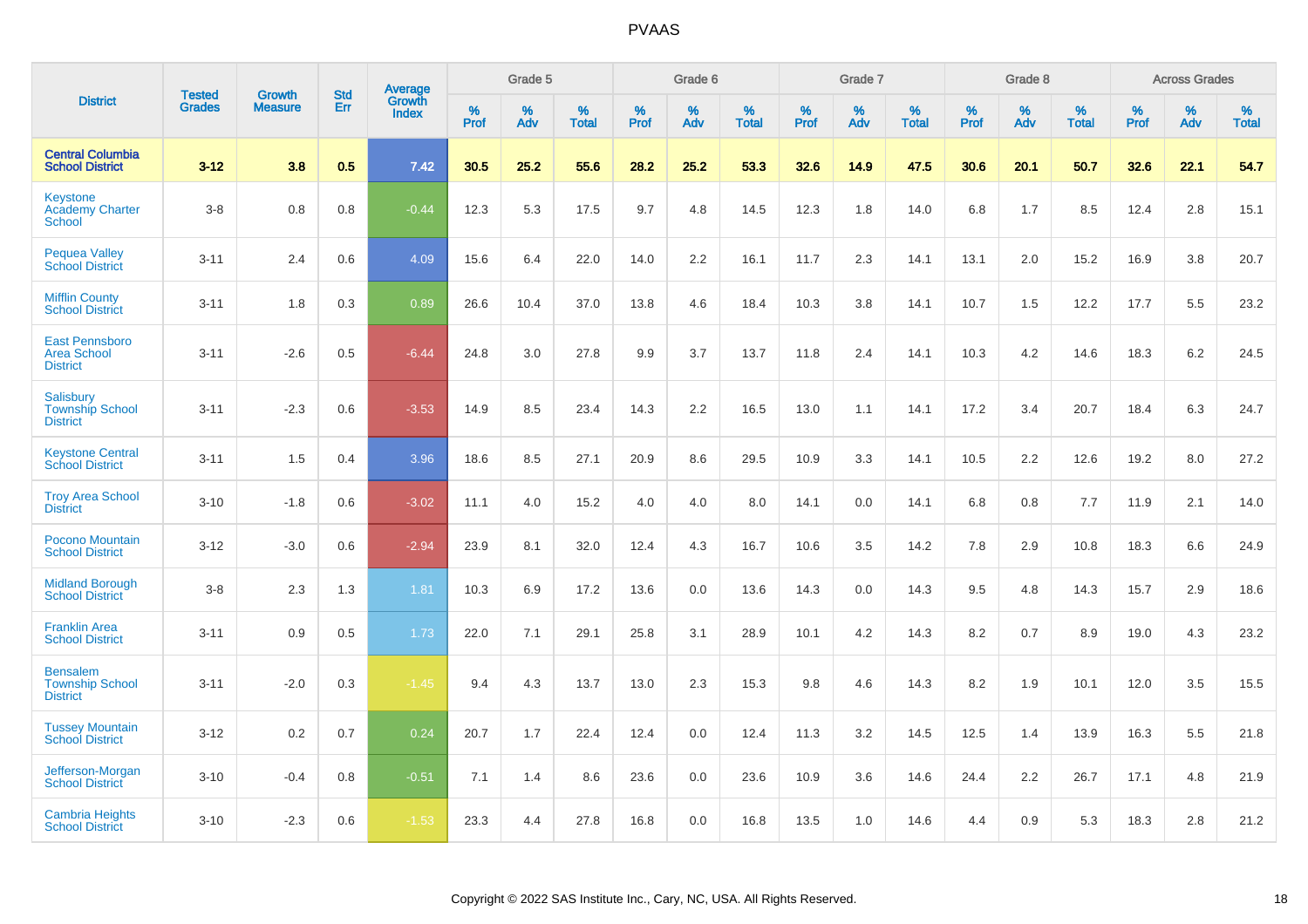# PVAAS

| District | Tested Grades | Growth Measure | Std Err | Average Growth Index | Grade 5 | | | Grade 6 | | | Grade 7 | | | Grade 8 | | | Across Grades | | |
|---|---|---|---|---|---|---|---|---|---|---|---|---|---|---|---|---|---|---|---|
| | | | | | % Prof | % Adv | % Total | % Prof | % Adv | % Total | % Prof | % Adv | % Total | % Prof | % Adv | % Total | % Prof | % Adv | % Total |
| **Central Columbia School District** | **3-12** | **3.8** | **0.5** | **7.42** | **30.5** | **25.2** | **55.6** | **28.2** | **25.2** | **53.3** | **32.6** | **14.9** | **47.5** | **30.6** | **20.1** | **50.7** | **32.6** | **22.1** | **54.7** |
| Keystone Academy Charter School | 3-8 | 0.8 | 0.8 | -0.44 | 12.3 | 5.3 | 17.5 | 9.7 | 4.8 | 14.5 | 12.3 | 1.8 | 14.0 | 6.8 | 1.7 | 8.5 | 12.4 | 2.8 | 15.1 |
| Pequea Valley School District | 3-11 | 2.4 | 0.6 | 4.09 | 15.6 | 6.4 | 22.0 | 14.0 | 2.2 | 16.1 | 11.7 | 2.3 | 14.1 | 13.1 | 2.0 | 15.2 | 16.9 | 3.8 | 20.7 |
| Mifflin County School District | 3-11 | 1.8 | 0.3 | 0.89 | 26.6 | 10.4 | 37.0 | 13.8 | 4.6 | 18.4 | 10.3 | 3.8 | 14.1 | 10.7 | 1.5 | 12.2 | 17.7 | 5.5 | 23.2 |
| East Pennsboro Area School District | 3-11 | -2.6 | 0.5 | -6.44 | 24.8 | 3.0 | 27.8 | 9.9 | 3.7 | 13.7 | 11.8 | 2.4 | 14.1 | 10.3 | 4.2 | 14.6 | 18.3 | 6.2 | 24.5 |
| Salisbury Township School District | 3-11 | -2.3 | 0.6 | -3.53 | 14.9 | 8.5 | 23.4 | 14.3 | 2.2 | 16.5 | 13.0 | 1.1 | 14.1 | 17.2 | 3.4 | 20.7 | 18.4 | 6.3 | 24.7 |
| Keystone Central School District | 3-11 | 1.5 | 0.4 | 3.96 | 18.6 | 8.5 | 27.1 | 20.9 | 8.6 | 29.5 | 10.9 | 3.3 | 14.1 | 10.5 | 2.2 | 12.6 | 19.2 | 8.0 | 27.2 |
| Troy Area School District | 3-10 | -1.8 | 0.6 | -3.02 | 11.1 | 4.0 | 15.2 | 4.0 | 4.0 | 8.0 | 14.1 | 0.0 | 14.1 | 6.8 | 0.8 | 7.7 | 11.9 | 2.1 | 14.0 |
| Pocono Mountain School District | 3-12 | -3.0 | 0.6 | -2.94 | 23.9 | 8.1 | 32.0 | 12.4 | 4.3 | 16.7 | 10.6 | 3.5 | 14.2 | 7.8 | 2.9 | 10.8 | 18.3 | 6.6 | 24.9 |
| Midland Borough School District | 3-8 | 2.3 | 1.3 | 1.81 | 10.3 | 6.9 | 17.2 | 13.6 | 0.0 | 13.6 | 14.3 | 0.0 | 14.3 | 9.5 | 4.8 | 14.3 | 15.7 | 2.9 | 18.6 |
| Franklin Area School District | 3-11 | 0.9 | 0.5 | 1.73 | 22.0 | 7.1 | 29.1 | 25.8 | 3.1 | 28.9 | 10.1 | 4.2 | 14.3 | 8.2 | 0.7 | 8.9 | 19.0 | 4.3 | 23.2 |
| Bensalem Township School District | 3-11 | -2.0 | 0.3 | -1.45 | 9.4 | 4.3 | 13.7 | 13.0 | 2.3 | 15.3 | 9.8 | 4.6 | 14.3 | 8.2 | 1.9 | 10.1 | 12.0 | 3.5 | 15.5 |
| Tussey Mountain School District | 3-12 | 0.2 | 0.7 | 0.24 | 20.7 | 1.7 | 22.4 | 12.4 | 0.0 | 12.4 | 11.3 | 3.2 | 14.5 | 12.5 | 1.4 | 13.9 | 16.3 | 5.5 | 21.8 |
| Jefferson-Morgan School District | 3-10 | -0.4 | 0.8 | -0.51 | 7.1 | 1.4 | 8.6 | 23.6 | 0.0 | 23.6 | 10.9 | 3.6 | 14.6 | 24.4 | 2.2 | 26.7 | 17.1 | 4.8 | 21.9 |
| Cambria Heights School District | 3-10 | -2.3 | 0.6 | -1.53 | 23.3 | 4.4 | 27.8 | 16.8 | 0.0 | 16.8 | 13.5 | 1.0 | 14.6 | 4.4 | 0.9 | 5.3 | 18.3 | 2.8 | 21.2 |

Copyright © 2022 SAS Institute Inc., Cary, NC, USA. All Rights Reserved.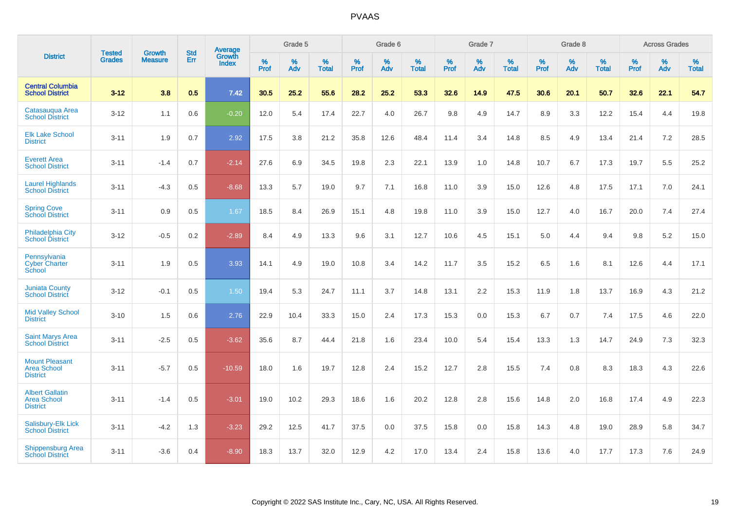| District | Tested Grades | Growth Measure | Std Err | Average Growth Index | Grade 5 | | | Grade 6 | | | Grade 7 | | | Grade 8 | | | Across Grades | | |
|---|---|---|---|---|---|---|---|---|---|---|---|---|---|---|---|---|---|---|---|
| | | | | | % Prof | % Adv | % Total | % Prof | % Adv | % Total | % Prof | % Adv | % Total | % Prof | % Adv | % Total | % Prof | % Adv | % Total |
| **Central Columbia School District** | **3-12** | **3.8** | **0.5** | **7.42** | **30.5** | **25.2** | **55.6** | **28.2** | **25.2** | **53.3** | **32.6** | **14.9** | **47.5** | **30.6** | **20.1** | **50.7** | **32.6** | **22.1** | **54.7** |
| Catasauqua Area School District | 3-12 | 1.1 | 0.6 | -0.20 | 12.0 | 5.4 | 17.4 | 22.7 | 4.0 | 26.7 | 9.8 | 4.9 | 14.7 | 8.9 | 3.3 | 12.2 | 15.4 | 4.4 | 19.8 |
| Elk Lake School District | 3-11 | 1.9 | 0.7 | 2.92 | 17.5 | 3.8 | 21.2 | 35.8 | 12.6 | 48.4 | 11.4 | 3.4 | 14.8 | 8.5 | 4.9 | 13.4 | 21.4 | 7.2 | 28.5 |
| Everett Area School District | 3-11 | -1.4 | 0.7 | -2.14 | 27.6 | 6.9 | 34.5 | 19.8 | 2.3 | 22.1 | 13.9 | 1.0 | 14.8 | 10.7 | 6.7 | 17.3 | 19.7 | 5.5 | 25.2 |
| Laurel Highlands School District | 3-11 | -4.3 | 0.5 | -8.68 | 13.3 | 5.7 | 19.0 | 9.7 | 7.1 | 16.8 | 11.0 | 3.9 | 15.0 | 12.6 | 4.8 | 17.5 | 17.1 | 7.0 | 24.1 |
| Spring Cove School District | 3-11 | 0.9 | 0.5 | 1.67 | 18.5 | 8.4 | 26.9 | 15.1 | 4.8 | 19.8 | 11.0 | 3.9 | 15.0 | 12.7 | 4.0 | 16.7 | 20.0 | 7.4 | 27.4 |
| Philadelphia City School District | 3-12 | -0.5 | 0.2 | -2.89 | 8.4 | 4.9 | 13.3 | 9.6 | 3.1 | 12.7 | 10.6 | 4.5 | 15.1 | 5.0 | 4.4 | 9.4 | 9.8 | 5.2 | 15.0 |
| Pennsylvania Cyber Charter School | 3-11 | 1.9 | 0.5 | 3.93 | 14.1 | 4.9 | 19.0 | 10.8 | 3.4 | 14.2 | 11.7 | 3.5 | 15.2 | 6.5 | 1.6 | 8.1 | 12.6 | 4.4 | 17.1 |
| Juniata County School District | 3-12 | -0.1 | 0.5 | 1.50 | 19.4 | 5.3 | 24.7 | 11.1 | 3.7 | 14.8 | 13.1 | 2.2 | 15.3 | 11.9 | 1.8 | 13.7 | 16.9 | 4.3 | 21.2 |
| Mid Valley School District | 3-10 | 1.5 | 0.6 | 2.76 | 22.9 | 10.4 | 33.3 | 15.0 | 2.4 | 17.3 | 15.3 | 0.0 | 15.3 | 6.7 | 0.7 | 7.4 | 17.5 | 4.6 | 22.0 |
| Saint Marys Area School District | 3-11 | -2.5 | 0.5 | -3.62 | 35.6 | 8.7 | 44.4 | 21.8 | 1.6 | 23.4 | 10.0 | 5.4 | 15.4 | 13.3 | 1.3 | 14.7 | 24.9 | 7.3 | 32.3 |
| Mount Pleasant Area School District | 3-11 | -5.7 | 0.5 | -10.59 | 18.0 | 1.6 | 19.7 | 12.8 | 2.4 | 15.2 | 12.7 | 2.8 | 15.5 | 7.4 | 0.8 | 8.3 | 18.3 | 4.3 | 22.6 |
| Albert Gallatin Area School District | 3-11 | -1.4 | 0.5 | -3.01 | 19.0 | 10.2 | 29.3 | 18.6 | 1.6 | 20.2 | 12.8 | 2.8 | 15.6 | 14.8 | 2.0 | 16.8 | 17.4 | 4.9 | 22.3 |
| Salisbury-Elk Lick School District | 3-11 | -4.2 | 1.3 | -3.23 | 29.2 | 12.5 | 41.7 | 37.5 | 0.0 | 37.5 | 15.8 | 0.0 | 15.8 | 14.3 | 4.8 | 19.0 | 28.9 | 5.8 | 34.7 |
| Shippensburg Area School District | 3-11 | -3.6 | 0.4 | -8.90 | 18.3 | 13.7 | 32.0 | 12.9 | 4.2 | 17.0 | 13.4 | 2.4 | 15.8 | 13.6 | 4.0 | 17.7 | 17.3 | 7.6 | 24.9 |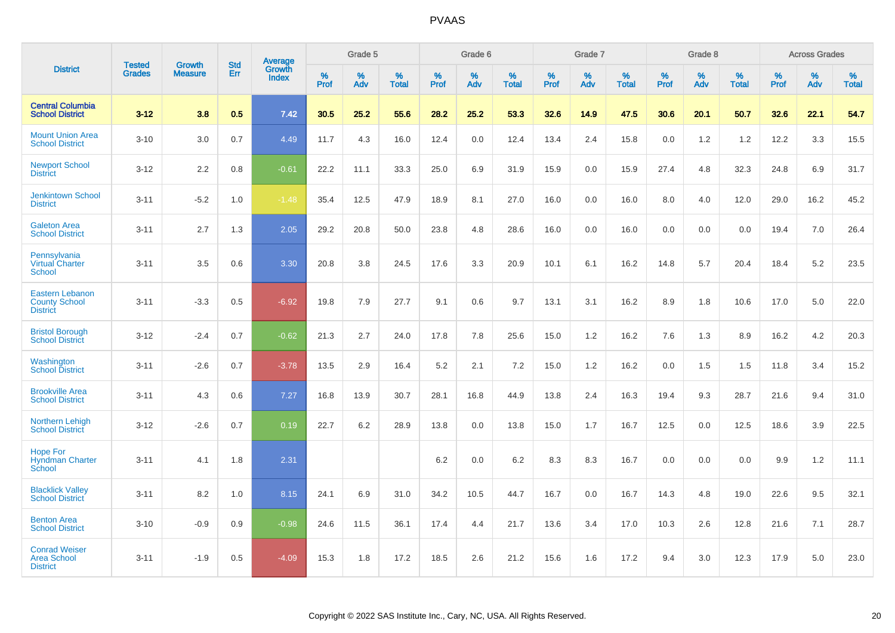# PVAAS

| District | Tested Grades | Growth Measure | Std Err | Average Growth Index | Grade 5 | | | Grade 6 | | | Grade 7 | | | Grade 8 | | | Across Grades | | |
|---|---|---|---|---|---|---|---|---|---|---|---|---|---|---|---|---|---|---|---|
| | | | | | % Prof | % Adv | % Total | % Prof | % Adv | % Total | % Prof | % Adv | % Total | % Prof | % Adv | % Total | % Prof | % Adv | % Total |
| **Central Columbia School District** | **3-12** | **3.8** | **0.5** | **7.42** | **30.5** | **25.2** | **55.6** | **28.2** | **25.2** | **53.3** | **32.6** | **14.9** | **47.5** | **30.6** | **20.1** | **50.7** | **32.6** | **22.1** | **54.7** |
| Mount Union Area School District | 3-10 | 3.0 | 0.7 | 4.49 | 11.7 | 4.3 | 16.0 | 12.4 | 0.0 | 12.4 | 13.4 | 2.4 | 15.8 | 0.0 | 1.2 | 1.2 | 12.2 | 3.3 | 15.5 |
| Newport School District | 3-12 | 2.2 | 0.8 | -0.61 | 22.2 | 11.1 | 33.3 | 25.0 | 6.9 | 31.9 | 15.9 | 0.0 | 15.9 | 27.4 | 4.8 | 32.3 | 24.8 | 6.9 | 31.7 |
| Jenkintown School District | 3-11 | -5.2 | 1.0 | -1.48 | 35.4 | 12.5 | 47.9 | 18.9 | 8.1 | 27.0 | 16.0 | 0.0 | 16.0 | 8.0 | 4.0 | 12.0 | 29.0 | 16.2 | 45.2 |
| Galeton Area School District | 3-11 | 2.7 | 1.3 | 2.05 | 29.2 | 20.8 | 50.0 | 23.8 | 4.8 | 28.6 | 16.0 | 0.0 | 16.0 | 0.0 | 0.0 | 0.0 | 19.4 | 7.0 | 26.4 |
| Pennsylvania Virtual Charter School | 3-11 | 3.5 | 0.6 | 3.30 | 20.8 | 3.8 | 24.5 | 17.6 | 3.3 | 20.9 | 10.1 | 6.1 | 16.2 | 14.8 | 5.7 | 20.4 | 18.4 | 5.2 | 23.5 |
| Eastern Lebanon County School District | 3-11 | -3.3 | 0.5 | -6.92 | 19.8 | 7.9 | 27.7 | 9.1 | 0.6 | 9.7 | 13.1 | 3.1 | 16.2 | 8.9 | 1.8 | 10.6 | 17.0 | 5.0 | 22.0 |
| Bristol Borough School District | 3-12 | -2.4 | 0.7 | -0.62 | 21.3 | 2.7 | 24.0 | 17.8 | 7.8 | 25.6 | 15.0 | 1.2 | 16.2 | 7.6 | 1.3 | 8.9 | 16.2 | 4.2 | 20.3 |
| Washington School District | 3-11 | -2.6 | 0.7 | -3.78 | 13.5 | 2.9 | 16.4 | 5.2 | 2.1 | 7.2 | 15.0 | 1.2 | 16.2 | 0.0 | 1.5 | 1.5 | 11.8 | 3.4 | 15.2 |
| Brookville Area School District | 3-11 | 4.3 | 0.6 | 7.27 | 16.8 | 13.9 | 30.7 | 28.1 | 16.8 | 44.9 | 13.8 | 2.4 | 16.3 | 19.4 | 9.3 | 28.7 | 21.6 | 9.4 | 31.0 |
| Northern Lehigh School District | 3-12 | -2.6 | 0.7 | 0.19 | 22.7 | 6.2 | 28.9 | 13.8 | 0.0 | 13.8 | 15.0 | 1.7 | 16.7 | 12.5 | 0.0 | 12.5 | 18.6 | 3.9 | 22.5 |
| Hope For Hyndman Charter School | 3-11 | 4.1 | 1.8 | 2.31 | | | | 6.2 | 0.0 | 6.2 | 8.3 | 8.3 | 16.7 | 0.0 | 0.0 | 0.0 | 9.9 | 1.2 | 11.1 |
| Blacklick Valley School District | 3-11 | 8.2 | 1.0 | 8.15 | 24.1 | 6.9 | 31.0 | 34.2 | 10.5 | 44.7 | 16.7 | 0.0 | 16.7 | 14.3 | 4.8 | 19.0 | 22.6 | 9.5 | 32.1 |
| Benton Area School District | 3-10 | -0.9 | 0.9 | -0.98 | 24.6 | 11.5 | 36.1 | 17.4 | 4.4 | 21.7 | 13.6 | 3.4 | 17.0 | 10.3 | 2.6 | 12.8 | 21.6 | 7.1 | 28.7 |
| Conrad Weiser Area School District | 3-11 | -1.9 | 0.5 | -4.09 | 15.3 | 1.8 | 17.2 | 18.5 | 2.6 | 21.2 | 15.6 | 1.6 | 17.2 | 9.4 | 3.0 | 12.3 | 17.9 | 5.0 | 23.0 |

Copyright © 2022 SAS Institute Inc., Cary, NC, USA. All Rights Reserved.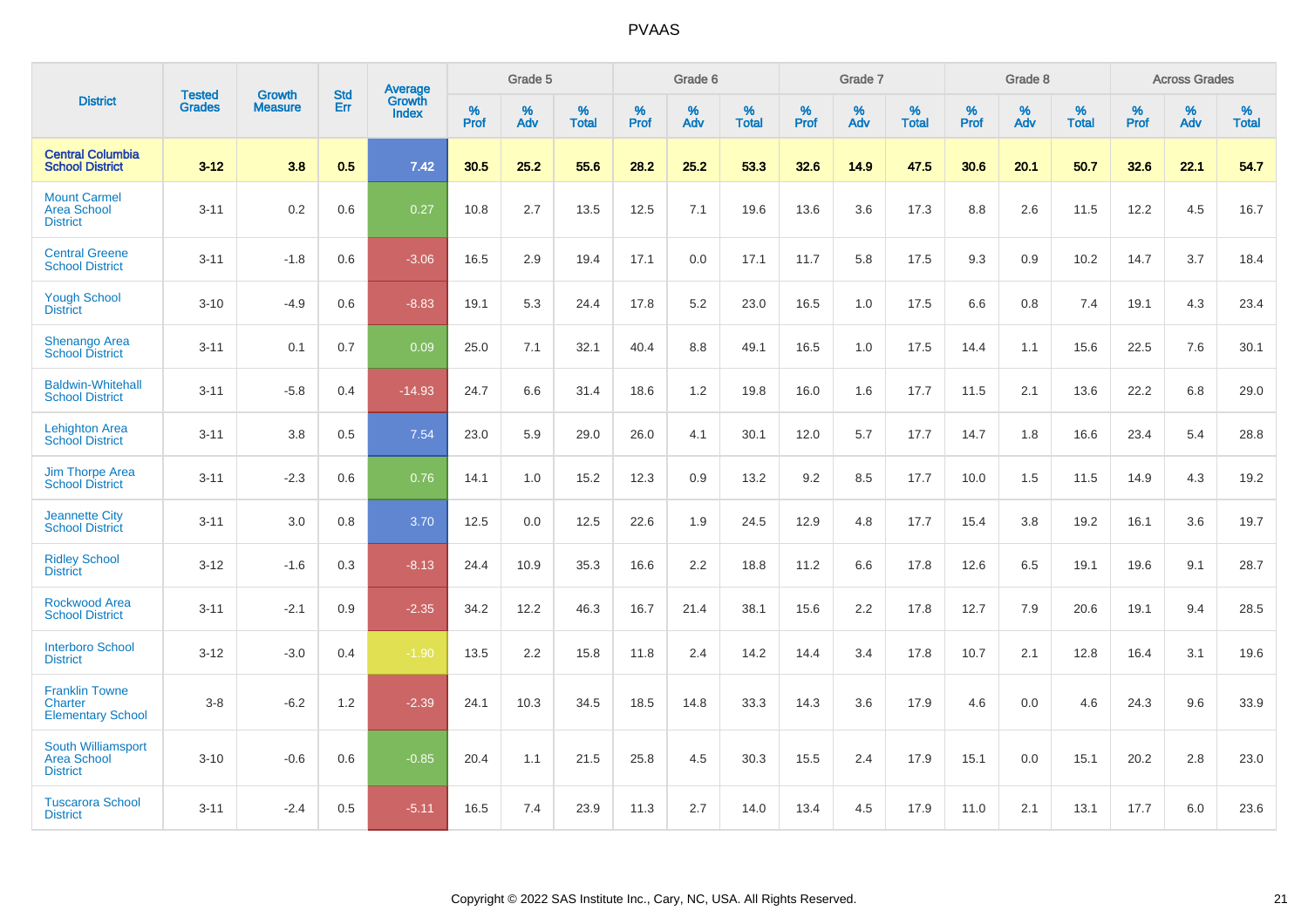# PVAAS

| District | Tested Grades | Growth Measure | Std Err | Average Growth Index | Grade 5 | | | Grade 6 | | | Grade 7 | | | Grade 8 | | | Across Grades | | |
|---|---|---|---|---|---|---|---|---|---|---|---|---|---|---|---|---|---|---|---|
| | | | | | % Prof | % Adv | % Total | % Prof | % Adv | % Total | % Prof | % Adv | % Total | % Prof | % Adv | % Total | % Prof | % Adv | % Total |
| **Central Columbia School District** | **3-12** | **3.8** | **0.5** | **7.42** | **30.5** | **25.2** | **55.6** | **28.2** | **25.2** | **53.3** | **32.6** | **14.9** | **47.5** | **30.6** | **20.1** | **50.7** | **32.6** | **22.1** | **54.7** |
| Mount Carmel Area School District | 3-11 | 0.2 | 0.6 | 0.27 | 10.8 | 2.7 | 13.5 | 12.5 | 7.1 | 19.6 | 13.6 | 3.6 | 17.3 | 8.8 | 2.6 | 11.5 | 12.2 | 4.5 | 16.7 |
| Central Greene School District | 3-11 | -1.8 | 0.6 | -3.06 | 16.5 | 2.9 | 19.4 | 17.1 | 0.0 | 17.1 | 11.7 | 5.8 | 17.5 | 9.3 | 0.9 | 10.2 | 14.7 | 3.7 | 18.4 |
| Yough School District | 3-10 | -4.9 | 0.6 | -8.83 | 19.1 | 5.3 | 24.4 | 17.8 | 5.2 | 23.0 | 16.5 | 1.0 | 17.5 | 6.6 | 0.8 | 7.4 | 19.1 | 4.3 | 23.4 |
| Shenango Area School District | 3-11 | 0.1 | 0.7 | 0.09 | 25.0 | 7.1 | 32.1 | 40.4 | 8.8 | 49.1 | 16.5 | 1.0 | 17.5 | 14.4 | 1.1 | 15.6 | 22.5 | 7.6 | 30.1 |
| Baldwin-Whitehall School District | 3-11 | -5.8 | 0.4 | -14.93 | 24.7 | 6.6 | 31.4 | 18.6 | 1.2 | 19.8 | 16.0 | 1.6 | 17.7 | 11.5 | 2.1 | 13.6 | 22.2 | 6.8 | 29.0 |
| Lehighton Area School District | 3-11 | 3.8 | 0.5 | 7.54 | 23.0 | 5.9 | 29.0 | 26.0 | 4.1 | 30.1 | 12.0 | 5.7 | 17.7 | 14.7 | 1.8 | 16.6 | 23.4 | 5.4 | 28.8 |
| Jim Thorpe Area School District | 3-11 | -2.3 | 0.6 | 0.76 | 14.1 | 1.0 | 15.2 | 12.3 | 0.9 | 13.2 | 9.2 | 8.5 | 17.7 | 10.0 | 1.5 | 11.5 | 14.9 | 4.3 | 19.2 |
| Jeannette City School District | 3-11 | 3.0 | 0.8 | 3.70 | 12.5 | 0.0 | 12.5 | 22.6 | 1.9 | 24.5 | 12.9 | 4.8 | 17.7 | 15.4 | 3.8 | 19.2 | 16.1 | 3.6 | 19.7 |
| Ridley School District | 3-12 | -1.6 | 0.3 | -8.13 | 24.4 | 10.9 | 35.3 | 16.6 | 2.2 | 18.8 | 11.2 | 6.6 | 17.8 | 12.6 | 6.5 | 19.1 | 19.6 | 9.1 | 28.7 |
| Rockwood Area School District | 3-11 | -2.1 | 0.9 | -2.35 | 34.2 | 12.2 | 46.3 | 16.7 | 21.4 | 38.1 | 15.6 | 2.2 | 17.8 | 12.7 | 7.9 | 20.6 | 19.1 | 9.4 | 28.5 |
| Interboro School District | 3-12 | -3.0 | 0.4 | -1.90 | 13.5 | 2.2 | 15.8 | 11.8 | 2.4 | 14.2 | 14.4 | 3.4 | 17.8 | 10.7 | 2.1 | 12.8 | 16.4 | 3.1 | 19.6 |
| Franklin Towne Charter Elementary School | 3-8 | -6.2 | 1.2 | -2.39 | 24.1 | 10.3 | 34.5 | 18.5 | 14.8 | 33.3 | 14.3 | 3.6 | 17.9 | 4.6 | 0.0 | 4.6 | 24.3 | 9.6 | 33.9 |
| South Williamsport Area School District | 3-10 | -0.6 | 0.6 | -0.85 | 20.4 | 1.1 | 21.5 | 25.8 | 4.5 | 30.3 | 15.5 | 2.4 | 17.9 | 15.1 | 0.0 | 15.1 | 20.2 | 2.8 | 23.0 |
| Tuscarora School District | 3-11 | -2.4 | 0.5 | -5.11 | 16.5 | 7.4 | 23.9 | 11.3 | 2.7 | 14.0 | 13.4 | 4.5 | 17.9 | 11.0 | 2.1 | 13.1 | 17.7 | 6.0 | 23.6 |

Copyright © 2022 SAS Institute Inc., Cary, NC, USA. All Rights Reserved.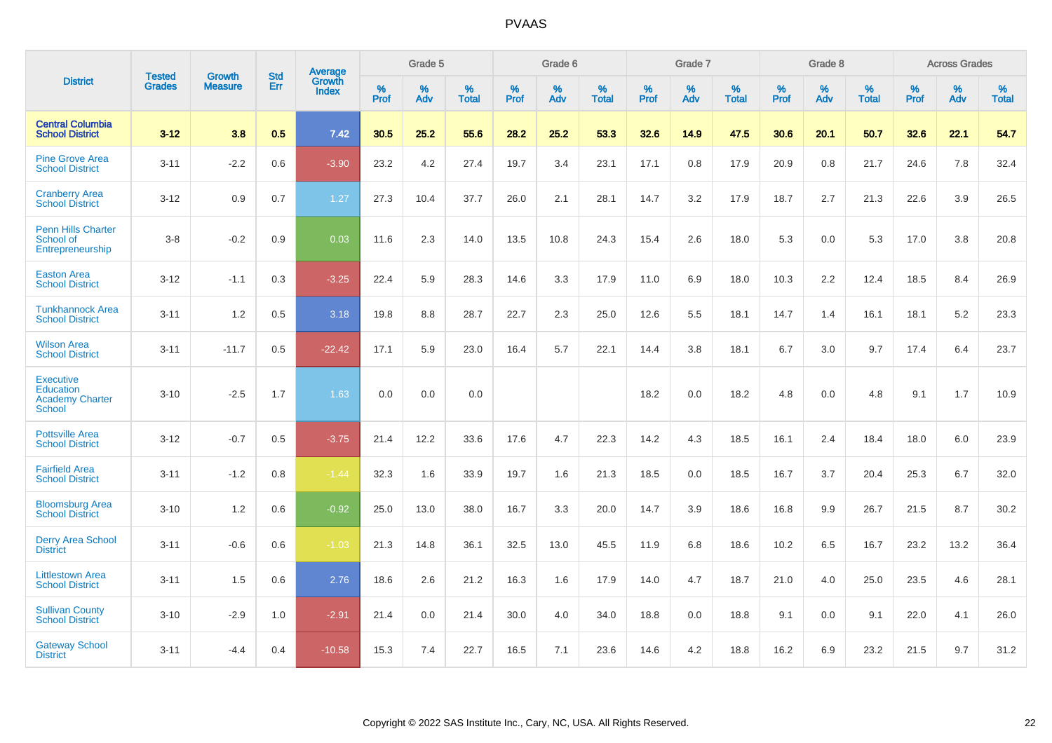# PVAAS

| District | Tested Grades | Growth Measure | Std Err | Average Growth Index | Grade 5 | | | Grade 6 | | | Grade 7 | | | Grade 8 | | | Across Grades | | |
|---|---|---|---|---|---|---|---|---|---|---|---|---|---|---|---|---|---|---|---|
| | | | | | % Prof | % Adv | % Total | % Prof | % Adv | % Total | % Prof | % Adv | % Total | % Prof | % Adv | % Total | % Prof | % Adv | % Total |
| **Central Columbia School District** | **3-12** | **3.8** | **0.5** | **7.42** | **30.5** | **25.2** | **55.6** | **28.2** | **25.2** | **53.3** | **32.6** | **14.9** | **47.5** | **30.6** | **20.1** | **50.7** | **32.6** | **22.1** | **54.7** |
| Pine Grove Area School District | 3-11 | -2.2 | 0.6 | -3.90 | 23.2 | 4.2 | 27.4 | 19.7 | 3.4 | 23.1 | 17.1 | 0.8 | 17.9 | 20.9 | 0.8 | 21.7 | 24.6 | 7.8 | 32.4 |
| Cranberry Area School District | 3-12 | 0.9 | 0.7 | 1.27 | 27.3 | 10.4 | 37.7 | 26.0 | 2.1 | 28.1 | 14.7 | 3.2 | 17.9 | 18.7 | 2.7 | 21.3 | 22.6 | 3.9 | 26.5 |
| Penn Hills Charter School of Entrepreneurship | 3-8 | -0.2 | 0.9 | 0.03 | 11.6 | 2.3 | 14.0 | 13.5 | 10.8 | 24.3 | 15.4 | 2.6 | 18.0 | 5.3 | 0.0 | 5.3 | 17.0 | 3.8 | 20.8 |
| Easton Area School District | 3-12 | -1.1 | 0.3 | -3.25 | 22.4 | 5.9 | 28.3 | 14.6 | 3.3 | 17.9 | 11.0 | 6.9 | 18.0 | 10.3 | 2.2 | 12.4 | 18.5 | 8.4 | 26.9 |
| Tunkhannock Area School District | 3-11 | 1.2 | 0.5 | 3.18 | 19.8 | 8.8 | 28.7 | 22.7 | 2.3 | 25.0 | 12.6 | 5.5 | 18.1 | 14.7 | 1.4 | 16.1 | 18.1 | 5.2 | 23.3 |
| Wilson Area School District | 3-11 | -11.7 | 0.5 | -22.42 | 17.1 | 5.9 | 23.0 | 16.4 | 5.7 | 22.1 | 14.4 | 3.8 | 18.1 | 6.7 | 3.0 | 9.7 | 17.4 | 6.4 | 23.7 |
| Executive Education Academy Charter School | 3-10 | -2.5 | 1.7 | 1.63 | 0.0 | 0.0 | 0.0 | | | | 18.2 | 0.0 | 18.2 | 4.8 | 0.0 | 4.8 | 9.1 | 1.7 | 10.9 |
| Pottsville Area School District | 3-12 | -0.7 | 0.5 | -3.75 | 21.4 | 12.2 | 33.6 | 17.6 | 4.7 | 22.3 | 14.2 | 4.3 | 18.5 | 16.1 | 2.4 | 18.4 | 18.0 | 6.0 | 23.9 |
| Fairfield Area School District | 3-11 | -1.2 | 0.8 | -1.44 | 32.3 | 1.6 | 33.9 | 19.7 | 1.6 | 21.3 | 18.5 | 0.0 | 18.5 | 16.7 | 3.7 | 20.4 | 25.3 | 6.7 | 32.0 |
| Bloomsburg Area School District | 3-10 | 1.2 | 0.6 | -0.92 | 25.0 | 13.0 | 38.0 | 16.7 | 3.3 | 20.0 | 14.7 | 3.9 | 18.6 | 16.8 | 9.9 | 26.7 | 21.5 | 8.7 | 30.2 |
| Derry Area School District | 3-11 | -0.6 | 0.6 | -1.03 | 21.3 | 14.8 | 36.1 | 32.5 | 13.0 | 45.5 | 11.9 | 6.8 | 18.6 | 10.2 | 6.5 | 16.7 | 23.2 | 13.2 | 36.4 |
| Littlestown Area School District | 3-11 | 1.5 | 0.6 | 2.76 | 18.6 | 2.6 | 21.2 | 16.3 | 1.6 | 17.9 | 14.0 | 4.7 | 18.7 | 21.0 | 4.0 | 25.0 | 23.5 | 4.6 | 28.1 |
| Sullivan County School District | 3-10 | -2.9 | 1.0 | -2.91 | 21.4 | 0.0 | 21.4 | 30.0 | 4.0 | 34.0 | 18.8 | 0.0 | 18.8 | 9.1 | 0.0 | 9.1 | 22.0 | 4.1 | 26.0 |
| Gateway School District | 3-11 | -4.4 | 0.4 | -10.58 | 15.3 | 7.4 | 22.7 | 16.5 | 7.1 | 23.6 | 14.6 | 4.2 | 18.8 | 16.2 | 6.9 | 23.2 | 21.5 | 9.7 | 31.2 |

Copyright © 2022 SAS Institute Inc., Cary, NC, USA. All Rights Reserved.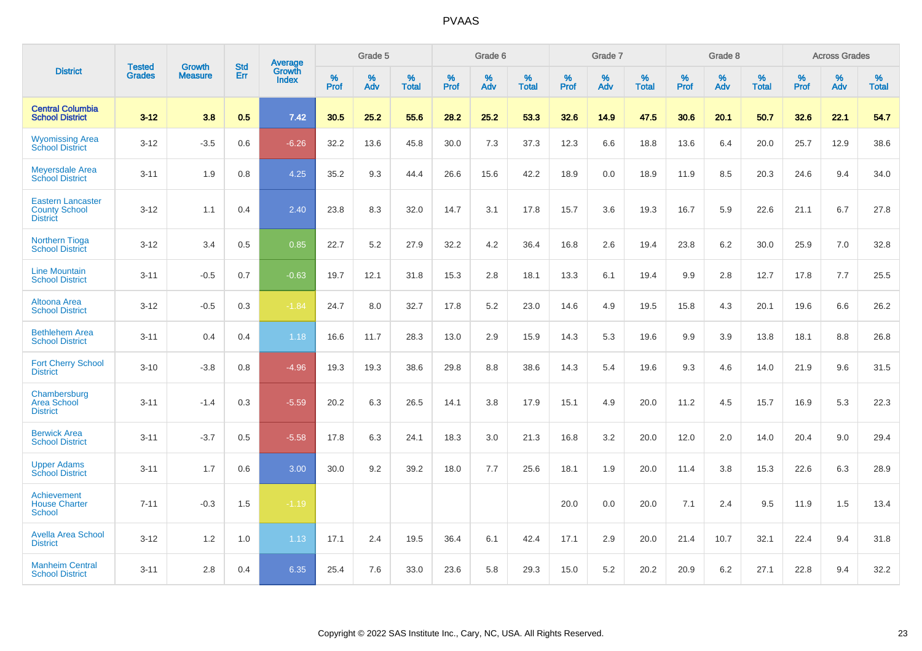# PVAAS

| District | Tested Grades | Growth Measure | Std Err | Average Growth Index | Grade 5 | | | Grade 6 | | | Grade 7 | | | Grade 8 | | | Across Grades | | |
|---|---|---|---|---|---|---|---|---|---|---|---|---|---|---|---|---|---|---|---|
| | | | | | % Prof | % Adv | % Total | % Prof | % Adv | % Total | % Prof | % Adv | % Total | % Prof | % Adv | % Total | % Prof | % Adv | % Total |
| **Central Columbia School District** | **3-12** | **3.8** | **0.5** | **7.42** | **30.5** | **25.2** | **55.6** | **28.2** | **25.2** | **53.3** | **32.6** | **14.9** | **47.5** | **30.6** | **20.1** | **50.7** | **32.6** | **22.1** | **54.7** |
| Wyomissing Area School District | 3-12 | -3.5 | 0.6 | -6.26 | 32.2 | 13.6 | 45.8 | 30.0 | 7.3 | 37.3 | 12.3 | 6.6 | 18.8 | 13.6 | 6.4 | 20.0 | 25.7 | 12.9 | 38.6 |
| Meyersdale Area School District | 3-11 | 1.9 | 0.8 | 4.25 | 35.2 | 9.3 | 44.4 | 26.6 | 15.6 | 42.2 | 18.9 | 0.0 | 18.9 | 11.9 | 8.5 | 20.3 | 24.6 | 9.4 | 34.0 |
| Eastern Lancaster County School District | 3-12 | 1.1 | 0.4 | 2.40 | 23.8 | 8.3 | 32.0 | 14.7 | 3.1 | 17.8 | 15.7 | 3.6 | 19.3 | 16.7 | 5.9 | 22.6 | 21.1 | 6.7 | 27.8 |
| Northern Tioga School District | 3-12 | 3.4 | 0.5 | 0.85 | 22.7 | 5.2 | 27.9 | 32.2 | 4.2 | 36.4 | 16.8 | 2.6 | 19.4 | 23.8 | 6.2 | 30.0 | 25.9 | 7.0 | 32.8 |
| Line Mountain School District | 3-11 | -0.5 | 0.7 | -0.63 | 19.7 | 12.1 | 31.8 | 15.3 | 2.8 | 18.1 | 13.3 | 6.1 | 19.4 | 9.9 | 2.8 | 12.7 | 17.8 | 7.7 | 25.5 |
| Altoona Area School District | 3-12 | -0.5 | 0.3 | -1.84 | 24.7 | 8.0 | 32.7 | 17.8 | 5.2 | 23.0 | 14.6 | 4.9 | 19.5 | 15.8 | 4.3 | 20.1 | 19.6 | 6.6 | 26.2 |
| Bethlehem Area School District | 3-11 | 0.4 | 0.4 | 1.18 | 16.6 | 11.7 | 28.3 | 13.0 | 2.9 | 15.9 | 14.3 | 5.3 | 19.6 | 9.9 | 3.9 | 13.8 | 18.1 | 8.8 | 26.8 |
| Fort Cherry School District | 3-10 | -3.8 | 0.8 | -4.96 | 19.3 | 19.3 | 38.6 | 29.8 | 8.8 | 38.6 | 14.3 | 5.4 | 19.6 | 9.3 | 4.6 | 14.0 | 21.9 | 9.6 | 31.5 |
| Chambersburg Area School District | 3-11 | -1.4 | 0.3 | -5.59 | 20.2 | 6.3 | 26.5 | 14.1 | 3.8 | 17.9 | 15.1 | 4.9 | 20.0 | 11.2 | 4.5 | 15.7 | 16.9 | 5.3 | 22.3 |
| Berwick Area School District | 3-11 | -3.7 | 0.5 | -5.58 | 17.8 | 6.3 | 24.1 | 18.3 | 3.0 | 21.3 | 16.8 | 3.2 | 20.0 | 12.0 | 2.0 | 14.0 | 20.4 | 9.0 | 29.4 |
| Upper Adams School District | 3-11 | 1.7 | 0.6 | 3.00 | 30.0 | 9.2 | 39.2 | 18.0 | 7.7 | 25.6 | 18.1 | 1.9 | 20.0 | 11.4 | 3.8 | 15.3 | 22.6 | 6.3 | 28.9 |
| Achievement House Charter School | 7-11 | -0.3 | 1.5 | -1.19 | | | | | | | 20.0 | 0.0 | 20.0 | 7.1 | 2.4 | 9.5 | 11.9 | 1.5 | 13.4 |
| Avella Area School District | 3-12 | 1.2 | 1.0 | 1.13 | 17.1 | 2.4 | 19.5 | 36.4 | 6.1 | 42.4 | 17.1 | 2.9 | 20.0 | 21.4 | 10.7 | 32.1 | 22.4 | 9.4 | 31.8 |
| Manheim Central School District | 3-11 | 2.8 | 0.4 | 6.35 | 25.4 | 7.6 | 33.0 | 23.6 | 5.8 | 29.3 | 15.0 | 5.2 | 20.2 | 20.9 | 6.2 | 27.1 | 22.8 | 9.4 | 32.2 |

Copyright © 2022 SAS Institute Inc., Cary, NC, USA. All Rights Reserved.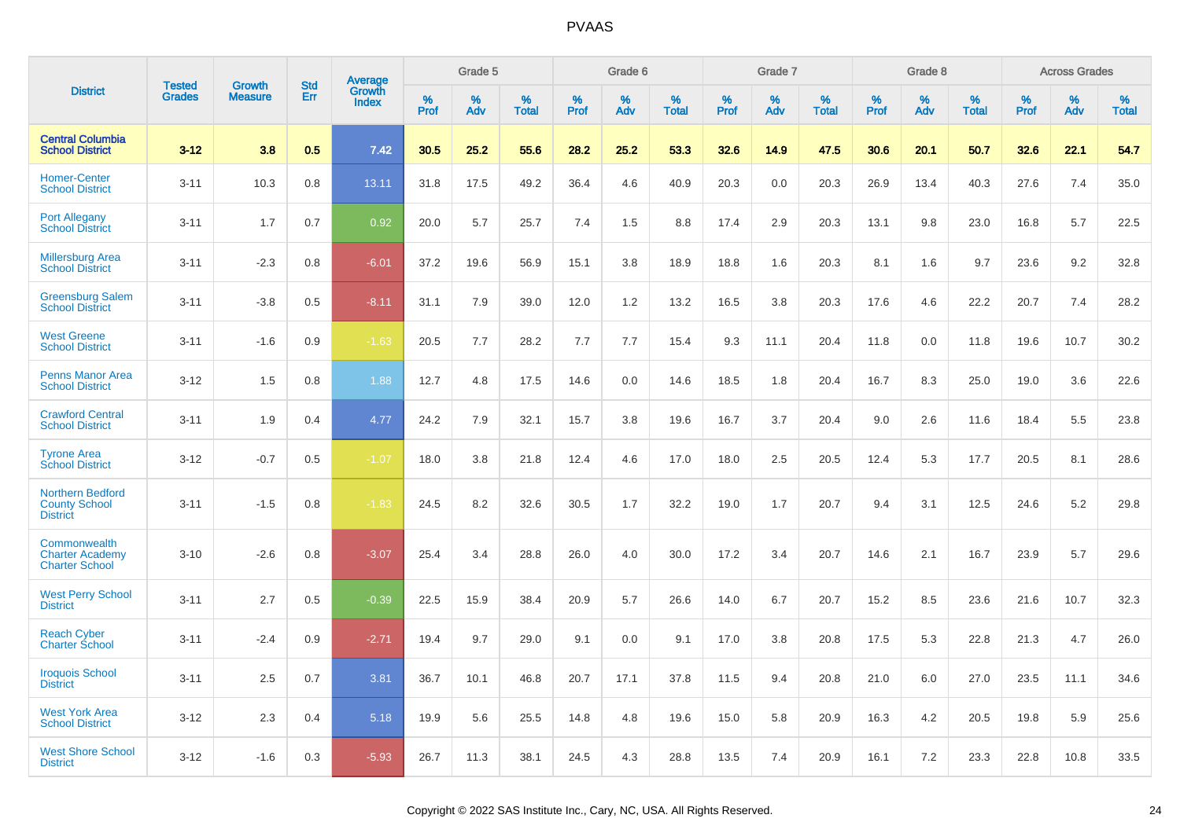# PVAAS

| District | Tested Grades | Growth Measure | Std Err | Average Growth Index | Grade 5 | | | Grade 6 | | | Grade 7 | | | Grade 8 | | | Across Grades | | |
|---|---|---|---|---|---|---|---|---|---|---|---|---|---|---|---|---|---|---|---|
| | | | | | % Prof | % Adv | % Total | % Prof | % Adv | % Total | % Prof | % Adv | % Total | % Prof | % Adv | % Total | % Prof | % Adv | % Total |
| **Central Columbia School District** | **3-12** | **3.8** | **0.5** | **7.42** | **30.5** | **25.2** | **55.6** | **28.2** | **25.2** | **53.3** | **32.6** | **14.9** | **47.5** | **30.6** | **20.1** | **50.7** | **32.6** | **22.1** | **54.7** |
| Homer-Center School District | 3-11 | 10.3 | 0.8 | 13.11 | 31.8 | 17.5 | 49.2 | 36.4 | 4.6 | 40.9 | 20.3 | 0.0 | 20.3 | 26.9 | 13.4 | 40.3 | 27.6 | 7.4 | 35.0 |
| Port Allegany School District | 3-11 | 1.7 | 0.7 | 0.92 | 20.0 | 5.7 | 25.7 | 7.4 | 1.5 | 8.8 | 17.4 | 2.9 | 20.3 | 13.1 | 9.8 | 23.0 | 16.8 | 5.7 | 22.5 |
| Millersburg Area School District | 3-11 | -2.3 | 0.8 | -6.01 | 37.2 | 19.6 | 56.9 | 15.1 | 3.8 | 18.9 | 18.8 | 1.6 | 20.3 | 8.1 | 1.6 | 9.7 | 23.6 | 9.2 | 32.8 |
| Greensburg Salem School District | 3-11 | -3.8 | 0.5 | -8.11 | 31.1 | 7.9 | 39.0 | 12.0 | 1.2 | 13.2 | 16.5 | 3.8 | 20.3 | 17.6 | 4.6 | 22.2 | 20.7 | 7.4 | 28.2 |
| West Greene School District | 3-11 | -1.6 | 0.9 | -1.63 | 20.5 | 7.7 | 28.2 | 7.7 | 7.7 | 15.4 | 9.3 | 11.1 | 20.4 | 11.8 | 0.0 | 11.8 | 19.6 | 10.7 | 30.2 |
| Penns Manor Area School District | 3-12 | 1.5 | 0.8 | 1.88 | 12.7 | 4.8 | 17.5 | 14.6 | 0.0 | 14.6 | 18.5 | 1.8 | 20.4 | 16.7 | 8.3 | 25.0 | 19.0 | 3.6 | 22.6 |
| Crawford Central School District | 3-11 | 1.9 | 0.4 | 4.77 | 24.2 | 7.9 | 32.1 | 15.7 | 3.8 | 19.6 | 16.7 | 3.7 | 20.4 | 9.0 | 2.6 | 11.6 | 18.4 | 5.5 | 23.8 |
| Tyrone Area School District | 3-12 | -0.7 | 0.5 | -1.07 | 18.0 | 3.8 | 21.8 | 12.4 | 4.6 | 17.0 | 18.0 | 2.5 | 20.5 | 12.4 | 5.3 | 17.7 | 20.5 | 8.1 | 28.6 |
| Northern Bedford County School District | 3-11 | -1.5 | 0.8 | -1.83 | 24.5 | 8.2 | 32.6 | 30.5 | 1.7 | 32.2 | 19.0 | 1.7 | 20.7 | 9.4 | 3.1 | 12.5 | 24.6 | 5.2 | 29.8 |
| Commonwealth Charter Academy Charter School | 3-10 | -2.6 | 0.8 | -3.07 | 25.4 | 3.4 | 28.8 | 26.0 | 4.0 | 30.0 | 17.2 | 3.4 | 20.7 | 14.6 | 2.1 | 16.7 | 23.9 | 5.7 | 29.6 |
| West Perry School District | 3-11 | 2.7 | 0.5 | -0.39 | 22.5 | 15.9 | 38.4 | 20.9 | 5.7 | 26.6 | 14.0 | 6.7 | 20.7 | 15.2 | 8.5 | 23.6 | 21.6 | 10.7 | 32.3 |
| Reach Cyber Charter School | 3-11 | -2.4 | 0.9 | -2.71 | 19.4 | 9.7 | 29.0 | 9.1 | 0.0 | 9.1 | 17.0 | 3.8 | 20.8 | 17.5 | 5.3 | 22.8 | 21.3 | 4.7 | 26.0 |
| Iroquois School District | 3-11 | 2.5 | 0.7 | 3.81 | 36.7 | 10.1 | 46.8 | 20.7 | 17.1 | 37.8 | 11.5 | 9.4 | 20.8 | 21.0 | 6.0 | 27.0 | 23.5 | 11.1 | 34.6 |
| West York Area School District | 3-12 | 2.3 | 0.4 | 5.18 | 19.9 | 5.6 | 25.5 | 14.8 | 4.8 | 19.6 | 15.0 | 5.8 | 20.9 | 16.3 | 4.2 | 20.5 | 19.8 | 5.9 | 25.6 |
| West Shore School District | 3-12 | -1.6 | 0.3 | -5.93 | 26.7 | 11.3 | 38.1 | 24.5 | 4.3 | 28.8 | 13.5 | 7.4 | 20.9 | 16.1 | 7.2 | 23.3 | 22.8 | 10.8 | 33.5 |

Copyright © 2022 SAS Institute Inc., Cary, NC, USA. All Rights Reserved.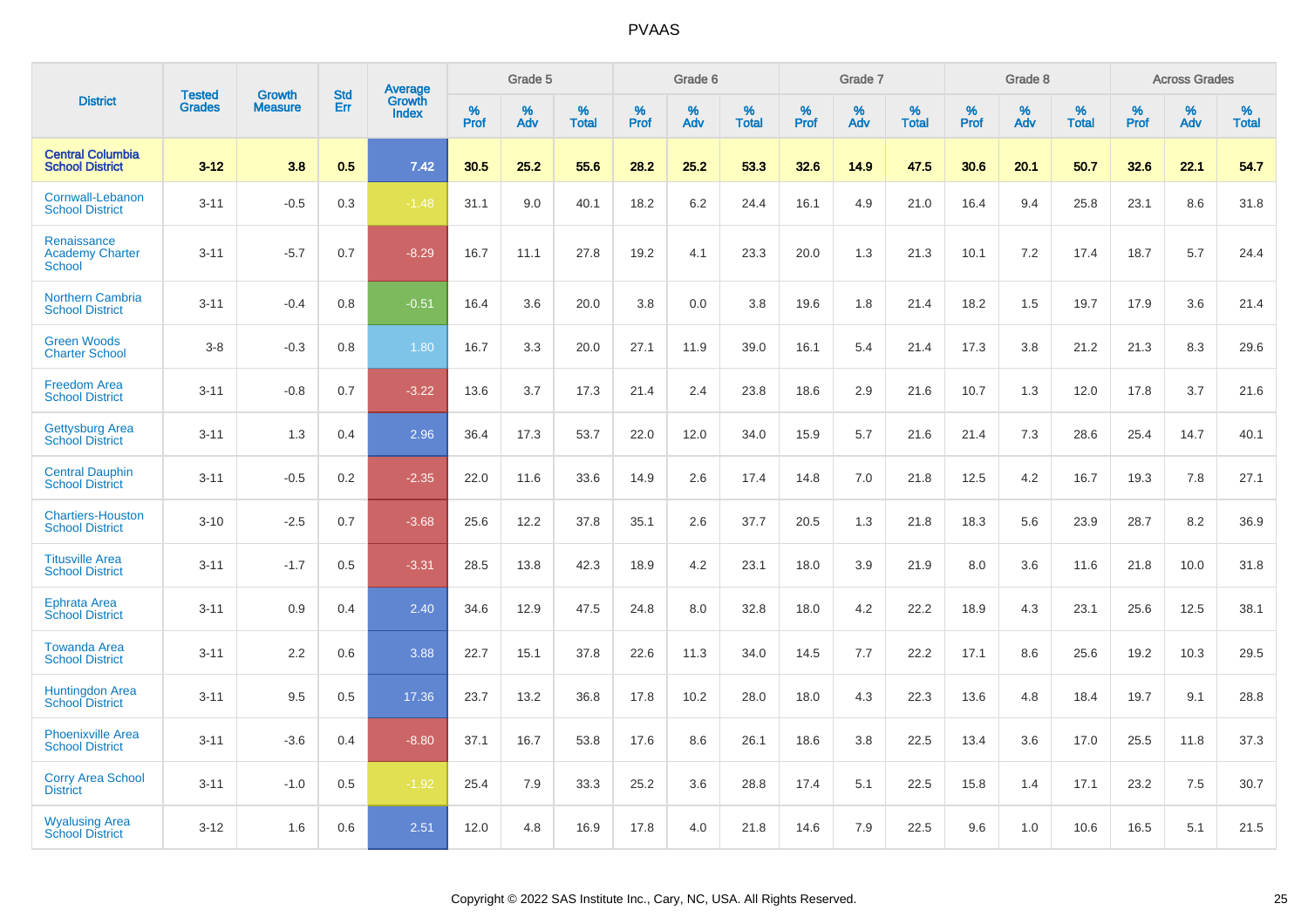| District | Tested Grades | Growth Measure | Std Err | Average Growth Index | Grade 5 | | | Grade 6 | | | Grade 7 | | | Grade 8 | | | Across Grades | | |
|---|---|---|---|---|---|---|---|---|---|---|---|---|---|---|---|---|---|---|---|
| | | | | | % Prof | % Adv | % Total | % Prof | % Adv | % Total | % Prof | % Adv | % Total | % Prof | % Adv | % Total | % Prof | % Adv | % Total |
| **Central Columbia School District** | **3-12** | **3.8** | **0.5** | **7.42** | **30.5** | **25.2** | **55.6** | **28.2** | **25.2** | **53.3** | **32.6** | **14.9** | **47.5** | **30.6** | **20.1** | **50.7** | **32.6** | **22.1** | **54.7** |
| Cornwall-Lebanon School District | 3-11 | -0.5 | 0.3 | -1.48 | 31.1 | 9.0 | 40.1 | 18.2 | 6.2 | 24.4 | 16.1 | 4.9 | 21.0 | 16.4 | 9.4 | 25.8 | 23.1 | 8.6 | 31.8 |
| Renaissance Academy Charter School | 3-11 | -5.7 | 0.7 | -8.29 | 16.7 | 11.1 | 27.8 | 19.2 | 4.1 | 23.3 | 20.0 | 1.3 | 21.3 | 10.1 | 7.2 | 17.4 | 18.7 | 5.7 | 24.4 |
| Northern Cambria School District | 3-11 | -0.4 | 0.8 | -0.51 | 16.4 | 3.6 | 20.0 | 3.8 | 0.0 | 3.8 | 19.6 | 1.8 | 21.4 | 18.2 | 1.5 | 19.7 | 17.9 | 3.6 | 21.4 |
| Green Woods Charter School | 3-8 | -0.3 | 0.8 | 1.80 | 16.7 | 3.3 | 20.0 | 27.1 | 11.9 | 39.0 | 16.1 | 5.4 | 21.4 | 17.3 | 3.8 | 21.2 | 21.3 | 8.3 | 29.6 |
| Freedom Area School District | 3-11 | -0.8 | 0.7 | -3.22 | 13.6 | 3.7 | 17.3 | 21.4 | 2.4 | 23.8 | 18.6 | 2.9 | 21.6 | 10.7 | 1.3 | 12.0 | 17.8 | 3.7 | 21.6 |
| Gettysburg Area School District | 3-11 | 1.3 | 0.4 | 2.96 | 36.4 | 17.3 | 53.7 | 22.0 | 12.0 | 34.0 | 15.9 | 5.7 | 21.6 | 21.4 | 7.3 | 28.6 | 25.4 | 14.7 | 40.1 |
| Central Dauphin School District | 3-11 | -0.5 | 0.2 | -2.35 | 22.0 | 11.6 | 33.6 | 14.9 | 2.6 | 17.4 | 14.8 | 7.0 | 21.8 | 12.5 | 4.2 | 16.7 | 19.3 | 7.8 | 27.1 |
| Chartiers-Houston School District | 3-10 | -2.5 | 0.7 | -3.68 | 25.6 | 12.2 | 37.8 | 35.1 | 2.6 | 37.7 | 20.5 | 1.3 | 21.8 | 18.3 | 5.6 | 23.9 | 28.7 | 8.2 | 36.9 |
| Titusville Area School District | 3-11 | -1.7 | 0.5 | -3.31 | 28.5 | 13.8 | 42.3 | 18.9 | 4.2 | 23.1 | 18.0 | 3.9 | 21.9 | 8.0 | 3.6 | 11.6 | 21.8 | 10.0 | 31.8 |
| Ephrata Area School District | 3-11 | 0.9 | 0.4 | 2.40 | 34.6 | 12.9 | 47.5 | 24.8 | 8.0 | 32.8 | 18.0 | 4.2 | 22.2 | 18.9 | 4.3 | 23.1 | 25.6 | 12.5 | 38.1 |
| Towanda Area School District | 3-11 | 2.2 | 0.6 | 3.88 | 22.7 | 15.1 | 37.8 | 22.6 | 11.3 | 34.0 | 14.5 | 7.7 | 22.2 | 17.1 | 8.6 | 25.6 | 19.2 | 10.3 | 29.5 |
| Huntingdon Area School District | 3-11 | 9.5 | 0.5 | 17.36 | 23.7 | 13.2 | 36.8 | 17.8 | 10.2 | 28.0 | 18.0 | 4.3 | 22.3 | 13.6 | 4.8 | 18.4 | 19.7 | 9.1 | 28.8 |
| Phoenixville Area School District | 3-11 | -3.6 | 0.4 | -8.80 | 37.1 | 16.7 | 53.8 | 17.6 | 8.6 | 26.1 | 18.6 | 3.8 | 22.5 | 13.4 | 3.6 | 17.0 | 25.5 | 11.8 | 37.3 |
| Corry Area School District | 3-11 | -1.0 | 0.5 | -1.92 | 25.4 | 7.9 | 33.3 | 25.2 | 3.6 | 28.8 | 17.4 | 5.1 | 22.5 | 15.8 | 1.4 | 17.1 | 23.2 | 7.5 | 30.7 |
| Wyalusing Area School District | 3-12 | 1.6 | 0.6 | 2.51 | 12.0 | 4.8 | 16.9 | 17.8 | 4.0 | 21.8 | 14.6 | 7.9 | 22.5 | 9.6 | 1.0 | 10.6 | 16.5 | 5.1 | 21.5 |

Copyright © 2022 SAS Institute Inc., Cary, NC, USA. All Rights Reserved.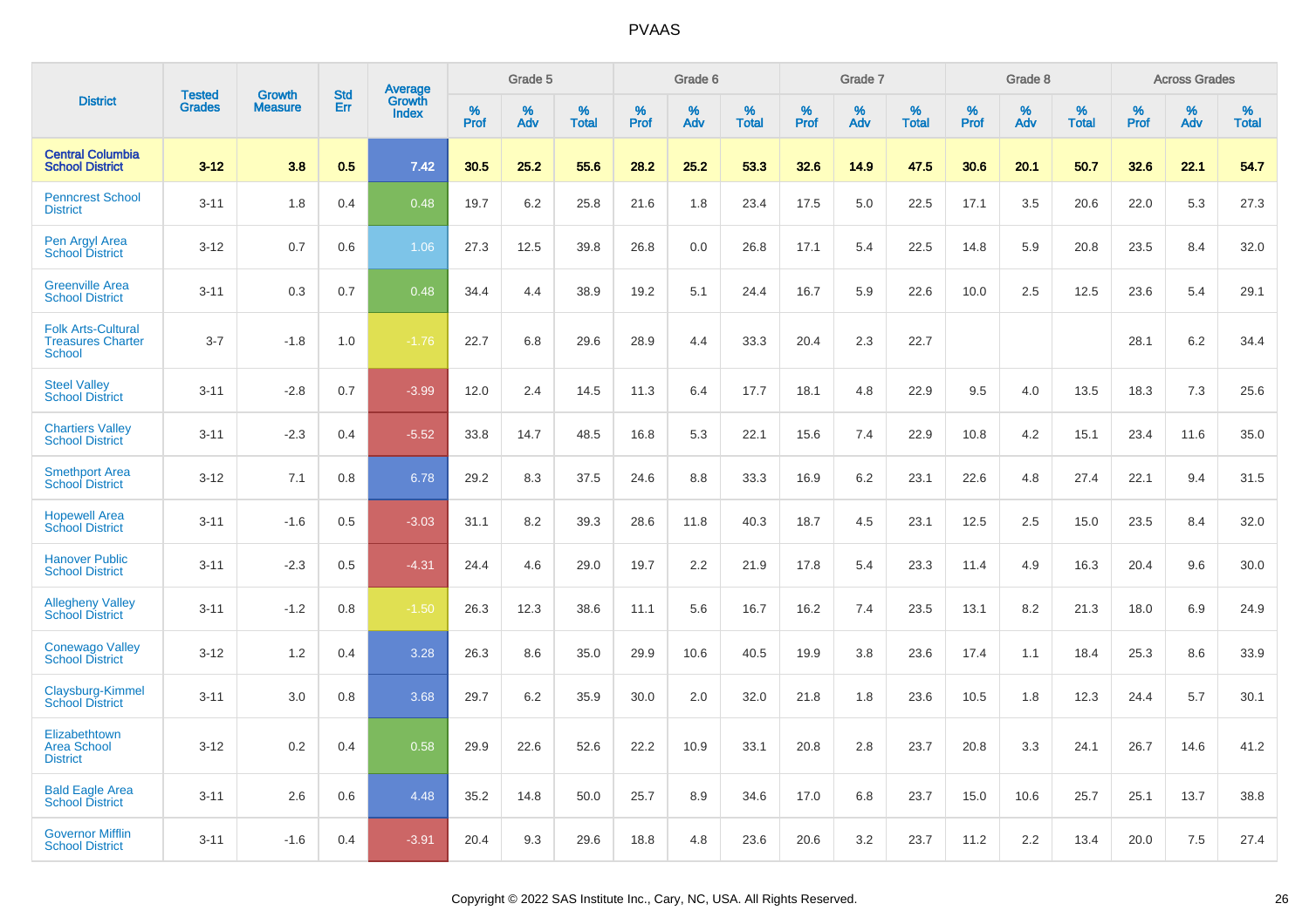# PVAAS

| District | Tested Grades | Growth Measure | Std Err | Average Growth Index | Grade 5 | | | Grade 6 | | | Grade 7 | | | Grade 8 | | | Across Grades | | |
|---|---|---|---|---|---|---|---|---|---|---|---|---|---|---|---|---|---|---|---|
| | | | | | % Prof | % Adv | % Total | % Prof | % Adv | % Total | % Prof | % Adv | % Total | % Prof | % Adv | % Total | % Prof | % Adv | % Total |
| **Central Columbia School District** | **3-12** | **3.8** | **0.5** | **7.42** | **30.5** | **25.2** | **55.6** | **28.2** | **25.2** | **53.3** | **32.6** | **14.9** | **47.5** | **30.6** | **20.1** | **50.7** | **32.6** | **22.1** | **54.7** |
| Penncrest School District | 3-11 | 1.8 | 0.4 | 0.48 | 19.7 | 6.2 | 25.8 | 21.6 | 1.8 | 23.4 | 17.5 | 5.0 | 22.5 | 17.1 | 3.5 | 20.6 | 22.0 | 5.3 | 27.3 |
| Pen Argyl Area School District | 3-12 | 0.7 | 0.6 | 1.06 | 27.3 | 12.5 | 39.8 | 26.8 | 0.0 | 26.8 | 17.1 | 5.4 | 22.5 | 14.8 | 5.9 | 20.8 | 23.5 | 8.4 | 32.0 |
| Greenville Area School District | 3-11 | 0.3 | 0.7 | 0.48 | 34.4 | 4.4 | 38.9 | 19.2 | 5.1 | 24.4 | 16.7 | 5.9 | 22.6 | 10.0 | 2.5 | 12.5 | 23.6 | 5.4 | 29.1 |
| Folk Arts-Cultural Treasures Charter School | 3-7 | -1.8 | 1.0 | -1.76 | 22.7 | 6.8 | 29.6 | 28.9 | 4.4 | 33.3 | 20.4 | 2.3 | 22.7 | | | | 28.1 | 6.2 | 34.4 |
| Steel Valley School District | 3-11 | -2.8 | 0.7 | -3.99 | 12.0 | 2.4 | 14.5 | 11.3 | 6.4 | 17.7 | 18.1 | 4.8 | 22.9 | 9.5 | 4.0 | 13.5 | 18.3 | 7.3 | 25.6 |
| Chartiers Valley School District | 3-11 | -2.3 | 0.4 | -5.52 | 33.8 | 14.7 | 48.5 | 16.8 | 5.3 | 22.1 | 15.6 | 7.4 | 22.9 | 10.8 | 4.2 | 15.1 | 23.4 | 11.6 | 35.0 |
| Smethport Area School District | 3-12 | 7.1 | 0.8 | 6.78 | 29.2 | 8.3 | 37.5 | 24.6 | 8.8 | 33.3 | 16.9 | 6.2 | 23.1 | 22.6 | 4.8 | 27.4 | 22.1 | 9.4 | 31.5 |
| Hopewell Area School District | 3-11 | -1.6 | 0.5 | -3.03 | 31.1 | 8.2 | 39.3 | 28.6 | 11.8 | 40.3 | 18.7 | 4.5 | 23.1 | 12.5 | 2.5 | 15.0 | 23.5 | 8.4 | 32.0 |
| Hanover Public School District | 3-11 | -2.3 | 0.5 | -4.31 | 24.4 | 4.6 | 29.0 | 19.7 | 2.2 | 21.9 | 17.8 | 5.4 | 23.3 | 11.4 | 4.9 | 16.3 | 20.4 | 9.6 | 30.0 |
| Allegheny Valley School District | 3-11 | -1.2 | 0.8 | -1.50 | 26.3 | 12.3 | 38.6 | 11.1 | 5.6 | 16.7 | 16.2 | 7.4 | 23.5 | 13.1 | 8.2 | 21.3 | 18.0 | 6.9 | 24.9 |
| Conewago Valley School District | 3-12 | 1.2 | 0.4 | 3.28 | 26.3 | 8.6 | 35.0 | 29.9 | 10.6 | 40.5 | 19.9 | 3.8 | 23.6 | 17.4 | 1.1 | 18.4 | 25.3 | 8.6 | 33.9 |
| Claysburg-Kimmel School District | 3-11 | 3.0 | 0.8 | 3.68 | 29.7 | 6.2 | 35.9 | 30.0 | 2.0 | 32.0 | 21.8 | 1.8 | 23.6 | 10.5 | 1.8 | 12.3 | 24.4 | 5.7 | 30.1 |
| Elizabethtown Area School District | 3-12 | 0.2 | 0.4 | 0.58 | 29.9 | 22.6 | 52.6 | 22.2 | 10.9 | 33.1 | 20.8 | 2.8 | 23.7 | 20.8 | 3.3 | 24.1 | 26.7 | 14.6 | 41.2 |
| Bald Eagle Area School District | 3-11 | 2.6 | 0.6 | 4.48 | 35.2 | 14.8 | 50.0 | 25.7 | 8.9 | 34.6 | 17.0 | 6.8 | 23.7 | 15.0 | 10.6 | 25.7 | 25.1 | 13.7 | 38.8 |
| Governor Mifflin School District | 3-11 | -1.6 | 0.4 | -3.91 | 20.4 | 9.3 | 29.6 | 18.8 | 4.8 | 23.6 | 20.6 | 3.2 | 23.7 | 11.2 | 2.2 | 13.4 | 20.0 | 7.5 | 27.4 |

Copyright © 2022 SAS Institute Inc., Cary, NC, USA. All Rights Reserved.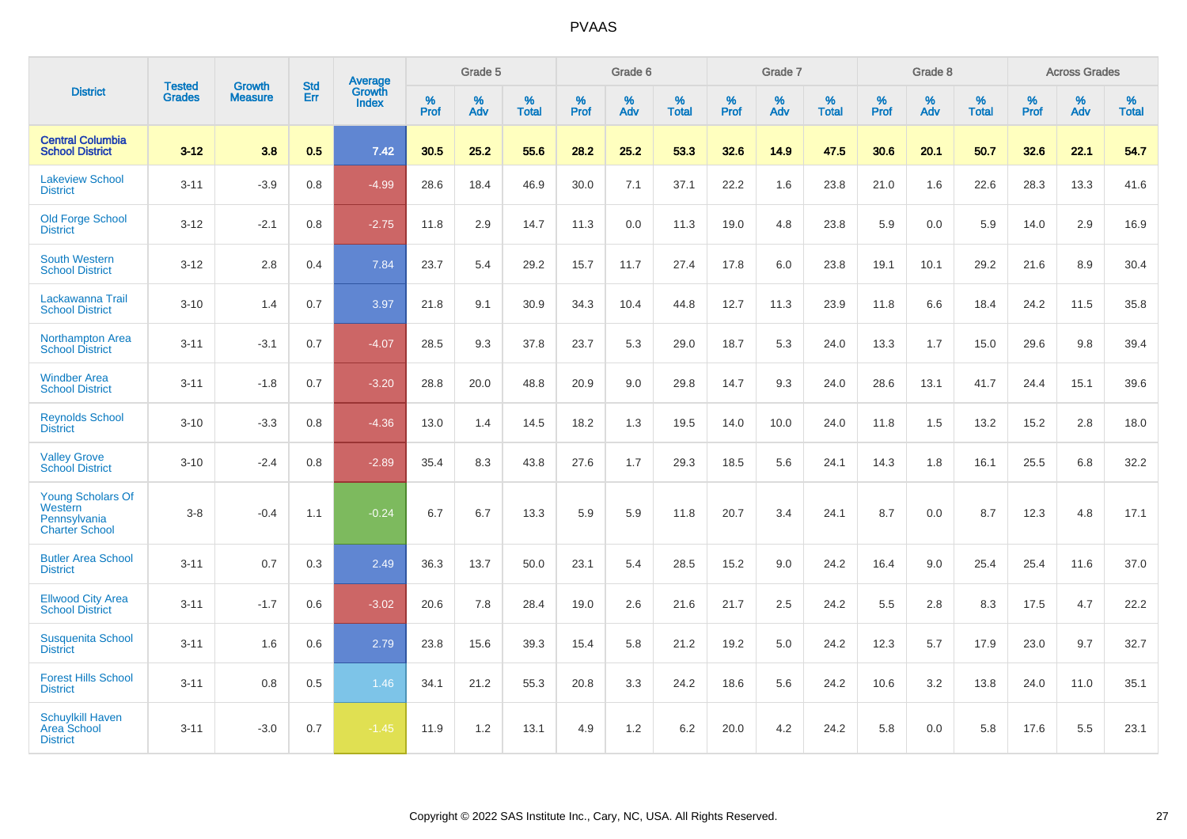# PVAAS

| District | Tested Grades | Growth Measure | Std Err | Average Growth Index | Grade 5 | | | Grade 6 | | | Grade 7 | | | Grade 8 | | | Across Grades | | |
|---|---|---|---|---|---|---|---|---|---|---|---|---|---|---|---|---|---|---|---|
| | | | | | % Prof | % Adv | % Total | % Prof | % Adv | % Total | % Prof | % Adv | % Total | % Prof | % Adv | % Total | % Prof | % Adv | % Total |
| **Central Columbia School District** | **3-12** | **3.8** | **0.5** | **7.42** | **30.5** | **25.2** | **55.6** | **28.2** | **25.2** | **53.3** | **32.6** | **14.9** | **47.5** | **30.6** | **20.1** | **50.7** | **32.6** | **22.1** | **54.7** |
| Lakeview School District | 3-11 | -3.9 | 0.8 | -4.99 | 28.6 | 18.4 | 46.9 | 30.0 | 7.1 | 37.1 | 22.2 | 1.6 | 23.8 | 21.0 | 1.6 | 22.6 | 28.3 | 13.3 | 41.6 |
| Old Forge School District | 3-12 | -2.1 | 0.8 | -2.75 | 11.8 | 2.9 | 14.7 | 11.3 | 0.0 | 11.3 | 19.0 | 4.8 | 23.8 | 5.9 | 0.0 | 5.9 | 14.0 | 2.9 | 16.9 |
| South Western School District | 3-12 | 2.8 | 0.4 | 7.84 | 23.7 | 5.4 | 29.2 | 15.7 | 11.7 | 27.4 | 17.8 | 6.0 | 23.8 | 19.1 | 10.1 | 29.2 | 21.6 | 8.9 | 30.4 |
| Lackawanna Trail School District | 3-10 | 1.4 | 0.7 | 3.97 | 21.8 | 9.1 | 30.9 | 34.3 | 10.4 | 44.8 | 12.7 | 11.3 | 23.9 | 11.8 | 6.6 | 18.4 | 24.2 | 11.5 | 35.8 |
| Northampton Area School District | 3-11 | -3.1 | 0.7 | -4.07 | 28.5 | 9.3 | 37.8 | 23.7 | 5.3 | 29.0 | 18.7 | 5.3 | 24.0 | 13.3 | 1.7 | 15.0 | 29.6 | 9.8 | 39.4 |
| Windber Area School District | 3-11 | -1.8 | 0.7 | -3.20 | 28.8 | 20.0 | 48.8 | 20.9 | 9.0 | 29.8 | 14.7 | 9.3 | 24.0 | 28.6 | 13.1 | 41.7 | 24.4 | 15.1 | 39.6 |
| Reynolds School District | 3-10 | -3.3 | 0.8 | -4.36 | 13.0 | 1.4 | 14.5 | 18.2 | 1.3 | 19.5 | 14.0 | 10.0 | 24.0 | 11.8 | 1.5 | 13.2 | 15.2 | 2.8 | 18.0 |
| Valley Grove School District | 3-10 | -2.4 | 0.8 | -2.89 | 35.4 | 8.3 | 43.8 | 27.6 | 1.7 | 29.3 | 18.5 | 5.6 | 24.1 | 14.3 | 1.8 | 16.1 | 25.5 | 6.8 | 32.2 |
| Young Scholars Of Western Pennsylvania Charter School | 3-8 | -0.4 | 1.1 | -0.24 | 6.7 | 6.7 | 13.3 | 5.9 | 5.9 | 11.8 | 20.7 | 3.4 | 24.1 | 8.7 | 0.0 | 8.7 | 12.3 | 4.8 | 17.1 |
| Butler Area School District | 3-11 | 0.7 | 0.3 | 2.49 | 36.3 | 13.7 | 50.0 | 23.1 | 5.4 | 28.5 | 15.2 | 9.0 | 24.2 | 16.4 | 9.0 | 25.4 | 25.4 | 11.6 | 37.0 |
| Ellwood City Area School District | 3-11 | -1.7 | 0.6 | -3.02 | 20.6 | 7.8 | 28.4 | 19.0 | 2.6 | 21.6 | 21.7 | 2.5 | 24.2 | 5.5 | 2.8 | 8.3 | 17.5 | 4.7 | 22.2 |
| Susquenita School District | 3-11 | 1.6 | 0.6 | 2.79 | 23.8 | 15.6 | 39.3 | 15.4 | 5.8 | 21.2 | 19.2 | 5.0 | 24.2 | 12.3 | 5.7 | 17.9 | 23.0 | 9.7 | 32.7 |
| Forest Hills School District | 3-11 | 0.8 | 0.5 | 1.46 | 34.1 | 21.2 | 55.3 | 20.8 | 3.3 | 24.2 | 18.6 | 5.6 | 24.2 | 10.6 | 3.2 | 13.8 | 24.0 | 11.0 | 35.1 |
| Schuylkill Haven Area School District | 3-11 | -3.0 | 0.7 | -1.45 | 11.9 | 1.2 | 13.1 | 4.9 | 1.2 | 6.2 | 20.0 | 4.2 | 24.2 | 5.8 | 0.0 | 5.8 | 17.6 | 5.5 | 23.1 |

Copyright © 2022 SAS Institute Inc., Cary, NC, USA. All Rights Reserved.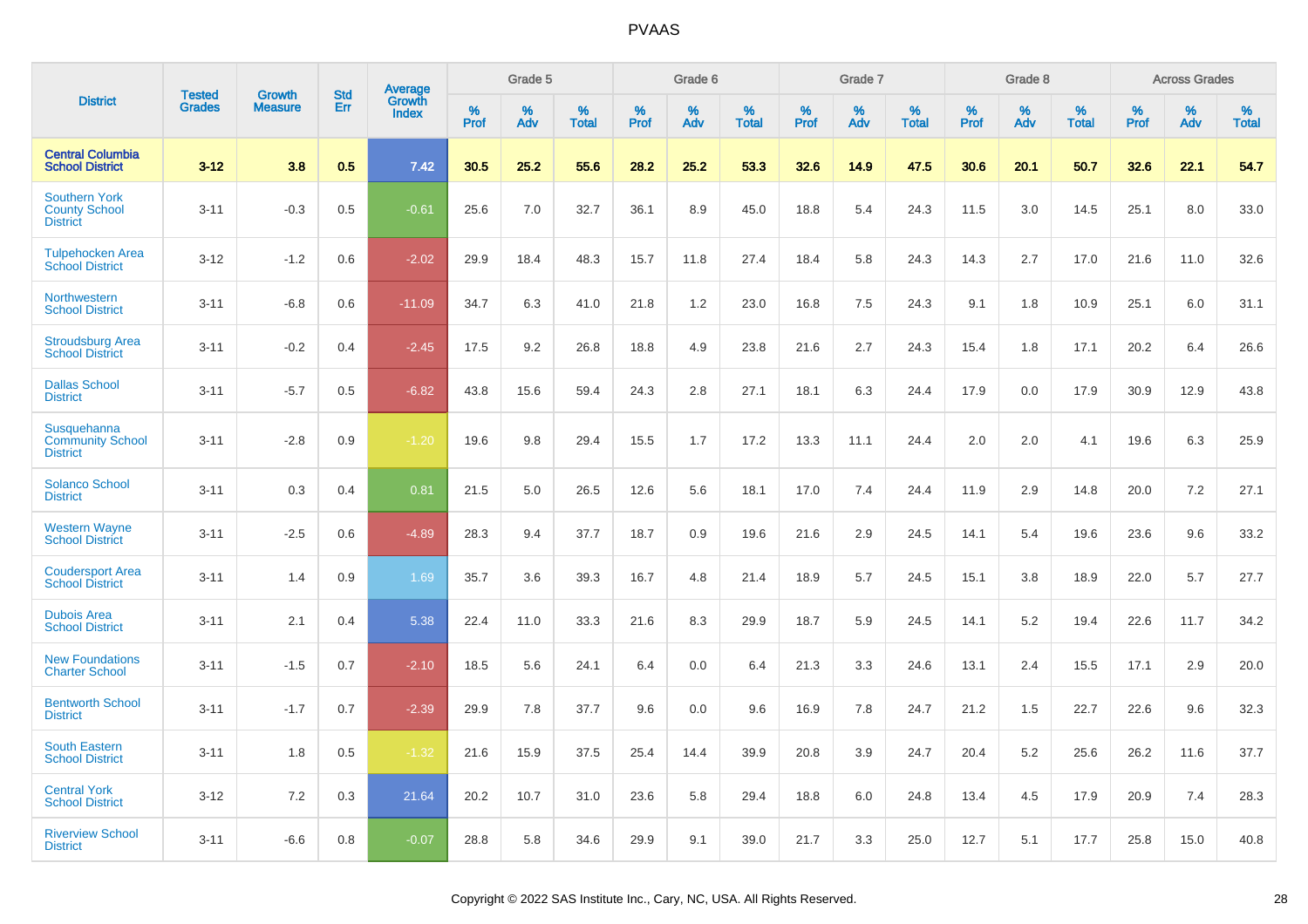# PVAAS

| District | Tested Grades | Growth Measure | Std Err | Average Growth Index | Grade 5 | | | Grade 6 | | | Grade 7 | | | Grade 8 | | | Across Grades | | |
|---|---|---|---|---|---|---|---|---|---|---|---|---|---|---|---|---|---|---|---|
| | | | | | % Prof | % Adv | % Total | % Prof | % Adv | % Total | % Prof | % Adv | % Total | % Prof | % Adv | % Total | % Prof | % Adv | % Total |
| **Central Columbia School District** | **3-12** | **3.8** | **0.5** | **7.42** | **30.5** | **25.2** | **55.6** | **28.2** | **25.2** | **53.3** | **32.6** | **14.9** | **47.5** | **30.6** | **20.1** | **50.7** | **32.6** | **22.1** | **54.7** |
| Southern York County School District | 3-11 | -0.3 | 0.5 | -0.61 | 25.6 | 7.0 | 32.7 | 36.1 | 8.9 | 45.0 | 18.8 | 5.4 | 24.3 | 11.5 | 3.0 | 14.5 | 25.1 | 8.0 | 33.0 |
| Tulpehocken Area School District | 3-12 | -1.2 | 0.6 | -2.02 | 29.9 | 18.4 | 48.3 | 15.7 | 11.8 | 27.4 | 18.4 | 5.8 | 24.3 | 14.3 | 2.7 | 17.0 | 21.6 | 11.0 | 32.6 |
| Northwestern School District | 3-11 | -6.8 | 0.6 | -11.09 | 34.7 | 6.3 | 41.0 | 21.8 | 1.2 | 23.0 | 16.8 | 7.5 | 24.3 | 9.1 | 1.8 | 10.9 | 25.1 | 6.0 | 31.1 |
| Stroudsburg Area School District | 3-11 | -0.2 | 0.4 | -2.45 | 17.5 | 9.2 | 26.8 | 18.8 | 4.9 | 23.8 | 21.6 | 2.7 | 24.3 | 15.4 | 1.8 | 17.1 | 20.2 | 6.4 | 26.6 |
| Dallas School District | 3-11 | -5.7 | 0.5 | -6.82 | 43.8 | 15.6 | 59.4 | 24.3 | 2.8 | 27.1 | 18.1 | 6.3 | 24.4 | 17.9 | 0.0 | 17.9 | 30.9 | 12.9 | 43.8 |
| Susquehanna Community School District | 3-11 | -2.8 | 0.9 | -1.20 | 19.6 | 9.8 | 29.4 | 15.5 | 1.7 | 17.2 | 13.3 | 11.1 | 24.4 | 2.0 | 2.0 | 4.1 | 19.6 | 6.3 | 25.9 |
| Solanco School District | 3-11 | 0.3 | 0.4 | 0.81 | 21.5 | 5.0 | 26.5 | 12.6 | 5.6 | 18.1 | 17.0 | 7.4 | 24.4 | 11.9 | 2.9 | 14.8 | 20.0 | 7.2 | 27.1 |
| Western Wayne School District | 3-11 | -2.5 | 0.6 | -4.89 | 28.3 | 9.4 | 37.7 | 18.7 | 0.9 | 19.6 | 21.6 | 2.9 | 24.5 | 14.1 | 5.4 | 19.6 | 23.6 | 9.6 | 33.2 |
| Coudersport Area School District | 3-11 | 1.4 | 0.9 | 1.69 | 35.7 | 3.6 | 39.3 | 16.7 | 4.8 | 21.4 | 18.9 | 5.7 | 24.5 | 15.1 | 3.8 | 18.9 | 22.0 | 5.7 | 27.7 |
| Dubois Area School District | 3-11 | 2.1 | 0.4 | 5.38 | 22.4 | 11.0 | 33.3 | 21.6 | 8.3 | 29.9 | 18.7 | 5.9 | 24.5 | 14.1 | 5.2 | 19.4 | 22.6 | 11.7 | 34.2 |
| New Foundations Charter School | 3-11 | -1.5 | 0.7 | -2.10 | 18.5 | 5.6 | 24.1 | 6.4 | 0.0 | 6.4 | 21.3 | 3.3 | 24.6 | 13.1 | 2.4 | 15.5 | 17.1 | 2.9 | 20.0 |
| Bentworth School District | 3-11 | -1.7 | 0.7 | -2.39 | 29.9 | 7.8 | 37.7 | 9.6 | 0.0 | 9.6 | 16.9 | 7.8 | 24.7 | 21.2 | 1.5 | 22.7 | 22.6 | 9.6 | 32.3 |
| South Eastern School District | 3-11 | 1.8 | 0.5 | -1.32 | 21.6 | 15.9 | 37.5 | 25.4 | 14.4 | 39.9 | 20.8 | 3.9 | 24.7 | 20.4 | 5.2 | 25.6 | 26.2 | 11.6 | 37.7 |
| Central York School District | 3-12 | 7.2 | 0.3 | 21.64 | 20.2 | 10.7 | 31.0 | 23.6 | 5.8 | 29.4 | 18.8 | 6.0 | 24.8 | 13.4 | 4.5 | 17.9 | 20.9 | 7.4 | 28.3 |
| Riverview School District | 3-11 | -6.6 | 0.8 | -0.07 | 28.8 | 5.8 | 34.6 | 29.9 | 9.1 | 39.0 | 21.7 | 3.3 | 25.0 | 12.7 | 5.1 | 17.7 | 25.8 | 15.0 | 40.8 |

Copyright © 2022 SAS Institute Inc., Cary, NC, USA. All Rights Reserved.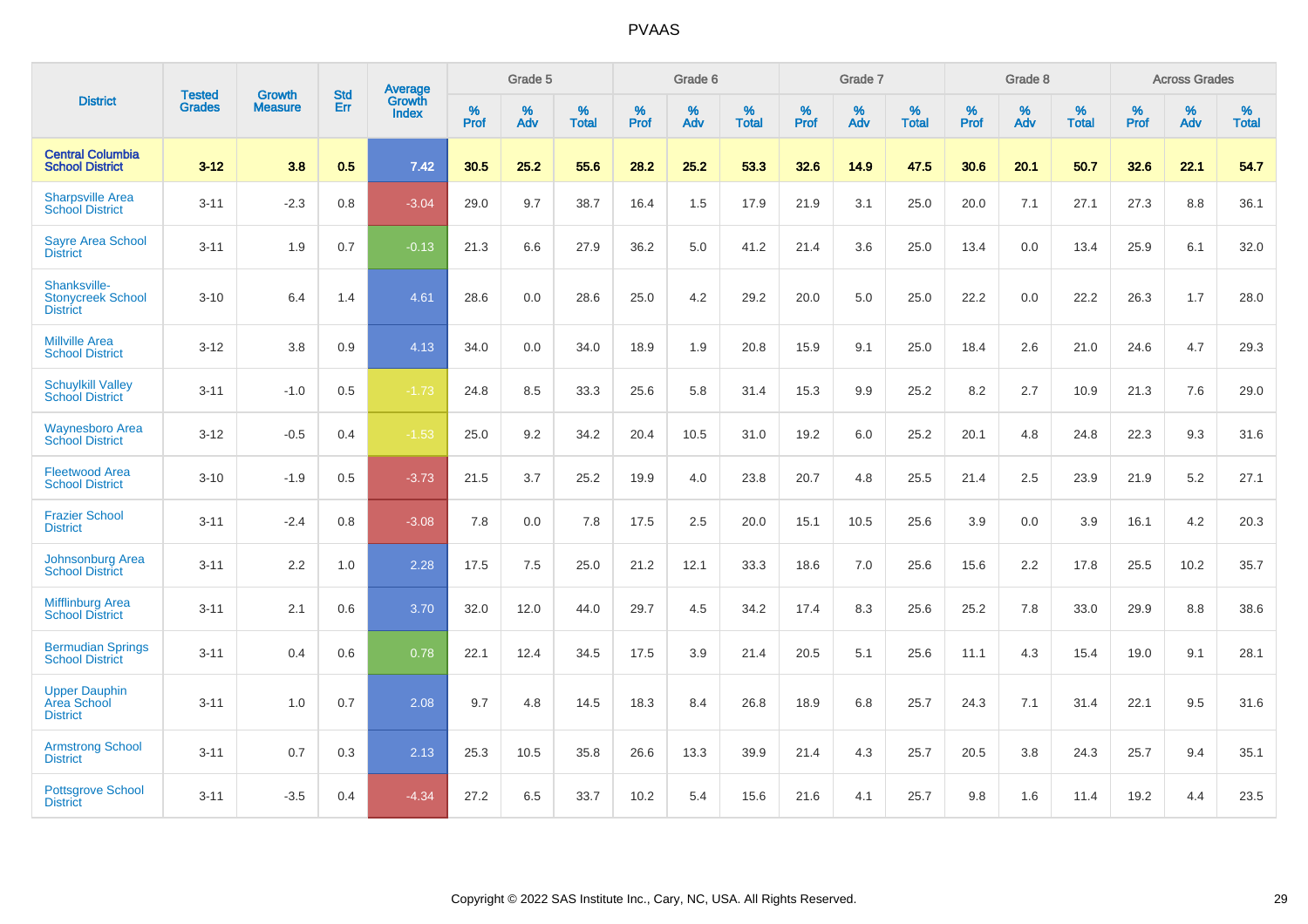# PVAAS

| District | Tested Grades | Growth Measure | Std Err | Average Growth Index | Grade 5 | | | Grade 6 | | | Grade 7 | | | Grade 8 | | | Across Grades | | |
|---|---|---|---|---|---|---|---|---|---|---|---|---|---|---|---|---|---|---|---|
| | | | | | % Prof | % Adv | % Total | % Prof | % Adv | % Total | % Prof | % Adv | % Total | % Prof | % Adv | % Total | % Prof | % Adv | % Total |
| **Central Columbia School District** | **3-12** | **3.8** | **0.5** | **7.42** | **30.5** | **25.2** | **55.6** | **28.2** | **25.2** | **53.3** | **32.6** | **14.9** | **47.5** | **30.6** | **20.1** | **50.7** | **32.6** | **22.1** | **54.7** |
| Sharpsville Area School District | 3-11 | -2.3 | 0.8 | -3.04 | 29.0 | 9.7 | 38.7 | 16.4 | 1.5 | 17.9 | 21.9 | 3.1 | 25.0 | 20.0 | 7.1 | 27.1 | 27.3 | 8.8 | 36.1 |
| Sayre Area School District | 3-11 | 1.9 | 0.7 | -0.13 | 21.3 | 6.6 | 27.9 | 36.2 | 5.0 | 41.2 | 21.4 | 3.6 | 25.0 | 13.4 | 0.0 | 13.4 | 25.9 | 6.1 | 32.0 |
| Shanksville-Stonycreek School District | 3-10 | 6.4 | 1.4 | 4.61 | 28.6 | 0.0 | 28.6 | 25.0 | 4.2 | 29.2 | 20.0 | 5.0 | 25.0 | 22.2 | 0.0 | 22.2 | 26.3 | 1.7 | 28.0 |
| Millville Area School District | 3-12 | 3.8 | 0.9 | 4.13 | 34.0 | 0.0 | 34.0 | 18.9 | 1.9 | 20.8 | 15.9 | 9.1 | 25.0 | 18.4 | 2.6 | 21.0 | 24.6 | 4.7 | 29.3 |
| Schuylkill Valley School District | 3-11 | -1.0 | 0.5 | -1.73 | 24.8 | 8.5 | 33.3 | 25.6 | 5.8 | 31.4 | 15.3 | 9.9 | 25.2 | 8.2 | 2.7 | 10.9 | 21.3 | 7.6 | 29.0 |
| Waynesboro Area School District | 3-12 | -0.5 | 0.4 | -1.53 | 25.0 | 9.2 | 34.2 | 20.4 | 10.5 | 31.0 | 19.2 | 6.0 | 25.2 | 20.1 | 4.8 | 24.8 | 22.3 | 9.3 | 31.6 |
| Fleetwood Area School District | 3-10 | -1.9 | 0.5 | -3.73 | 21.5 | 3.7 | 25.2 | 19.9 | 4.0 | 23.8 | 20.7 | 4.8 | 25.5 | 21.4 | 2.5 | 23.9 | 21.9 | 5.2 | 27.1 |
| Frazier School District | 3-11 | -2.4 | 0.8 | -3.08 | 7.8 | 0.0 | 7.8 | 17.5 | 2.5 | 20.0 | 15.1 | 10.5 | 25.6 | 3.9 | 0.0 | 3.9 | 16.1 | 4.2 | 20.3 |
| Johnsonburg Area School District | 3-11 | 2.2 | 1.0 | 2.28 | 17.5 | 7.5 | 25.0 | 21.2 | 12.1 | 33.3 | 18.6 | 7.0 | 25.6 | 15.6 | 2.2 | 17.8 | 25.5 | 10.2 | 35.7 |
| Mifflinburg Area School District | 3-11 | 2.1 | 0.6 | 3.70 | 32.0 | 12.0 | 44.0 | 29.7 | 4.5 | 34.2 | 17.4 | 8.3 | 25.6 | 25.2 | 7.8 | 33.0 | 29.9 | 8.8 | 38.6 |
| Bermudian Springs School District | 3-11 | 0.4 | 0.6 | 0.78 | 22.1 | 12.4 | 34.5 | 17.5 | 3.9 | 21.4 | 20.5 | 5.1 | 25.6 | 11.1 | 4.3 | 15.4 | 19.0 | 9.1 | 28.1 |
| Upper Dauphin Area School District | 3-11 | 1.0 | 0.7 | 2.08 | 9.7 | 4.8 | 14.5 | 18.3 | 8.4 | 26.8 | 18.9 | 6.8 | 25.7 | 24.3 | 7.1 | 31.4 | 22.1 | 9.5 | 31.6 |
| Armstrong School District | 3-11 | 0.7 | 0.3 | 2.13 | 25.3 | 10.5 | 35.8 | 26.6 | 13.3 | 39.9 | 21.4 | 4.3 | 25.7 | 20.5 | 3.8 | 24.3 | 25.7 | 9.4 | 35.1 |
| Pottsgrove School District | 3-11 | -3.5 | 0.4 | -4.34 | 27.2 | 6.5 | 33.7 | 10.2 | 5.4 | 15.6 | 21.6 | 4.1 | 25.7 | 9.8 | 1.6 | 11.4 | 19.2 | 4.4 | 23.5 |

Copyright © 2022 SAS Institute Inc., Cary, NC, USA. All Rights Reserved.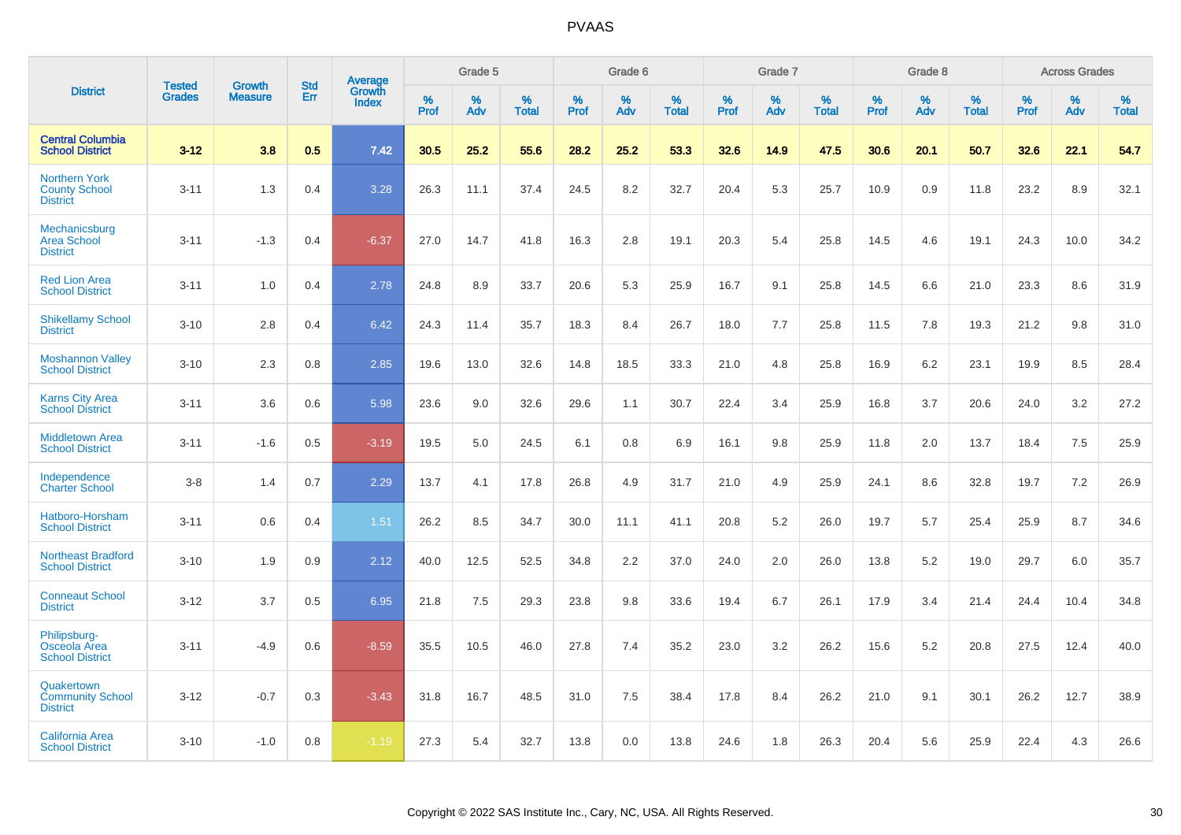# PVAAS

| District | Tested Grades | Growth Measure | Std Err | Average Growth Index | Grade 5 | | | Grade 6 | | | Grade 7 | | | Grade 8 | | | Across Grades | | |
|---|---|---|---|---|---|---|---|---|---|---|---|---|---|---|---|---|---|---|---|
| | | | | | % Prof | % Adv | % Total | % Prof | % Adv | % Total | % Prof | % Adv | % Total | % Prof | % Adv | % Total | % Prof | % Adv | % Total |
| **Central Columbia School District** | **3-12** | **3.8** | **0.5** | **7.42** | **30.5** | **25.2** | **55.6** | **28.2** | **25.2** | **53.3** | **32.6** | **14.9** | **47.5** | **30.6** | **20.1** | **50.7** | **32.6** | **22.1** | **54.7** |
| Northern York County School District | 3-11 | 1.3 | 0.4 | 3.28 | 26.3 | 11.1 | 37.4 | 24.5 | 8.2 | 32.7 | 20.4 | 5.3 | 25.7 | 10.9 | 0.9 | 11.8 | 23.2 | 8.9 | 32.1 |
| Mechanicsburg Area School District | 3-11 | -1.3 | 0.4 | -6.37 | 27.0 | 14.7 | 41.8 | 16.3 | 2.8 | 19.1 | 20.3 | 5.4 | 25.8 | 14.5 | 4.6 | 19.1 | 24.3 | 10.0 | 34.2 |
| Red Lion Area School District | 3-11 | 1.0 | 0.4 | 2.78 | 24.8 | 8.9 | 33.7 | 20.6 | 5.3 | 25.9 | 16.7 | 9.1 | 25.8 | 14.5 | 6.6 | 21.0 | 23.3 | 8.6 | 31.9 |
| Shikellamy School District | 3-10 | 2.8 | 0.4 | 6.42 | 24.3 | 11.4 | 35.7 | 18.3 | 8.4 | 26.7 | 18.0 | 7.7 | 25.8 | 11.5 | 7.8 | 19.3 | 21.2 | 9.8 | 31.0 |
| Moshannon Valley School District | 3-10 | 2.3 | 0.8 | 2.85 | 19.6 | 13.0 | 32.6 | 14.8 | 18.5 | 33.3 | 21.0 | 4.8 | 25.8 | 16.9 | 6.2 | 23.1 | 19.9 | 8.5 | 28.4 |
| Karns City Area School District | 3-11 | 3.6 | 0.6 | 5.98 | 23.6 | 9.0 | 32.6 | 29.6 | 1.1 | 30.7 | 22.4 | 3.4 | 25.9 | 16.8 | 3.7 | 20.6 | 24.0 | 3.2 | 27.2 |
| Middletown Area School District | 3-11 | -1.6 | 0.5 | -3.19 | 19.5 | 5.0 | 24.5 | 6.1 | 0.8 | 6.9 | 16.1 | 9.8 | 25.9 | 11.8 | 2.0 | 13.7 | 18.4 | 7.5 | 25.9 |
| Independence Charter School | 3-8 | 1.4 | 0.7 | 2.29 | 13.7 | 4.1 | 17.8 | 26.8 | 4.9 | 31.7 | 21.0 | 4.9 | 25.9 | 24.1 | 8.6 | 32.8 | 19.7 | 7.2 | 26.9 |
| Hatboro-Horsham School District | 3-11 | 0.6 | 0.4 | 1.51 | 26.2 | 8.5 | 34.7 | 30.0 | 11.1 | 41.1 | 20.8 | 5.2 | 26.0 | 19.7 | 5.7 | 25.4 | 25.9 | 8.7 | 34.6 |
| Northeast Bradford School District | 3-10 | 1.9 | 0.9 | 2.12 | 40.0 | 12.5 | 52.5 | 34.8 | 2.2 | 37.0 | 24.0 | 2.0 | 26.0 | 13.8 | 5.2 | 19.0 | 29.7 | 6.0 | 35.7 |
| Conneaut School District | 3-12 | 3.7 | 0.5 | 6.95 | 21.8 | 7.5 | 29.3 | 23.8 | 9.8 | 33.6 | 19.4 | 6.7 | 26.1 | 17.9 | 3.4 | 21.4 | 24.4 | 10.4 | 34.8 |
| Philipsburg-Osceola Area School District | 3-11 | -4.9 | 0.6 | -8.59 | 35.5 | 10.5 | 46.0 | 27.8 | 7.4 | 35.2 | 23.0 | 3.2 | 26.2 | 15.6 | 5.2 | 20.8 | 27.5 | 12.4 | 40.0 |
| Quakertown Community School District | 3-12 | -0.7 | 0.3 | -3.43 | 31.8 | 16.7 | 48.5 | 31.0 | 7.5 | 38.4 | 17.8 | 8.4 | 26.2 | 21.0 | 9.1 | 30.1 | 26.2 | 12.7 | 38.9 |
| California Area School District | 3-10 | -1.0 | 0.8 | -1.19 | 27.3 | 5.4 | 32.7 | 13.8 | 0.0 | 13.8 | 24.6 | 1.8 | 26.3 | 20.4 | 5.6 | 25.9 | 22.4 | 4.3 | 26.6 |

Copyright © 2022 SAS Institute Inc., Cary, NC, USA. All Rights Reserved.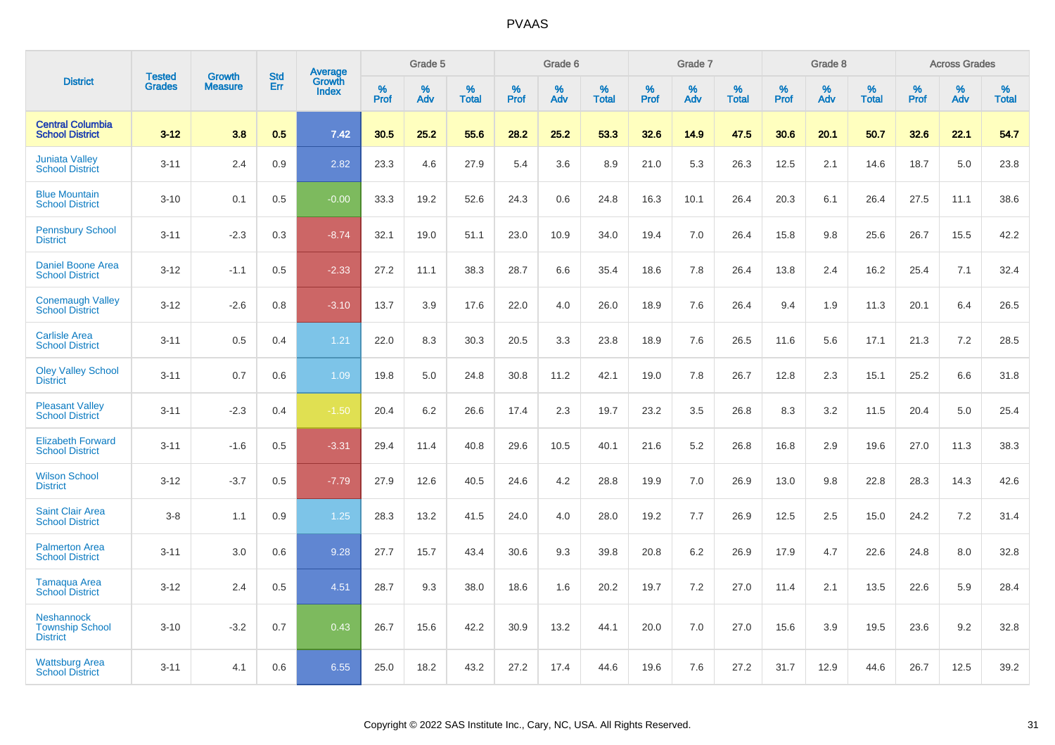| District | Tested Grades | Growth Measure | Std Err | Average Growth Index | Grade 5 | | | Grade 6 | | | Grade 7 | | | Grade 8 | | | Across Grades | | |
|---|---|---|---|---|---|---|---|---|---|---|---|---|---|---|---|---|---|---|---|
| | | | | | % Prof | % Adv | % Total | % Prof | % Adv | % Total | % Prof | % Adv | % Total | % Prof | % Adv | % Total | % Prof | % Adv | % Total |
| **Central Columbia School District** | **3-12** | **3.8** | **0.5** | **7.42** | **30.5** | **25.2** | **55.6** | **28.2** | **25.2** | **53.3** | **32.6** | **14.9** | **47.5** | **30.6** | **20.1** | **50.7** | **32.6** | **22.1** | **54.7** |
| Juniata Valley School District | 3-11 | 2.4 | 0.9 | 2.82 | 23.3 | 4.6 | 27.9 | 5.4 | 3.6 | 8.9 | 21.0 | 5.3 | 26.3 | 12.5 | 2.1 | 14.6 | 18.7 | 5.0 | 23.8 |
| Blue Mountain School District | 3-10 | 0.1 | 0.5 | -0.00 | 33.3 | 19.2 | 52.6 | 24.3 | 0.6 | 24.8 | 16.3 | 10.1 | 26.4 | 20.3 | 6.1 | 26.4 | 27.5 | 11.1 | 38.6 |
| Pennsbury School District | 3-11 | -2.3 | 0.3 | -8.74 | 32.1 | 19.0 | 51.1 | 23.0 | 10.9 | 34.0 | 19.4 | 7.0 | 26.4 | 15.8 | 9.8 | 25.6 | 26.7 | 15.5 | 42.2 |
| Daniel Boone Area School District | 3-12 | -1.1 | 0.5 | -2.33 | 27.2 | 11.1 | 38.3 | 28.7 | 6.6 | 35.4 | 18.6 | 7.8 | 26.4 | 13.8 | 2.4 | 16.2 | 25.4 | 7.1 | 32.4 |
| Conemaugh Valley School District | 3-12 | -2.6 | 0.8 | -3.10 | 13.7 | 3.9 | 17.6 | 22.0 | 4.0 | 26.0 | 18.9 | 7.6 | 26.4 | 9.4 | 1.9 | 11.3 | 20.1 | 6.4 | 26.5 |
| Carlisle Area School District | 3-11 | 0.5 | 0.4 | 1.21 | 22.0 | 8.3 | 30.3 | 20.5 | 3.3 | 23.8 | 18.9 | 7.6 | 26.5 | 11.6 | 5.6 | 17.1 | 21.3 | 7.2 | 28.5 |
| Oley Valley School District | 3-11 | 0.7 | 0.6 | 1.09 | 19.8 | 5.0 | 24.8 | 30.8 | 11.2 | 42.1 | 19.0 | 7.8 | 26.7 | 12.8 | 2.3 | 15.1 | 25.2 | 6.6 | 31.8 |
| Pleasant Valley School District | 3-11 | -2.3 | 0.4 | -1.50 | 20.4 | 6.2 | 26.6 | 17.4 | 2.3 | 19.7 | 23.2 | 3.5 | 26.8 | 8.3 | 3.2 | 11.5 | 20.4 | 5.0 | 25.4 |
| Elizabeth Forward School District | 3-11 | -1.6 | 0.5 | -3.31 | 29.4 | 11.4 | 40.8 | 29.6 | 10.5 | 40.1 | 21.6 | 5.2 | 26.8 | 16.8 | 2.9 | 19.6 | 27.0 | 11.3 | 38.3 |
| Wilson School District | 3-12 | -3.7 | 0.5 | -7.79 | 27.9 | 12.6 | 40.5 | 24.6 | 4.2 | 28.8 | 19.9 | 7.0 | 26.9 | 13.0 | 9.8 | 22.8 | 28.3 | 14.3 | 42.6 |
| Saint Clair Area School District | 3-8 | 1.1 | 0.9 | 1.25 | 28.3 | 13.2 | 41.5 | 24.0 | 4.0 | 28.0 | 19.2 | 7.7 | 26.9 | 12.5 | 2.5 | 15.0 | 24.2 | 7.2 | 31.4 |
| Palmerton Area School District | 3-11 | 3.0 | 0.6 | 9.28 | 27.7 | 15.7 | 43.4 | 30.6 | 9.3 | 39.8 | 20.8 | 6.2 | 26.9 | 17.9 | 4.7 | 22.6 | 24.8 | 8.0 | 32.8 |
| Tamaqua Area School District | 3-12 | 2.4 | 0.5 | 4.51 | 28.7 | 9.3 | 38.0 | 18.6 | 1.6 | 20.2 | 19.7 | 7.2 | 27.0 | 11.4 | 2.1 | 13.5 | 22.6 | 5.9 | 28.4 |
| Neshannock Township School District | 3-10 | -3.2 | 0.7 | 0.43 | 26.7 | 15.6 | 42.2 | 30.9 | 13.2 | 44.1 | 20.0 | 7.0 | 27.0 | 15.6 | 3.9 | 19.5 | 23.6 | 9.2 | 32.8 |
| Wattsburg Area School District | 3-11 | 4.1 | 0.6 | 6.55 | 25.0 | 18.2 | 43.2 | 27.2 | 17.4 | 44.6 | 19.6 | 7.6 | 27.2 | 31.7 | 12.9 | 44.6 | 26.7 | 12.5 | 39.2 |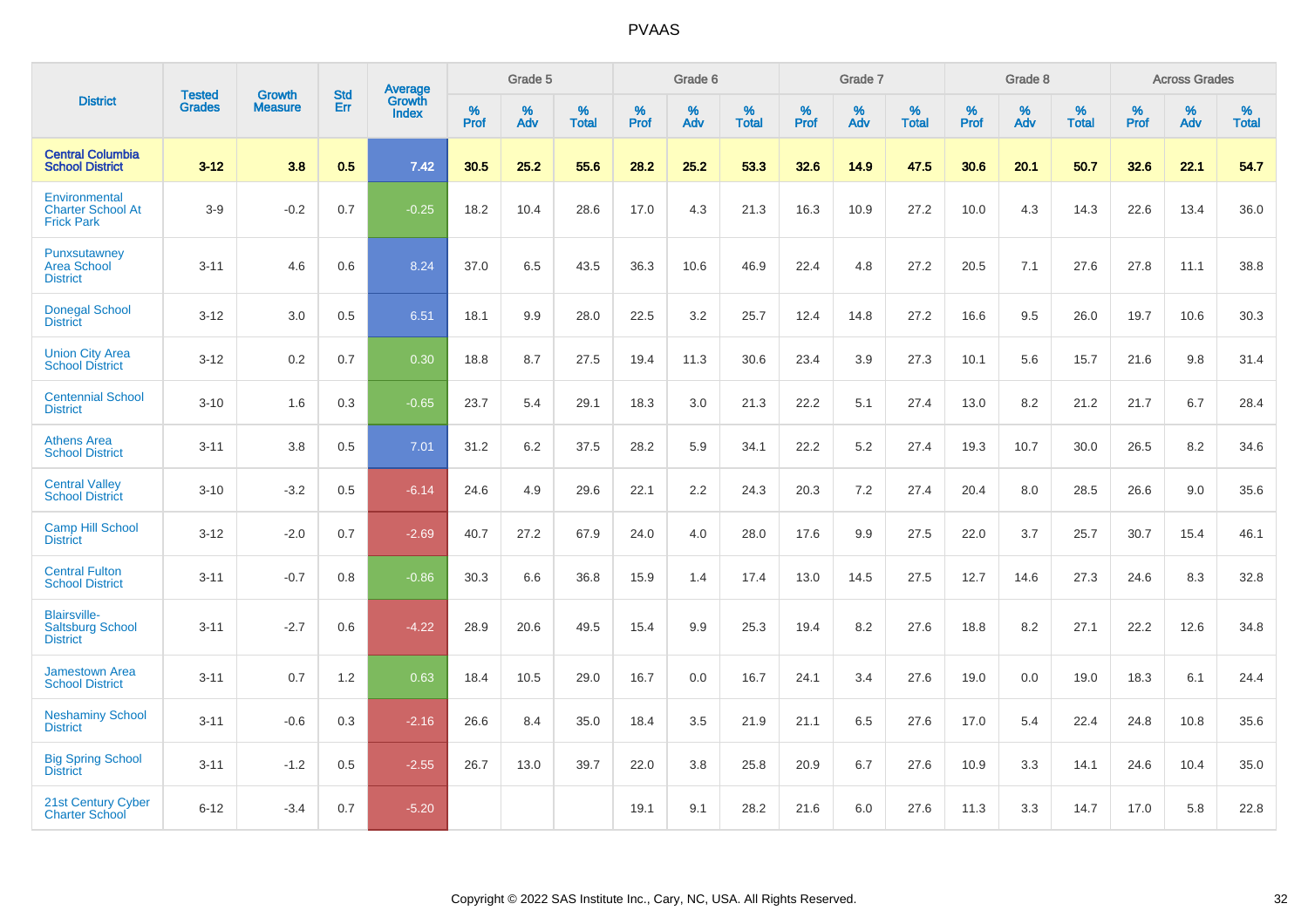# PVAAS

| District | Tested Grades | Growth Measure | Std Err | Average Growth Index | Grade 5 | | | Grade 6 | | | Grade 7 | | | Grade 8 | | | Across Grades | | |
|---|---|---|---|---|---|---|---|---|---|---|---|---|---|---|---|---|---|---|---|
| | | | | | % Prof | % Adv | % Total | % Prof | % Adv | % Total | % Prof | % Adv | % Total | % Prof | % Adv | % Total | % Prof | % Adv | % Total |
| **Central Columbia School District** | **3-12** | **3.8** | **0.5** | **7.42** | **30.5** | **25.2** | **55.6** | **28.2** | **25.2** | **53.3** | **32.6** | **14.9** | **47.5** | **30.6** | **20.1** | **50.7** | **32.6** | **22.1** | **54.7** |
| Environmental Charter School At Frick Park | 3-9 | -0.2 | 0.7 | -0.25 | 18.2 | 10.4 | 28.6 | 17.0 | 4.3 | 21.3 | 16.3 | 10.9 | 27.2 | 10.0 | 4.3 | 14.3 | 22.6 | 13.4 | 36.0 |
| Punxsutawney Area School District | 3-11 | 4.6 | 0.6 | 8.24 | 37.0 | 6.5 | 43.5 | 36.3 | 10.6 | 46.9 | 22.4 | 4.8 | 27.2 | 20.5 | 7.1 | 27.6 | 27.8 | 11.1 | 38.8 |
| Donegal School District | 3-12 | 3.0 | 0.5 | 6.51 | 18.1 | 9.9 | 28.0 | 22.5 | 3.2 | 25.7 | 12.4 | 14.8 | 27.2 | 16.6 | 9.5 | 26.0 | 19.7 | 10.6 | 30.3 |
| Union City Area School District | 3-12 | 0.2 | 0.7 | 0.30 | 18.8 | 8.7 | 27.5 | 19.4 | 11.3 | 30.6 | 23.4 | 3.9 | 27.3 | 10.1 | 5.6 | 15.7 | 21.6 | 9.8 | 31.4 |
| Centennial School District | 3-10 | 1.6 | 0.3 | -0.65 | 23.7 | 5.4 | 29.1 | 18.3 | 3.0 | 21.3 | 22.2 | 5.1 | 27.4 | 13.0 | 8.2 | 21.2 | 21.7 | 6.7 | 28.4 |
| Athens Area School District | 3-11 | 3.8 | 0.5 | 7.01 | 31.2 | 6.2 | 37.5 | 28.2 | 5.9 | 34.1 | 22.2 | 5.2 | 27.4 | 19.3 | 10.7 | 30.0 | 26.5 | 8.2 | 34.6 |
| Central Valley School District | 3-10 | -3.2 | 0.5 | -6.14 | 24.6 | 4.9 | 29.6 | 22.1 | 2.2 | 24.3 | 20.3 | 7.2 | 27.4 | 20.4 | 8.0 | 28.5 | 26.6 | 9.0 | 35.6 |
| Camp Hill School District | 3-12 | -2.0 | 0.7 | -2.69 | 40.7 | 27.2 | 67.9 | 24.0 | 4.0 | 28.0 | 17.6 | 9.9 | 27.5 | 22.0 | 3.7 | 25.7 | 30.7 | 15.4 | 46.1 |
| Central Fulton School District | 3-11 | -0.7 | 0.8 | -0.86 | 30.3 | 6.6 | 36.8 | 15.9 | 1.4 | 17.4 | 13.0 | 14.5 | 27.5 | 12.7 | 14.6 | 27.3 | 24.6 | 8.3 | 32.8 |
| Blairsville-Saltsburg School District | 3-11 | -2.7 | 0.6 | -4.22 | 28.9 | 20.6 | 49.5 | 15.4 | 9.9 | 25.3 | 19.4 | 8.2 | 27.6 | 18.8 | 8.2 | 27.1 | 22.2 | 12.6 | 34.8 |
| Jamestown Area School District | 3-11 | 0.7 | 1.2 | 0.63 | 18.4 | 10.5 | 29.0 | 16.7 | 0.0 | 16.7 | 24.1 | 3.4 | 27.6 | 19.0 | 0.0 | 19.0 | 18.3 | 6.1 | 24.4 |
| Neshaminy School District | 3-11 | -0.6 | 0.3 | -2.16 | 26.6 | 8.4 | 35.0 | 18.4 | 3.5 | 21.9 | 21.1 | 6.5 | 27.6 | 17.0 | 5.4 | 22.4 | 24.8 | 10.8 | 35.6 |
| Big Spring School District | 3-11 | -1.2 | 0.5 | -2.55 | 26.7 | 13.0 | 39.7 | 22.0 | 3.8 | 25.8 | 20.9 | 6.7 | 27.6 | 10.9 | 3.3 | 14.1 | 24.6 | 10.4 | 35.0 |
| 21st Century Cyber Charter School | 6-12 | -3.4 | 0.7 | -5.20 | | | | 19.1 | 9.1 | 28.2 | 21.6 | 6.0 | 27.6 | 11.3 | 3.3 | 14.7 | 17.0 | 5.8 | 22.8 |

Copyright © 2022 SAS Institute Inc., Cary, NC, USA. All Rights Reserved.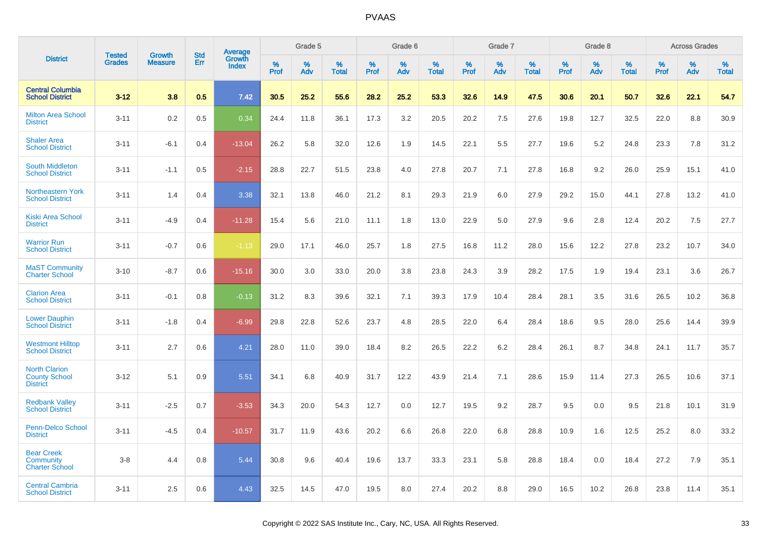# PVAAS

| District | Tested Grades | Growth Measure | Std Err | Average Growth Index | Grade 5 | | | Grade 6 | | | Grade 7 | | | Grade 8 | | | Across Grades | | |
|---|---|---|---|---|---|---|---|---|---|---|---|---|---|---|---|---|---|---|---|
| | | | | | % Prof | % Adv | % Total | % Prof | % Adv | % Total | % Prof | % Adv | % Total | % Prof | % Adv | % Total | % Prof | % Adv | % Total |
| **Central Columbia School District** | **3-12** | **3.8** | **0.5** | **7.42** | **30.5** | **25.2** | **55.6** | **28.2** | **25.2** | **53.3** | **32.6** | **14.9** | **47.5** | **30.6** | **20.1** | **50.7** | **32.6** | **22.1** | **54.7** |
| Milton Area School District | 3-11 | 0.2 | 0.5 | 0.34 | 24.4 | 11.8 | 36.1 | 17.3 | 3.2 | 20.5 | 20.2 | 7.5 | 27.6 | 19.8 | 12.7 | 32.5 | 22.0 | 8.8 | 30.9 |
| Shaler Area School District | 3-11 | -6.1 | 0.4 | -13.04 | 26.2 | 5.8 | 32.0 | 12.6 | 1.9 | 14.5 | 22.1 | 5.5 | 27.7 | 19.6 | 5.2 | 24.8 | 23.3 | 7.8 | 31.2 |
| South Middleton School District | 3-11 | -1.1 | 0.5 | -2.15 | 28.8 | 22.7 | 51.5 | 23.8 | 4.0 | 27.8 | 20.7 | 7.1 | 27.8 | 16.8 | 9.2 | 26.0 | 25.9 | 15.1 | 41.0 |
| Northeastern York School District | 3-11 | 1.4 | 0.4 | 3.38 | 32.1 | 13.8 | 46.0 | 21.2 | 8.1 | 29.3 | 21.9 | 6.0 | 27.9 | 29.2 | 15.0 | 44.1 | 27.8 | 13.2 | 41.0 |
| Kiski Area School District | 3-11 | -4.9 | 0.4 | -11.28 | 15.4 | 5.6 | 21.0 | 11.1 | 1.8 | 13.0 | 22.9 | 5.0 | 27.9 | 9.6 | 2.8 | 12.4 | 20.2 | 7.5 | 27.7 |
| Warrior Run School District | 3-11 | -0.7 | 0.6 | -1.13 | 29.0 | 17.1 | 46.0 | 25.7 | 1.8 | 27.5 | 16.8 | 11.2 | 28.0 | 15.6 | 12.2 | 27.8 | 23.2 | 10.7 | 34.0 |
| MaST Community Charter School | 3-10 | -8.7 | 0.6 | -15.16 | 30.0 | 3.0 | 33.0 | 20.0 | 3.8 | 23.8 | 24.3 | 3.9 | 28.2 | 17.5 | 1.9 | 19.4 | 23.1 | 3.6 | 26.7 |
| Clarion Area School District | 3-11 | -0.1 | 0.8 | -0.13 | 31.2 | 8.3 | 39.6 | 32.1 | 7.1 | 39.3 | 17.9 | 10.4 | 28.4 | 28.1 | 3.5 | 31.6 | 26.5 | 10.2 | 36.8 |
| Lower Dauphin School District | 3-11 | -1.8 | 0.4 | -6.99 | 29.8 | 22.8 | 52.6 | 23.7 | 4.8 | 28.5 | 22.0 | 6.4 | 28.4 | 18.6 | 9.5 | 28.0 | 25.6 | 14.4 | 39.9 |
| Westmont Hilltop School District | 3-11 | 2.7 | 0.6 | 4.21 | 28.0 | 11.0 | 39.0 | 18.4 | 8.2 | 26.5 | 22.2 | 6.2 | 28.4 | 26.1 | 8.7 | 34.8 | 24.1 | 11.7 | 35.7 |
| North Clarion County School District | 3-12 | 5.1 | 0.9 | 5.51 | 34.1 | 6.8 | 40.9 | 31.7 | 12.2 | 43.9 | 21.4 | 7.1 | 28.6 | 15.9 | 11.4 | 27.3 | 26.5 | 10.6 | 37.1 |
| Redbank Valley School District | 3-11 | -2.5 | 0.7 | -3.53 | 34.3 | 20.0 | 54.3 | 12.7 | 0.0 | 12.7 | 19.5 | 9.2 | 28.7 | 9.5 | 0.0 | 9.5 | 21.8 | 10.1 | 31.9 |
| Penn-Delco School District | 3-11 | -4.5 | 0.4 | -10.57 | 31.7 | 11.9 | 43.6 | 20.2 | 6.6 | 26.8 | 22.0 | 6.8 | 28.8 | 10.9 | 1.6 | 12.5 | 25.2 | 8.0 | 33.2 |
| Bear Creek Community Charter School | 3-8 | 4.4 | 0.8 | 5.44 | 30.8 | 9.6 | 40.4 | 19.6 | 13.7 | 33.3 | 23.1 | 5.8 | 28.8 | 18.4 | 0.0 | 18.4 | 27.2 | 7.9 | 35.1 |
| Central Cambria School District | 3-11 | 2.5 | 0.6 | 4.43 | 32.5 | 14.5 | 47.0 | 19.5 | 8.0 | 27.4 | 20.2 | 8.8 | 29.0 | 16.5 | 10.2 | 26.8 | 23.8 | 11.4 | 35.1 |

Copyright © 2022 SAS Institute Inc., Cary, NC, USA. All Rights Reserved.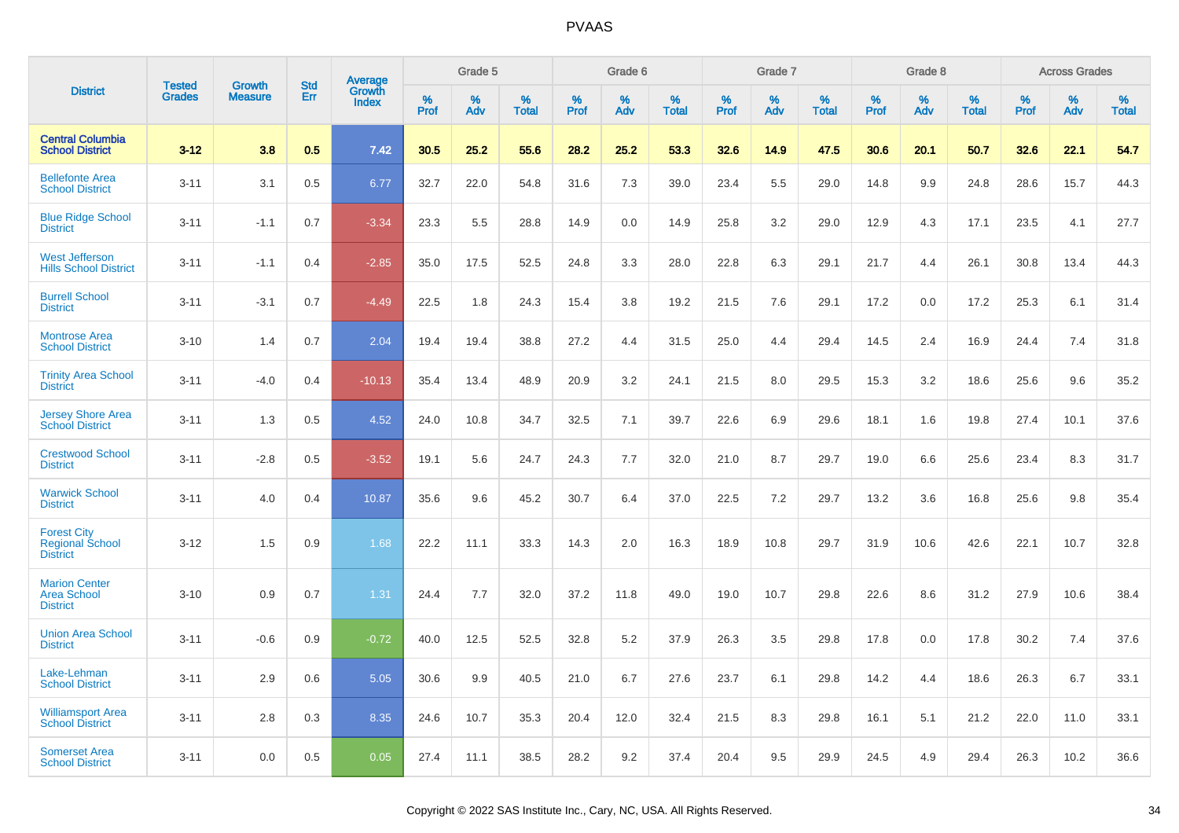# PVAAS

| District | Tested Grades | Growth Measure | Std Err | Average Growth Index | Grade 5 | | | Grade 6 | | | Grade 7 | | | Grade 8 | | | Across Grades | | |
|---|---|---|---|---|---|---|---|---|---|---|---|---|---|---|---|---|---|---|---|
| | | | | | % Prof | % Adv | % Total | % Prof | % Adv | % Total | % Prof | % Adv | % Total | % Prof | % Adv | % Total | % Prof | % Adv | % Total |
| **Central Columbia School District** | **3-12** | **3.8** | **0.5** | **7.42** | **30.5** | **25.2** | **55.6** | **28.2** | **25.2** | **53.3** | **32.6** | **14.9** | **47.5** | **30.6** | **20.1** | **50.7** | **32.6** | **22.1** | **54.7** |
| Bellefonte Area School District | 3-11 | 3.1 | 0.5 | 6.77 | 32.7 | 22.0 | 54.8 | 31.6 | 7.3 | 39.0 | 23.4 | 5.5 | 29.0 | 14.8 | 9.9 | 24.8 | 28.6 | 15.7 | 44.3 |
| Blue Ridge School District | 3-11 | -1.1 | 0.7 | -3.34 | 23.3 | 5.5 | 28.8 | 14.9 | 0.0 | 14.9 | 25.8 | 3.2 | 29.0 | 12.9 | 4.3 | 17.1 | 23.5 | 4.1 | 27.7 |
| West Jefferson Hills School District | 3-11 | -1.1 | 0.4 | -2.85 | 35.0 | 17.5 | 52.5 | 24.8 | 3.3 | 28.0 | 22.8 | 6.3 | 29.1 | 21.7 | 4.4 | 26.1 | 30.8 | 13.4 | 44.3 |
| Burrell School District | 3-11 | -3.1 | 0.7 | -4.49 | 22.5 | 1.8 | 24.3 | 15.4 | 3.8 | 19.2 | 21.5 | 7.6 | 29.1 | 17.2 | 0.0 | 17.2 | 25.3 | 6.1 | 31.4 |
| Montrose Area School District | 3-10 | 1.4 | 0.7 | 2.04 | 19.4 | 19.4 | 38.8 | 27.2 | 4.4 | 31.5 | 25.0 | 4.4 | 29.4 | 14.5 | 2.4 | 16.9 | 24.4 | 7.4 | 31.8 |
| Trinity Area School District | 3-11 | -4.0 | 0.4 | -10.13 | 35.4 | 13.4 | 48.9 | 20.9 | 3.2 | 24.1 | 21.5 | 8.0 | 29.5 | 15.3 | 3.2 | 18.6 | 25.6 | 9.6 | 35.2 |
| Jersey Shore Area School District | 3-11 | 1.3 | 0.5 | 4.52 | 24.0 | 10.8 | 34.7 | 32.5 | 7.1 | 39.7 | 22.6 | 6.9 | 29.6 | 18.1 | 1.6 | 19.8 | 27.4 | 10.1 | 37.6 |
| Crestwood School District | 3-11 | -2.8 | 0.5 | -3.52 | 19.1 | 5.6 | 24.7 | 24.3 | 7.7 | 32.0 | 21.0 | 8.7 | 29.7 | 19.0 | 6.6 | 25.6 | 23.4 | 8.3 | 31.7 |
| Warwick School District | 3-11 | 4.0 | 0.4 | 10.87 | 35.6 | 9.6 | 45.2 | 30.7 | 6.4 | 37.0 | 22.5 | 7.2 | 29.7 | 13.2 | 3.6 | 16.8 | 25.6 | 9.8 | 35.4 |
| Forest City Regional School District | 3-12 | 1.5 | 0.9 | 1.68 | 22.2 | 11.1 | 33.3 | 14.3 | 2.0 | 16.3 | 18.9 | 10.8 | 29.7 | 31.9 | 10.6 | 42.6 | 22.1 | 10.7 | 32.8 |
| Marion Center Area School District | 3-10 | 0.9 | 0.7 | 1.31 | 24.4 | 7.7 | 32.0 | 37.2 | 11.8 | 49.0 | 19.0 | 10.7 | 29.8 | 22.6 | 8.6 | 31.2 | 27.9 | 10.6 | 38.4 |
| Union Area School District | 3-11 | -0.6 | 0.9 | -0.72 | 40.0 | 12.5 | 52.5 | 32.8 | 5.2 | 37.9 | 26.3 | 3.5 | 29.8 | 17.8 | 0.0 | 17.8 | 30.2 | 7.4 | 37.6 |
| Lake-Lehman School District | 3-11 | 2.9 | 0.6 | 5.05 | 30.6 | 9.9 | 40.5 | 21.0 | 6.7 | 27.6 | 23.7 | 6.1 | 29.8 | 14.2 | 4.4 | 18.6 | 26.3 | 6.7 | 33.1 |
| Williamsport Area School District | 3-11 | 2.8 | 0.3 | 8.35 | 24.6 | 10.7 | 35.3 | 20.4 | 12.0 | 32.4 | 21.5 | 8.3 | 29.8 | 16.1 | 5.1 | 21.2 | 22.0 | 11.0 | 33.1 |
| Somerset Area School District | 3-11 | 0.0 | 0.5 | 0.05 | 27.4 | 11.1 | 38.5 | 28.2 | 9.2 | 37.4 | 20.4 | 9.5 | 29.9 | 24.5 | 4.9 | 29.4 | 26.3 | 10.2 | 36.6 |

Copyright © 2022 SAS Institute Inc., Cary, NC, USA. All Rights Reserved.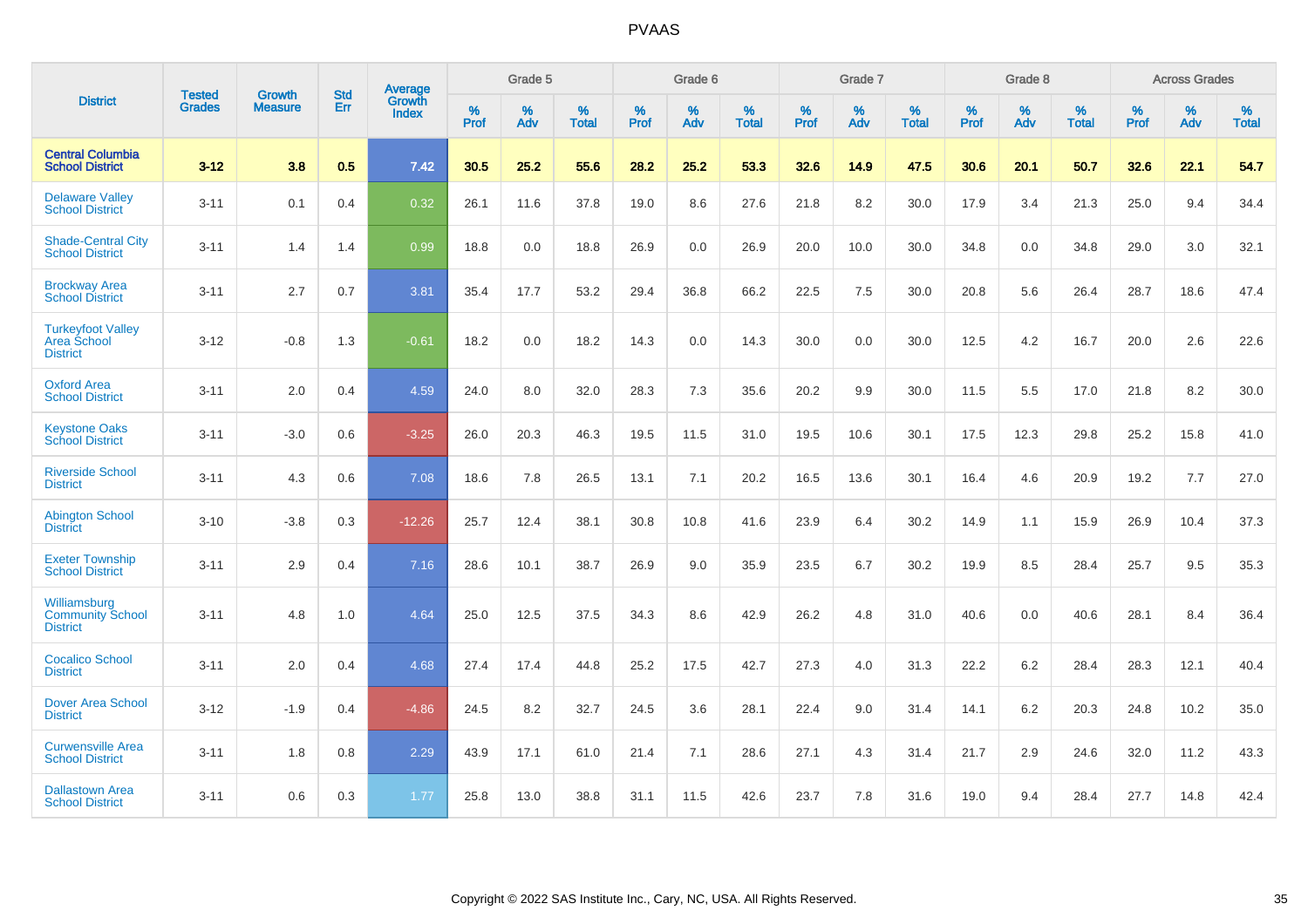| District | Tested Grades | Growth Measure | Std Err | Average Growth Index | Grade 5 | | | Grade 6 | | | Grade 7 | | | Grade 8 | | | Across Grades | | |
|---|---|---|---|---|---|---|---|---|---|---|---|---|---|---|---|---|---|---|---|
| | | | | | % Prof | % Adv | % Total | % Prof | % Adv | % Total | % Prof | % Adv | % Total | % Prof | % Adv | % Total | % Prof | % Adv | % Total |
| **Central Columbia School District** | **3-12** | **3.8** | **0.5** | **7.42** | **30.5** | **25.2** | **55.6** | **28.2** | **25.2** | **53.3** | **32.6** | **14.9** | **47.5** | **30.6** | **20.1** | **50.7** | **32.6** | **22.1** | **54.7** |
| Delaware Valley School District | 3-11 | 0.1 | 0.4 | 0.32 | 26.1 | 11.6 | 37.8 | 19.0 | 8.6 | 27.6 | 21.8 | 8.2 | 30.0 | 17.9 | 3.4 | 21.3 | 25.0 | 9.4 | 34.4 |
| Shade-Central City School District | 3-11 | 1.4 | 1.4 | 0.99 | 18.8 | 0.0 | 18.8 | 26.9 | 0.0 | 26.9 | 20.0 | 10.0 | 30.0 | 34.8 | 0.0 | 34.8 | 29.0 | 3.0 | 32.1 |
| Brockway Area School District | 3-11 | 2.7 | 0.7 | 3.81 | 35.4 | 17.7 | 53.2 | 29.4 | 36.8 | 66.2 | 22.5 | 7.5 | 30.0 | 20.8 | 5.6 | 26.4 | 28.7 | 18.6 | 47.4 |
| Turkeyfoot Valley Area School District | 3-12 | -0.8 | 1.3 | -0.61 | 18.2 | 0.0 | 18.2 | 14.3 | 0.0 | 14.3 | 30.0 | 0.0 | 30.0 | 12.5 | 4.2 | 16.7 | 20.0 | 2.6 | 22.6 |
| Oxford Area School District | 3-11 | 2.0 | 0.4 | 4.59 | 24.0 | 8.0 | 32.0 | 28.3 | 7.3 | 35.6 | 20.2 | 9.9 | 30.0 | 11.5 | 5.5 | 17.0 | 21.8 | 8.2 | 30.0 |
| Keystone Oaks School District | 3-11 | -3.0 | 0.6 | -3.25 | 26.0 | 20.3 | 46.3 | 19.5 | 11.5 | 31.0 | 19.5 | 10.6 | 30.1 | 17.5 | 12.3 | 29.8 | 25.2 | 15.8 | 41.0 |
| Riverside School District | 3-11 | 4.3 | 0.6 | 7.08 | 18.6 | 7.8 | 26.5 | 13.1 | 7.1 | 20.2 | 16.5 | 13.6 | 30.1 | 16.4 | 4.6 | 20.9 | 19.2 | 7.7 | 27.0 |
| Abington School District | 3-10 | -3.8 | 0.3 | -12.26 | 25.7 | 12.4 | 38.1 | 30.8 | 10.8 | 41.6 | 23.9 | 6.4 | 30.2 | 14.9 | 1.1 | 15.9 | 26.9 | 10.4 | 37.3 |
| Exeter Township School District | 3-11 | 2.9 | 0.4 | 7.16 | 28.6 | 10.1 | 38.7 | 26.9 | 9.0 | 35.9 | 23.5 | 6.7 | 30.2 | 19.9 | 8.5 | 28.4 | 25.7 | 9.5 | 35.3 |
| Williamsburg Community School District | 3-11 | 4.8 | 1.0 | 4.64 | 25.0 | 12.5 | 37.5 | 34.3 | 8.6 | 42.9 | 26.2 | 4.8 | 31.0 | 40.6 | 0.0 | 40.6 | 28.1 | 8.4 | 36.4 |
| Cocalico School District | 3-11 | 2.0 | 0.4 | 4.68 | 27.4 | 17.4 | 44.8 | 25.2 | 17.5 | 42.7 | 27.3 | 4.0 | 31.3 | 22.2 | 6.2 | 28.4 | 28.3 | 12.1 | 40.4 |
| Dover Area School District | 3-12 | -1.9 | 0.4 | -4.86 | 24.5 | 8.2 | 32.7 | 24.5 | 3.6 | 28.1 | 22.4 | 9.0 | 31.4 | 14.1 | 6.2 | 20.3 | 24.8 | 10.2 | 35.0 |
| Curwensville Area School District | 3-11 | 1.8 | 0.8 | 2.29 | 43.9 | 17.1 | 61.0 | 21.4 | 7.1 | 28.6 | 27.1 | 4.3 | 31.4 | 21.7 | 2.9 | 24.6 | 32.0 | 11.2 | 43.3 |
| Dallastown Area School District | 3-11 | 0.6 | 0.3 | 1.77 | 25.8 | 13.0 | 38.8 | 31.1 | 11.5 | 42.6 | 23.7 | 7.8 | 31.6 | 19.0 | 9.4 | 28.4 | 27.7 | 14.8 | 42.4 |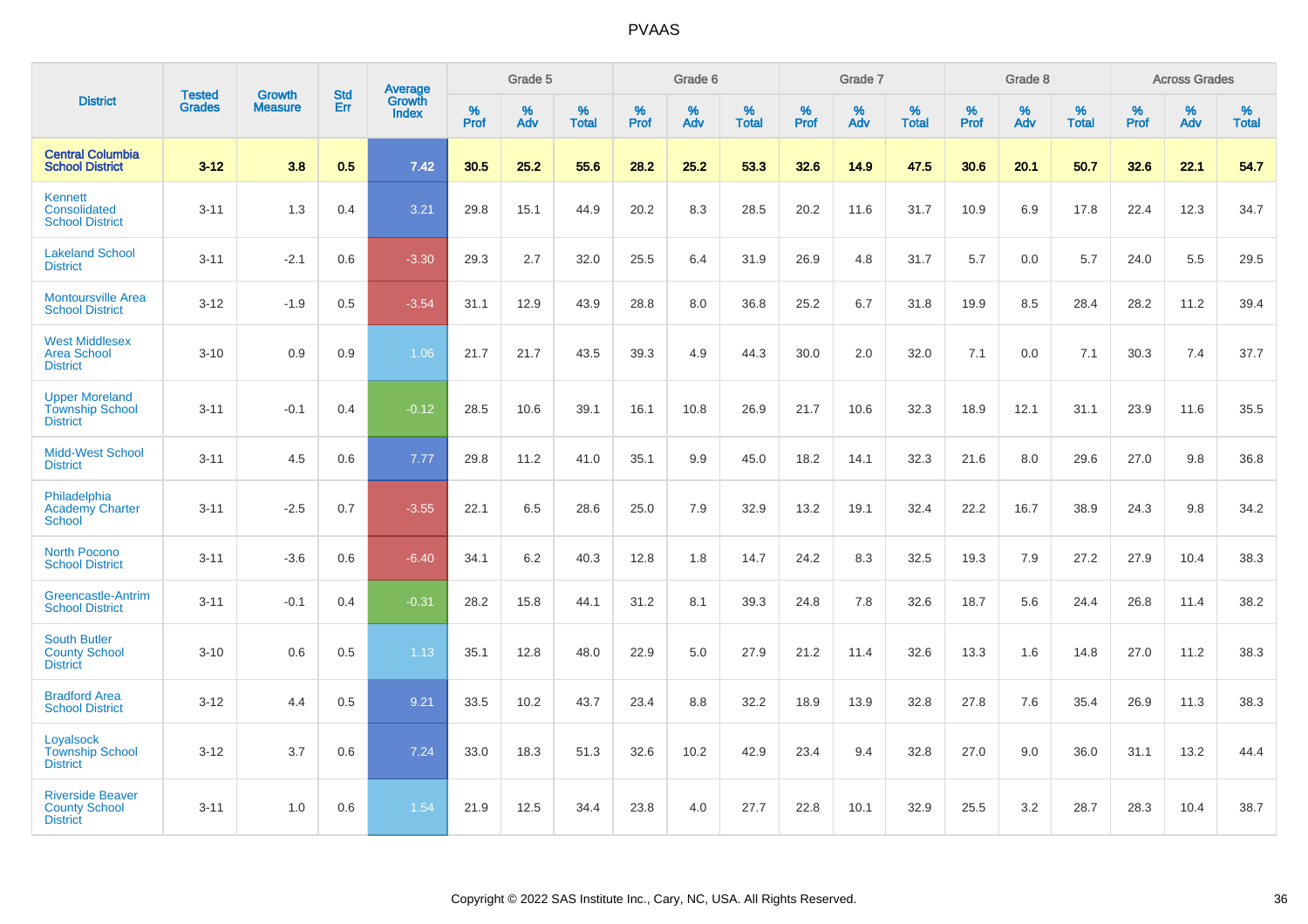# PVAAS

| District | Tested Grades | Growth Measure | Std Err | Average Growth Index | Grade 5 | | | Grade 6 | | | Grade 7 | | | Grade 8 | | | Across Grades | | |
|---|---|---|---|---|---|---|---|---|---|---|---|---|---|---|---|---|---|---|---|
| | | | | | % Prof | % Adv | % Total | % Prof | % Adv | % Total | % Prof | % Adv | % Total | % Prof | % Adv | % Total | % Prof | % Adv | % Total |
| **Central Columbia School District** | **3-12** | **3.8** | **0.5** | **7.42** | **30.5** | **25.2** | **55.6** | **28.2** | **25.2** | **53.3** | **32.6** | **14.9** | **47.5** | **30.6** | **20.1** | **50.7** | **32.6** | **22.1** | **54.7** |
| Kennett Consolidated School District | 3-11 | 1.3 | 0.4 | 3.21 | 29.8 | 15.1 | 44.9 | 20.2 | 8.3 | 28.5 | 20.2 | 11.6 | 31.7 | 10.9 | 6.9 | 17.8 | 22.4 | 12.3 | 34.7 |
| Lakeland School District | 3-11 | -2.1 | 0.6 | -3.30 | 29.3 | 2.7 | 32.0 | 25.5 | 6.4 | 31.9 | 26.9 | 4.8 | 31.7 | 5.7 | 0.0 | 5.7 | 24.0 | 5.5 | 29.5 |
| Montoursville Area School District | 3-12 | -1.9 | 0.5 | -3.54 | 31.1 | 12.9 | 43.9 | 28.8 | 8.0 | 36.8 | 25.2 | 6.7 | 31.8 | 19.9 | 8.5 | 28.4 | 28.2 | 11.2 | 39.4 |
| West Middlesex Area School District | 3-10 | 0.9 | 0.9 | 1.06 | 21.7 | 21.7 | 43.5 | 39.3 | 4.9 | 44.3 | 30.0 | 2.0 | 32.0 | 7.1 | 0.0 | 7.1 | 30.3 | 7.4 | 37.7 |
| Upper Moreland Township School District | 3-11 | -0.1 | 0.4 | -0.12 | 28.5 | 10.6 | 39.1 | 16.1 | 10.8 | 26.9 | 21.7 | 10.6 | 32.3 | 18.9 | 12.1 | 31.1 | 23.9 | 11.6 | 35.5 |
| Midd-West School District | 3-11 | 4.5 | 0.6 | 7.77 | 29.8 | 11.2 | 41.0 | 35.1 | 9.9 | 45.0 | 18.2 | 14.1 | 32.3 | 21.6 | 8.0 | 29.6 | 27.0 | 9.8 | 36.8 |
| Philadelphia Academy Charter School | 3-11 | -2.5 | 0.7 | -3.55 | 22.1 | 6.5 | 28.6 | 25.0 | 7.9 | 32.9 | 13.2 | 19.1 | 32.4 | 22.2 | 16.7 | 38.9 | 24.3 | 9.8 | 34.2 |
| North Pocono School District | 3-11 | -3.6 | 0.6 | -6.40 | 34.1 | 6.2 | 40.3 | 12.8 | 1.8 | 14.7 | 24.2 | 8.3 | 32.5 | 19.3 | 7.9 | 27.2 | 27.9 | 10.4 | 38.3 |
| Greencastle-Antrim School District | 3-11 | -0.1 | 0.4 | -0.31 | 28.2 | 15.8 | 44.1 | 31.2 | 8.1 | 39.3 | 24.8 | 7.8 | 32.6 | 18.7 | 5.6 | 24.4 | 26.8 | 11.4 | 38.2 |
| South Butler County School District | 3-10 | 0.6 | 0.5 | 1.13 | 35.1 | 12.8 | 48.0 | 22.9 | 5.0 | 27.9 | 21.2 | 11.4 | 32.6 | 13.3 | 1.6 | 14.8 | 27.0 | 11.2 | 38.3 |
| Bradford Area School District | 3-12 | 4.4 | 0.5 | 9.21 | 33.5 | 10.2 | 43.7 | 23.4 | 8.8 | 32.2 | 18.9 | 13.9 | 32.8 | 27.8 | 7.6 | 35.4 | 26.9 | 11.3 | 38.3 |
| Loyalsock Township School District | 3-12 | 3.7 | 0.6 | 7.24 | 33.0 | 18.3 | 51.3 | 32.6 | 10.2 | 42.9 | 23.4 | 9.4 | 32.8 | 27.0 | 9.0 | 36.0 | 31.1 | 13.2 | 44.4 |
| Riverside Beaver County School District | 3-11 | 1.0 | 0.6 | 1.54 | 21.9 | 12.5 | 34.4 | 23.8 | 4.0 | 27.7 | 22.8 | 10.1 | 32.9 | 25.5 | 3.2 | 28.7 | 28.3 | 10.4 | 38.7 |

Copyright © 2022 SAS Institute Inc., Cary, NC, USA. All Rights Reserved.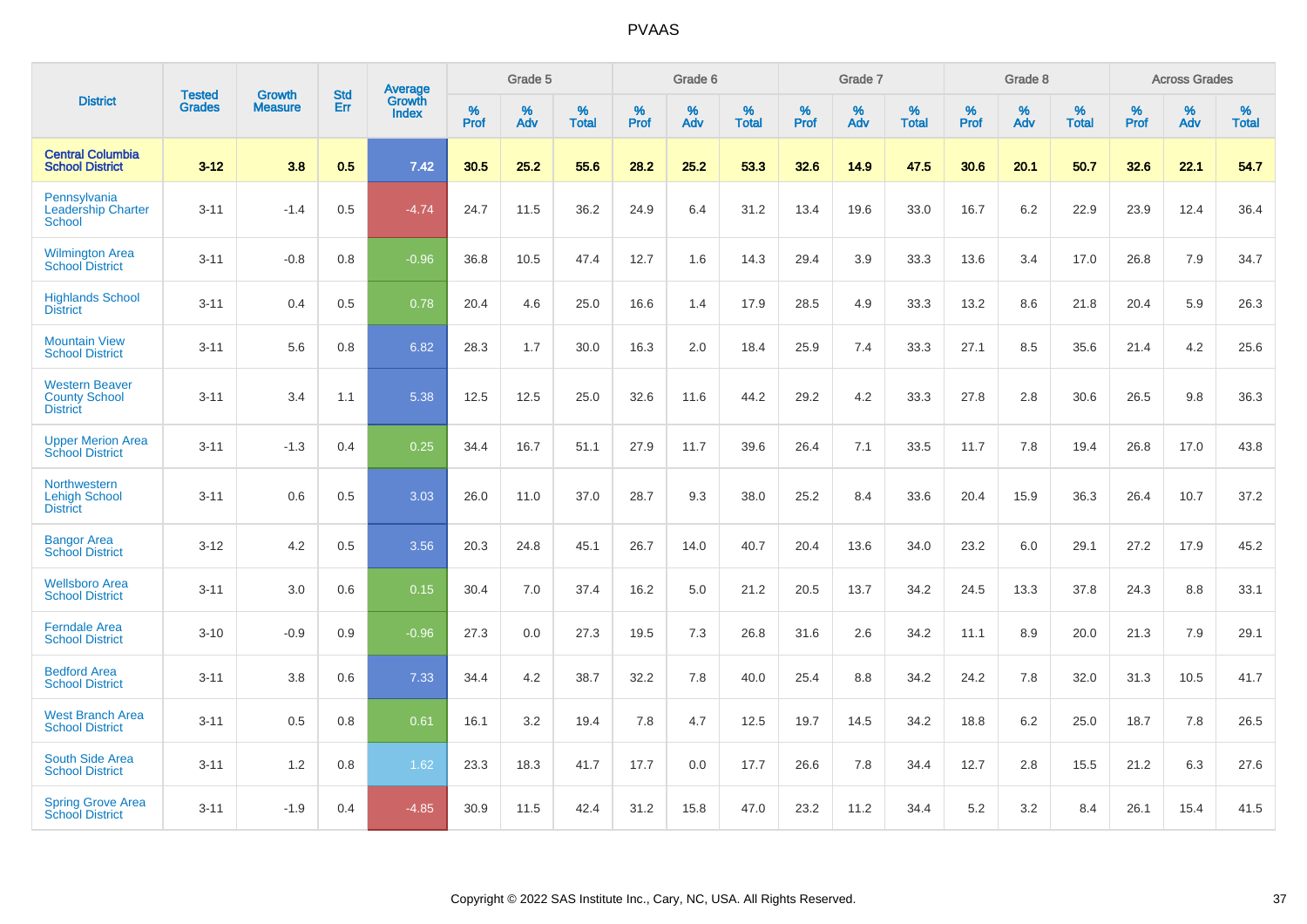# PVAAS

| District | Tested Grades | Growth Measure | Std Err | Average Growth Index | Grade 5 | | | Grade 6 | | | Grade 7 | | | Grade 8 | | | Across Grades | | |
|---|---|---|---|---|---|---|---|---|---|---|---|---|---|---|---|---|---|---|---|
| | | | | | % Prof | % Adv | % Total | % Prof | % Adv | % Total | % Prof | % Adv | % Total | % Prof | % Adv | % Total | % Prof | % Adv | % Total |
| **Central Columbia School District** | **3-12** | **3.8** | **0.5** | **7.42** | **30.5** | **25.2** | **55.6** | **28.2** | **25.2** | **53.3** | **32.6** | **14.9** | **47.5** | **30.6** | **20.1** | **50.7** | **32.6** | **22.1** | **54.7** |
| Pennsylvania Leadership Charter School | 3-11 | -1.4 | 0.5 | -4.74 | 24.7 | 11.5 | 36.2 | 24.9 | 6.4 | 31.2 | 13.4 | 19.6 | 33.0 | 16.7 | 6.2 | 22.9 | 23.9 | 12.4 | 36.4 |
| Wilmington Area School District | 3-11 | -0.8 | 0.8 | -0.96 | 36.8 | 10.5 | 47.4 | 12.7 | 1.6 | 14.3 | 29.4 | 3.9 | 33.3 | 13.6 | 3.4 | 17.0 | 26.8 | 7.9 | 34.7 |
| Highlands School District | 3-11 | 0.4 | 0.5 | 0.78 | 20.4 | 4.6 | 25.0 | 16.6 | 1.4 | 17.9 | 28.5 | 4.9 | 33.3 | 13.2 | 8.6 | 21.8 | 20.4 | 5.9 | 26.3 |
| Mountain View School District | 3-11 | 5.6 | 0.8 | 6.82 | 28.3 | 1.7 | 30.0 | 16.3 | 2.0 | 18.4 | 25.9 | 7.4 | 33.3 | 27.1 | 8.5 | 35.6 | 21.4 | 4.2 | 25.6 |
| Western Beaver County School District | 3-11 | 3.4 | 1.1 | 5.38 | 12.5 | 12.5 | 25.0 | 32.6 | 11.6 | 44.2 | 29.2 | 4.2 | 33.3 | 27.8 | 2.8 | 30.6 | 26.5 | 9.8 | 36.3 |
| Upper Merion Area School District | 3-11 | -1.3 | 0.4 | 0.25 | 34.4 | 16.7 | 51.1 | 27.9 | 11.7 | 39.6 | 26.4 | 7.1 | 33.5 | 11.7 | 7.8 | 19.4 | 26.8 | 17.0 | 43.8 |
| Northwestern Lehigh School District | 3-11 | 0.6 | 0.5 | 3.03 | 26.0 | 11.0 | 37.0 | 28.7 | 9.3 | 38.0 | 25.2 | 8.4 | 33.6 | 20.4 | 15.9 | 36.3 | 26.4 | 10.7 | 37.2 |
| Bangor Area School District | 3-12 | 4.2 | 0.5 | 3.56 | 20.3 | 24.8 | 45.1 | 26.7 | 14.0 | 40.7 | 20.4 | 13.6 | 34.0 | 23.2 | 6.0 | 29.1 | 27.2 | 17.9 | 45.2 |
| Wellsboro Area School District | 3-11 | 3.0 | 0.6 | 0.15 | 30.4 | 7.0 | 37.4 | 16.2 | 5.0 | 21.2 | 20.5 | 13.7 | 34.2 | 24.5 | 13.3 | 37.8 | 24.3 | 8.8 | 33.1 |
| Ferndale Area School District | 3-10 | -0.9 | 0.9 | -0.96 | 27.3 | 0.0 | 27.3 | 19.5 | 7.3 | 26.8 | 31.6 | 2.6 | 34.2 | 11.1 | 8.9 | 20.0 | 21.3 | 7.9 | 29.1 |
| Bedford Area School District | 3-11 | 3.8 | 0.6 | 7.33 | 34.4 | 4.2 | 38.7 | 32.2 | 7.8 | 40.0 | 25.4 | 8.8 | 34.2 | 24.2 | 7.8 | 32.0 | 31.3 | 10.5 | 41.7 |
| West Branch Area School District | 3-11 | 0.5 | 0.8 | 0.61 | 16.1 | 3.2 | 19.4 | 7.8 | 4.7 | 12.5 | 19.7 | 14.5 | 34.2 | 18.8 | 6.2 | 25.0 | 18.7 | 7.8 | 26.5 |
| South Side Area School District | 3-11 | 1.2 | 0.8 | 1.62 | 23.3 | 18.3 | 41.7 | 17.7 | 0.0 | 17.7 | 26.6 | 7.8 | 34.4 | 12.7 | 2.8 | 15.5 | 21.2 | 6.3 | 27.6 |
| Spring Grove Area School District | 3-11 | -1.9 | 0.4 | -4.85 | 30.9 | 11.5 | 42.4 | 31.2 | 15.8 | 47.0 | 23.2 | 11.2 | 34.4 | 5.2 | 3.2 | 8.4 | 26.1 | 15.4 | 41.5 |

Copyright © 2022 SAS Institute Inc., Cary, NC, USA. All Rights Reserved.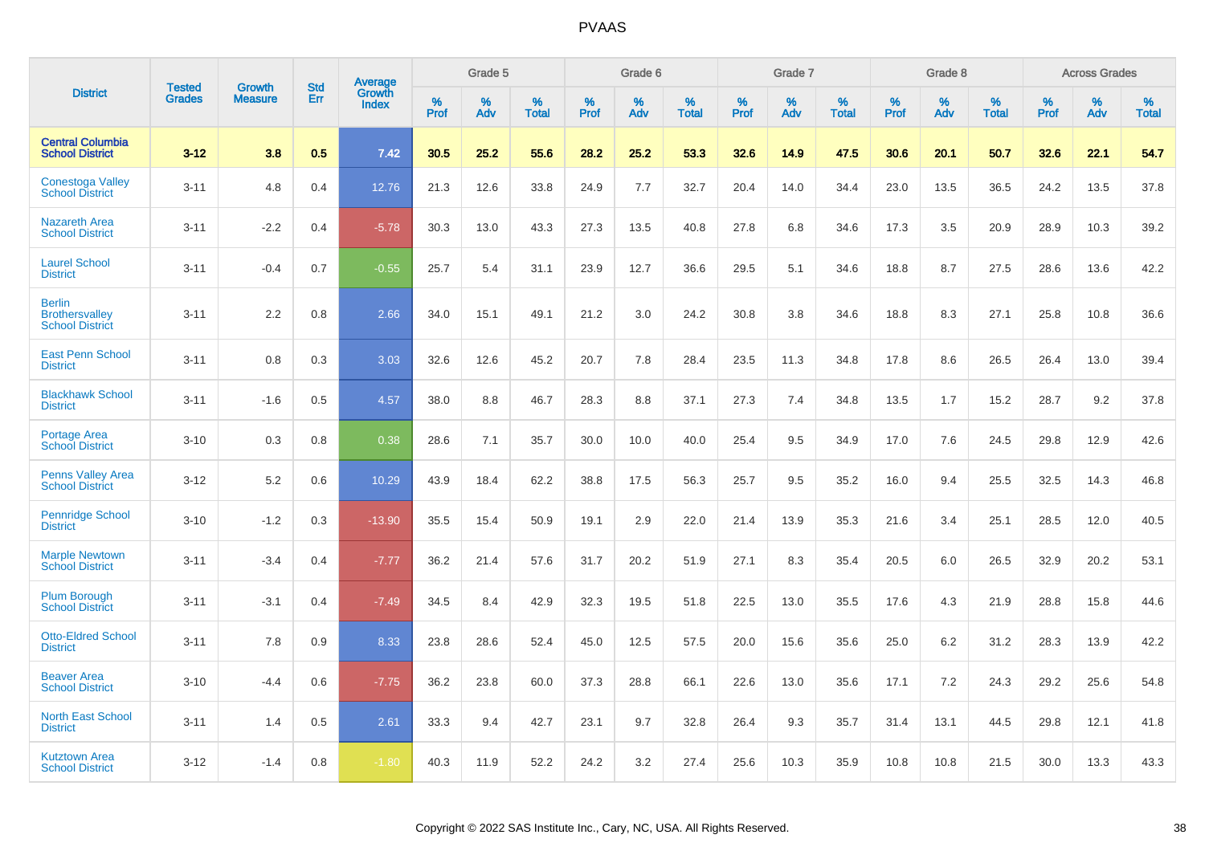# PVAAS

| District | Tested Grades | Growth Measure | Std Err | Average Growth Index | Grade 5 | | | Grade 6 | | | Grade 7 | | | Grade 8 | | | Across Grades | | |
|---|---|---|---|---|---|---|---|---|---|---|---|---|---|---|---|---|---|---|---|
| | | | | | % Prof | % Adv | % Total | % Prof | % Adv | % Total | % Prof | % Adv | % Total | % Prof | % Adv | % Total | % Prof | % Adv | % Total |
| **Central Columbia School District** | **3-12** | **3.8** | **0.5** | **7.42** | **30.5** | **25.2** | **55.6** | **28.2** | **25.2** | **53.3** | **32.6** | **14.9** | **47.5** | **30.6** | **20.1** | **50.7** | **32.6** | **22.1** | **54.7** |
| Conestoga Valley School District | 3-11 | 4.8 | 0.4 | 12.76 | 21.3 | 12.6 | 33.8 | 24.9 | 7.7 | 32.7 | 20.4 | 14.0 | 34.4 | 23.0 | 13.5 | 36.5 | 24.2 | 13.5 | 37.8 |
| Nazareth Area School District | 3-11 | -2.2 | 0.4 | -5.78 | 30.3 | 13.0 | 43.3 | 27.3 | 13.5 | 40.8 | 27.8 | 6.8 | 34.6 | 17.3 | 3.5 | 20.9 | 28.9 | 10.3 | 39.2 |
| Laurel School District | 3-11 | -0.4 | 0.7 | -0.55 | 25.7 | 5.4 | 31.1 | 23.9 | 12.7 | 36.6 | 29.5 | 5.1 | 34.6 | 18.8 | 8.7 | 27.5 | 28.6 | 13.6 | 42.2 |
| Berlin Brothersvalley School District | 3-11 | 2.2 | 0.8 | 2.66 | 34.0 | 15.1 | 49.1 | 21.2 | 3.0 | 24.2 | 30.8 | 3.8 | 34.6 | 18.8 | 8.3 | 27.1 | 25.8 | 10.8 | 36.6 |
| East Penn School District | 3-11 | 0.8 | 0.3 | 3.03 | 32.6 | 12.6 | 45.2 | 20.7 | 7.8 | 28.4 | 23.5 | 11.3 | 34.8 | 17.8 | 8.6 | 26.5 | 26.4 | 13.0 | 39.4 |
| Blackhawk School District | 3-11 | -1.6 | 0.5 | 4.57 | 38.0 | 8.8 | 46.7 | 28.3 | 8.8 | 37.1 | 27.3 | 7.4 | 34.8 | 13.5 | 1.7 | 15.2 | 28.7 | 9.2 | 37.8 |
| Portage Area School District | 3-10 | 0.3 | 0.8 | 0.38 | 28.6 | 7.1 | 35.7 | 30.0 | 10.0 | 40.0 | 25.4 | 9.5 | 34.9 | 17.0 | 7.6 | 24.5 | 29.8 | 12.9 | 42.6 |
| Penns Valley Area School District | 3-12 | 5.2 | 0.6 | 10.29 | 43.9 | 18.4 | 62.2 | 38.8 | 17.5 | 56.3 | 25.7 | 9.5 | 35.2 | 16.0 | 9.4 | 25.5 | 32.5 | 14.3 | 46.8 |
| Pennridge School District | 3-10 | -1.2 | 0.3 | -13.90 | 35.5 | 15.4 | 50.9 | 19.1 | 2.9 | 22.0 | 21.4 | 13.9 | 35.3 | 21.6 | 3.4 | 25.1 | 28.5 | 12.0 | 40.5 |
| Marple Newtown School District | 3-11 | -3.4 | 0.4 | -7.77 | 36.2 | 21.4 | 57.6 | 31.7 | 20.2 | 51.9 | 27.1 | 8.3 | 35.4 | 20.5 | 6.0 | 26.5 | 32.9 | 20.2 | 53.1 |
| Plum Borough School District | 3-11 | -3.1 | 0.4 | -7.49 | 34.5 | 8.4 | 42.9 | 32.3 | 19.5 | 51.8 | 22.5 | 13.0 | 35.5 | 17.6 | 4.3 | 21.9 | 28.8 | 15.8 | 44.6 |
| Otto-Eldred School District | 3-11 | 7.8 | 0.9 | 8.33 | 23.8 | 28.6 | 52.4 | 45.0 | 12.5 | 57.5 | 20.0 | 15.6 | 35.6 | 25.0 | 6.2 | 31.2 | 28.3 | 13.9 | 42.2 |
| Beaver Area School District | 3-10 | -4.4 | 0.6 | -7.75 | 36.2 | 23.8 | 60.0 | 37.3 | 28.8 | 66.1 | 22.6 | 13.0 | 35.6 | 17.1 | 7.2 | 24.3 | 29.2 | 25.6 | 54.8 |
| North East School District | 3-11 | 1.4 | 0.5 | 2.61 | 33.3 | 9.4 | 42.7 | 23.1 | 9.7 | 32.8 | 26.4 | 9.3 | 35.7 | 31.4 | 13.1 | 44.5 | 29.8 | 12.1 | 41.8 |
| Kutztown Area School District | 3-12 | -1.4 | 0.8 | -1.80 | 40.3 | 11.9 | 52.2 | 24.2 | 3.2 | 27.4 | 25.6 | 10.3 | 35.9 | 10.8 | 10.8 | 21.5 | 30.0 | 13.3 | 43.3 |

Copyright © 2022 SAS Institute Inc., Cary, NC, USA. All Rights Reserved.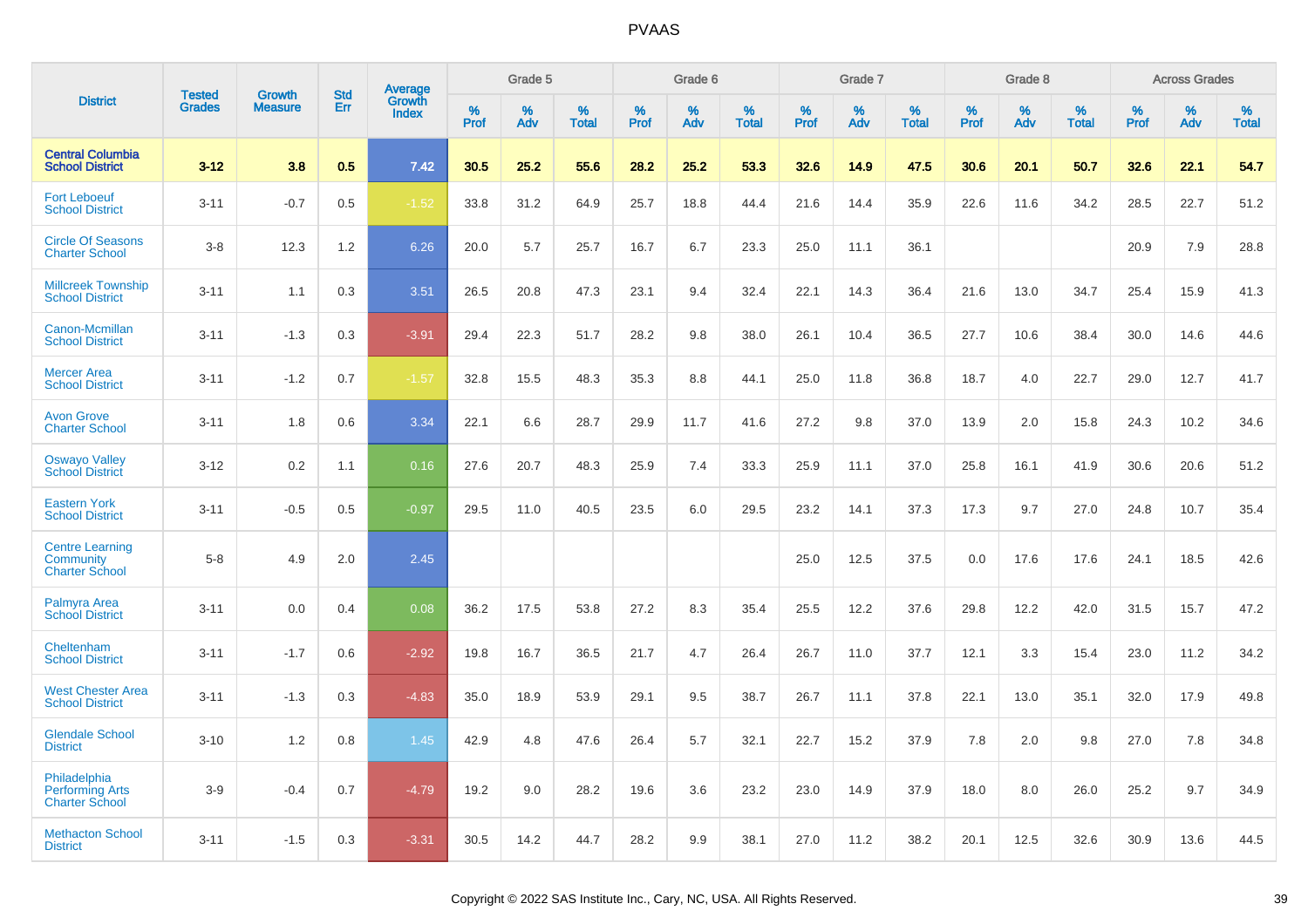# PVAAS

| District | Tested Grades | Growth Measure | Std Err | Average Growth Index | Grade 5 | | | Grade 6 | | | Grade 7 | | | Grade 8 | | | Across Grades | | |
|---|---|---|---|---|---|---|---|---|---|---|---|---|---|---|---|---|---|---|---|
| | | | | | % Prof | % Adv | % Total | % Prof | % Adv | % Total | % Prof | % Adv | % Total | % Prof | % Adv | % Total | % Prof | % Adv | % Total |
| **Central Columbia School District** | **3-12** | **3.8** | **0.5** | **7.42** | **30.5** | **25.2** | **55.6** | **28.2** | **25.2** | **53.3** | **32.6** | **14.9** | **47.5** | **30.6** | **20.1** | **50.7** | **32.6** | **22.1** | **54.7** |
| Fort Leboeuf School District | 3-11 | -0.7 | 0.5 | -1.52 | 33.8 | 31.2 | 64.9 | 25.7 | 18.8 | 44.4 | 21.6 | 14.4 | 35.9 | 22.6 | 11.6 | 34.2 | 28.5 | 22.7 | 51.2 |
| Circle Of Seasons Charter School | 3-8 | 12.3 | 1.2 | 6.26 | 20.0 | 5.7 | 25.7 | 16.7 | 6.7 | 23.3 | 25.0 | 11.1 | 36.1 | | | | 20.9 | 7.9 | 28.8 |
| Millcreek Township School District | 3-11 | 1.1 | 0.3 | 3.51 | 26.5 | 20.8 | 47.3 | 23.1 | 9.4 | 32.4 | 22.1 | 14.3 | 36.4 | 21.6 | 13.0 | 34.7 | 25.4 | 15.9 | 41.3 |
| Canon-Mcmillan School District | 3-11 | -1.3 | 0.3 | -3.91 | 29.4 | 22.3 | 51.7 | 28.2 | 9.8 | 38.0 | 26.1 | 10.4 | 36.5 | 27.7 | 10.6 | 38.4 | 30.0 | 14.6 | 44.6 |
| Mercer Area School District | 3-11 | -1.2 | 0.7 | -1.57 | 32.8 | 15.5 | 48.3 | 35.3 | 8.8 | 44.1 | 25.0 | 11.8 | 36.8 | 18.7 | 4.0 | 22.7 | 29.0 | 12.7 | 41.7 |
| Avon Grove Charter School | 3-11 | 1.8 | 0.6 | 3.34 | 22.1 | 6.6 | 28.7 | 29.9 | 11.7 | 41.6 | 27.2 | 9.8 | 37.0 | 13.9 | 2.0 | 15.8 | 24.3 | 10.2 | 34.6 |
| Oswayo Valley School District | 3-12 | 0.2 | 1.1 | 0.16 | 27.6 | 20.7 | 48.3 | 25.9 | 7.4 | 33.3 | 25.9 | 11.1 | 37.0 | 25.8 | 16.1 | 41.9 | 30.6 | 20.6 | 51.2 |
| Eastern York School District | 3-11 | -0.5 | 0.5 | -0.97 | 29.5 | 11.0 | 40.5 | 23.5 | 6.0 | 29.5 | 23.2 | 14.1 | 37.3 | 17.3 | 9.7 | 27.0 | 24.8 | 10.7 | 35.4 |
| Centre Learning Community Charter School | 5-8 | 4.9 | 2.0 | 2.45 | | | | | | | 25.0 | 12.5 | 37.5 | 0.0 | 17.6 | 17.6 | 24.1 | 18.5 | 42.6 |
| Palmyra Area School District | 3-11 | 0.0 | 0.4 | 0.08 | 36.2 | 17.5 | 53.8 | 27.2 | 8.3 | 35.4 | 25.5 | 12.2 | 37.6 | 29.8 | 12.2 | 42.0 | 31.5 | 15.7 | 47.2 |
| Cheltenham School District | 3-11 | -1.7 | 0.6 | -2.92 | 19.8 | 16.7 | 36.5 | 21.7 | 4.7 | 26.4 | 26.7 | 11.0 | 37.7 | 12.1 | 3.3 | 15.4 | 23.0 | 11.2 | 34.2 |
| West Chester Area School District | 3-11 | -1.3 | 0.3 | -4.83 | 35.0 | 18.9 | 53.9 | 29.1 | 9.5 | 38.7 | 26.7 | 11.1 | 37.8 | 22.1 | 13.0 | 35.1 | 32.0 | 17.9 | 49.8 |
| Glendale School District | 3-10 | 1.2 | 0.8 | 1.45 | 42.9 | 4.8 | 47.6 | 26.4 | 5.7 | 32.1 | 22.7 | 15.2 | 37.9 | 7.8 | 2.0 | 9.8 | 27.0 | 7.8 | 34.8 |
| Philadelphia Performing Arts Charter School | 3-9 | -0.4 | 0.7 | -4.79 | 19.2 | 9.0 | 28.2 | 19.6 | 3.6 | 23.2 | 23.0 | 14.9 | 37.9 | 18.0 | 8.0 | 26.0 | 25.2 | 9.7 | 34.9 |
| Methacton School District | 3-11 | -1.5 | 0.3 | -3.31 | 30.5 | 14.2 | 44.7 | 28.2 | 9.9 | 38.1 | 27.0 | 11.2 | 38.2 | 20.1 | 12.5 | 32.6 | 30.9 | 13.6 | 44.5 |

Copyright © 2022 SAS Institute Inc., Cary, NC, USA. All Rights Reserved.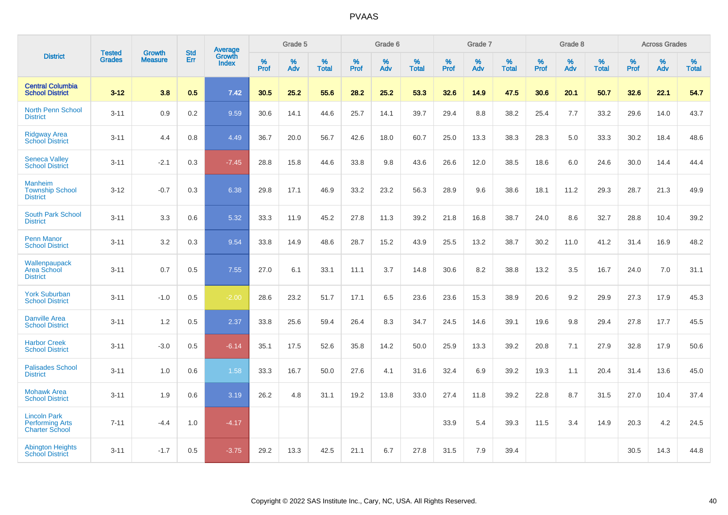# PVAAS

| District | Tested Grades | Growth Measure | Std Err | Average Growth Index | Grade 5 | | | Grade 6 | | | Grade 7 | | | Grade 8 | | | Across Grades | | |
|---|---|---|---|---|---|---|---|---|---|---|---|---|---|---|---|---|---|---|---|
| | | | | | % Prof | % Adv | % Total | % Prof | % Adv | % Total | % Prof | % Adv | % Total | % Prof | % Adv | % Total | % Prof | % Adv | % Total |
| **Central Columbia School District** | **3-12** | **3.8** | **0.5** | **7.42** | **30.5** | **25.2** | **55.6** | **28.2** | **25.2** | **53.3** | **32.6** | **14.9** | **47.5** | **30.6** | **20.1** | **50.7** | **32.6** | **22.1** | **54.7** |
| North Penn School District | 3-11 | 0.9 | 0.2 | 9.59 | 30.6 | 14.1 | 44.6 | 25.7 | 14.1 | 39.7 | 29.4 | 8.8 | 38.2 | 25.4 | 7.7 | 33.2 | 29.6 | 14.0 | 43.7 |
| Ridgway Area School District | 3-11 | 4.4 | 0.8 | 4.49 | 36.7 | 20.0 | 56.7 | 42.6 | 18.0 | 60.7 | 25.0 | 13.3 | 38.3 | 28.3 | 5.0 | 33.3 | 30.2 | 18.4 | 48.6 |
| Seneca Valley School District | 3-11 | -2.1 | 0.3 | -7.45 | 28.8 | 15.8 | 44.6 | 33.8 | 9.8 | 43.6 | 26.6 | 12.0 | 38.5 | 18.6 | 6.0 | 24.6 | 30.0 | 14.4 | 44.4 |
| Manheim Township School District | 3-12 | -0.7 | 0.3 | 6.38 | 29.8 | 17.1 | 46.9 | 33.2 | 23.2 | 56.3 | 28.9 | 9.6 | 38.6 | 18.1 | 11.2 | 29.3 | 28.7 | 21.3 | 49.9 |
| South Park School District | 3-11 | 3.3 | 0.6 | 5.32 | 33.3 | 11.9 | 45.2 | 27.8 | 11.3 | 39.2 | 21.8 | 16.8 | 38.7 | 24.0 | 8.6 | 32.7 | 28.8 | 10.4 | 39.2 |
| Penn Manor School District | 3-11 | 3.2 | 0.3 | 9.54 | 33.8 | 14.9 | 48.6 | 28.7 | 15.2 | 43.9 | 25.5 | 13.2 | 38.7 | 30.2 | 11.0 | 41.2 | 31.4 | 16.9 | 48.2 |
| Wallenpaupack Area School District | 3-11 | 0.7 | 0.5 | 7.55 | 27.0 | 6.1 | 33.1 | 11.1 | 3.7 | 14.8 | 30.6 | 8.2 | 38.8 | 13.2 | 3.5 | 16.7 | 24.0 | 7.0 | 31.1 |
| York Suburban School District | 3-11 | -1.0 | 0.5 | -2.00 | 28.6 | 23.2 | 51.7 | 17.1 | 6.5 | 23.6 | 23.6 | 15.3 | 38.9 | 20.6 | 9.2 | 29.9 | 27.3 | 17.9 | 45.3 |
| Danville Area School District | 3-11 | 1.2 | 0.5 | 2.37 | 33.8 | 25.6 | 59.4 | 26.4 | 8.3 | 34.7 | 24.5 | 14.6 | 39.1 | 19.6 | 9.8 | 29.4 | 27.8 | 17.7 | 45.5 |
| Harbor Creek School District | 3-11 | -3.0 | 0.5 | -6.14 | 35.1 | 17.5 | 52.6 | 35.8 | 14.2 | 50.0 | 25.9 | 13.3 | 39.2 | 20.8 | 7.1 | 27.9 | 32.8 | 17.9 | 50.6 |
| Palisades School District | 3-11 | 1.0 | 0.6 | 1.58 | 33.3 | 16.7 | 50.0 | 27.6 | 4.1 | 31.6 | 32.4 | 6.9 | 39.2 | 19.3 | 1.1 | 20.4 | 31.4 | 13.6 | 45.0 |
| Mohawk Area School District | 3-11 | 1.9 | 0.6 | 3.19 | 26.2 | 4.8 | 31.1 | 19.2 | 13.8 | 33.0 | 27.4 | 11.8 | 39.2 | 22.8 | 8.7 | 31.5 | 27.0 | 10.4 | 37.4 |
| Lincoln Park Performing Arts Charter School | 7-11 | -4.4 | 1.0 | -4.17 | | | | | | | 33.9 | 5.4 | 39.3 | 11.5 | 3.4 | 14.9 | 20.3 | 4.2 | 24.5 |
| Abington Heights School District | 3-11 | -1.7 | 0.5 | -3.75 | 29.2 | 13.3 | 42.5 | 21.1 | 6.7 | 27.8 | 31.5 | 7.9 | 39.4 | | | | 30.5 | 14.3 | 44.8 |

Copyright © 2022 SAS Institute Inc., Cary, NC, USA. All Rights Reserved.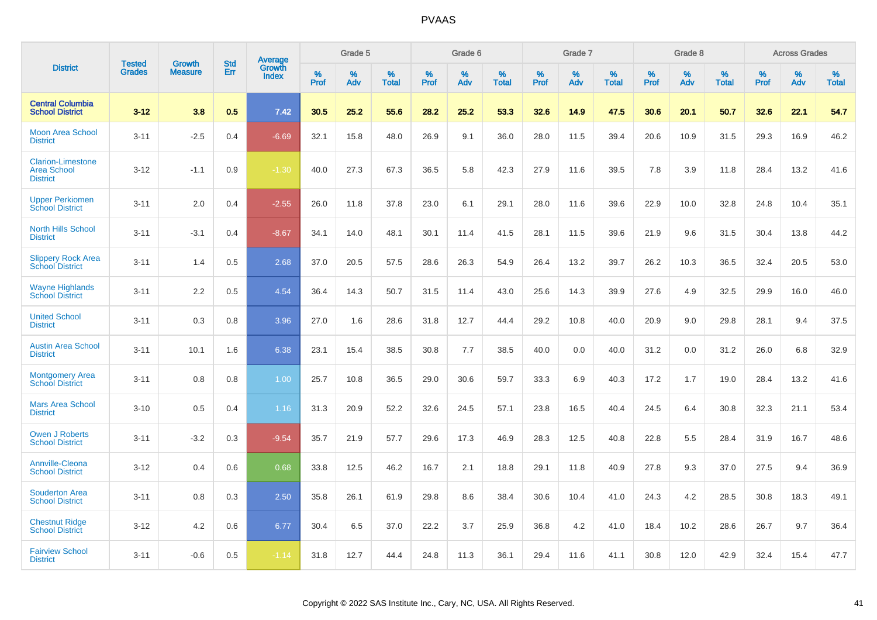# PVAAS

| District | Tested Grades | Growth Measure | Std Err | Average Growth Index | Grade 5 | | | Grade 6 | | | Grade 7 | | | Grade 8 | | | Across Grades | | |
|---|---|---|---|---|---|---|---|---|---|---|---|---|---|---|---|---|---|---|---|
| | | | | | % Prof | % Adv | % Total | % Prof | % Adv | % Total | % Prof | % Adv | % Total | % Prof | % Adv | % Total | % Prof | % Adv | % Total |
| **Central Columbia School District** | **3-12** | **3.8** | **0.5** | **7.42** | **30.5** | **25.2** | **55.6** | **28.2** | **25.2** | **53.3** | **32.6** | **14.9** | **47.5** | **30.6** | **20.1** | **50.7** | **32.6** | **22.1** | **54.7** |
| Moon Area School District | 3-11 | -2.5 | 0.4 | -6.69 | 32.1 | 15.8 | 48.0 | 26.9 | 9.1 | 36.0 | 28.0 | 11.5 | 39.4 | 20.6 | 10.9 | 31.5 | 29.3 | 16.9 | 46.2 |
| Clarion-Limestone Area School District | 3-12 | -1.1 | 0.9 | -1.30 | 40.0 | 27.3 | 67.3 | 36.5 | 5.8 | 42.3 | 27.9 | 11.6 | 39.5 | 7.8 | 3.9 | 11.8 | 28.4 | 13.2 | 41.6 |
| Upper Perkiomen School District | 3-11 | 2.0 | 0.4 | -2.55 | 26.0 | 11.8 | 37.8 | 23.0 | 6.1 | 29.1 | 28.0 | 11.6 | 39.6 | 22.9 | 10.0 | 32.8 | 24.8 | 10.4 | 35.1 |
| North Hills School District | 3-11 | -3.1 | 0.4 | -8.67 | 34.1 | 14.0 | 48.1 | 30.1 | 11.4 | 41.5 | 28.1 | 11.5 | 39.6 | 21.9 | 9.6 | 31.5 | 30.4 | 13.8 | 44.2 |
| Slippery Rock Area School District | 3-11 | 1.4 | 0.5 | 2.68 | 37.0 | 20.5 | 57.5 | 28.6 | 26.3 | 54.9 | 26.4 | 13.2 | 39.7 | 26.2 | 10.3 | 36.5 | 32.4 | 20.5 | 53.0 |
| Wayne Highlands School District | 3-11 | 2.2 | 0.5 | 4.54 | 36.4 | 14.3 | 50.7 | 31.5 | 11.4 | 43.0 | 25.6 | 14.3 | 39.9 | 27.6 | 4.9 | 32.5 | 29.9 | 16.0 | 46.0 |
| United School District | 3-11 | 0.3 | 0.8 | 3.96 | 27.0 | 1.6 | 28.6 | 31.8 | 12.7 | 44.4 | 29.2 | 10.8 | 40.0 | 20.9 | 9.0 | 29.8 | 28.1 | 9.4 | 37.5 |
| Austin Area School District | 3-11 | 10.1 | 1.6 | 6.38 | 23.1 | 15.4 | 38.5 | 30.8 | 7.7 | 38.5 | 40.0 | 0.0 | 40.0 | 31.2 | 0.0 | 31.2 | 26.0 | 6.8 | 32.9 |
| Montgomery Area School District | 3-11 | 0.8 | 0.8 | 1.00 | 25.7 | 10.8 | 36.5 | 29.0 | 30.6 | 59.7 | 33.3 | 6.9 | 40.3 | 17.2 | 1.7 | 19.0 | 28.4 | 13.2 | 41.6 |
| Mars Area School District | 3-10 | 0.5 | 0.4 | 1.16 | 31.3 | 20.9 | 52.2 | 32.6 | 24.5 | 57.1 | 23.8 | 16.5 | 40.4 | 24.5 | 6.4 | 30.8 | 32.3 | 21.1 | 53.4 |
| Owen J Roberts School District | 3-11 | -3.2 | 0.3 | -9.54 | 35.7 | 21.9 | 57.7 | 29.6 | 17.3 | 46.9 | 28.3 | 12.5 | 40.8 | 22.8 | 5.5 | 28.4 | 31.9 | 16.7 | 48.6 |
| Annville-Cleona School District | 3-12 | 0.4 | 0.6 | 0.68 | 33.8 | 12.5 | 46.2 | 16.7 | 2.1 | 18.8 | 29.1 | 11.8 | 40.9 | 27.8 | 9.3 | 37.0 | 27.5 | 9.4 | 36.9 |
| Souderton Area School District | 3-11 | 0.8 | 0.3 | 2.50 | 35.8 | 26.1 | 61.9 | 29.8 | 8.6 | 38.4 | 30.6 | 10.4 | 41.0 | 24.3 | 4.2 | 28.5 | 30.8 | 18.3 | 49.1 |
| Chestnut Ridge School District | 3-12 | 4.2 | 0.6 | 6.77 | 30.4 | 6.5 | 37.0 | 22.2 | 3.7 | 25.9 | 36.8 | 4.2 | 41.0 | 18.4 | 10.2 | 28.6 | 26.7 | 9.7 | 36.4 |
| Fairview School District | 3-11 | -0.6 | 0.5 | -1.14 | 31.8 | 12.7 | 44.4 | 24.8 | 11.3 | 36.1 | 29.4 | 11.6 | 41.1 | 30.8 | 12.0 | 42.9 | 32.4 | 15.4 | 47.7 |

Copyright © 2022 SAS Institute Inc., Cary, NC, USA. All Rights Reserved.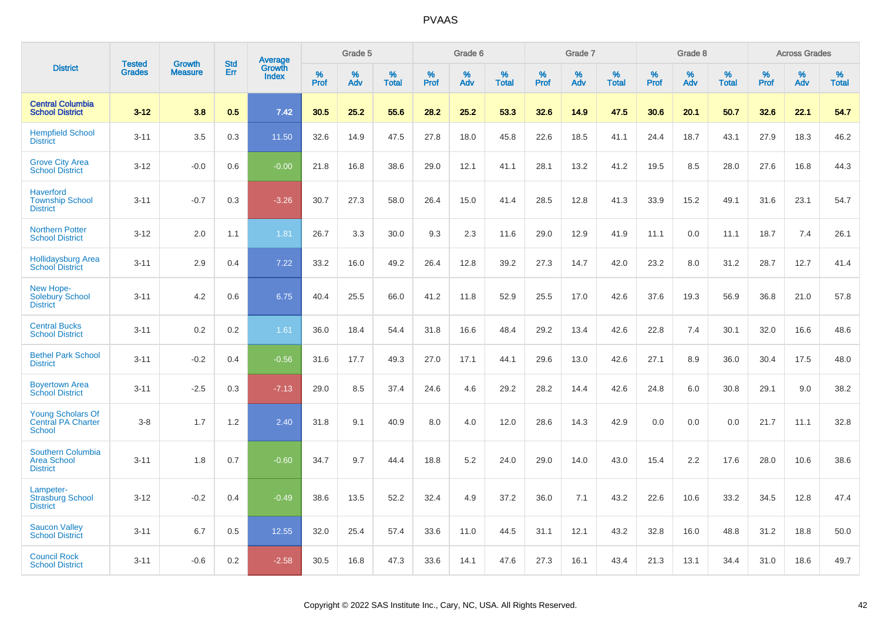# PVAAS

| District | Tested Grades | Growth Measure | Std Err | Average Growth Index | Grade 5 | | | Grade 6 | | | Grade 7 | | | Grade 8 | | | Across Grades | | |
|---|---|---|---|---|---|---|---|---|---|---|---|---|---|---|---|---|---|---|---|
| | | | | | % Prof | % Adv | % Total | % Prof | % Adv | % Total | % Prof | % Adv | % Total | % Prof | % Adv | % Total | % Prof | % Adv | % Total |
| **Central Columbia School District** | **3-12** | **3.8** | **0.5** | **7.42** | **30.5** | **25.2** | **55.6** | **28.2** | **25.2** | **53.3** | **32.6** | **14.9** | **47.5** | **30.6** | **20.1** | **50.7** | **32.6** | **22.1** | **54.7** |
| Hempfield School District | 3-11 | 3.5 | 0.3 | 11.50 | 32.6 | 14.9 | 47.5 | 27.8 | 18.0 | 45.8 | 22.6 | 18.5 | 41.1 | 24.4 | 18.7 | 43.1 | 27.9 | 18.3 | 46.2 |
| Grove City Area School District | 3-12 | -0.0 | 0.6 | -0.00 | 21.8 | 16.8 | 38.6 | 29.0 | 12.1 | 41.1 | 28.1 | 13.2 | 41.2 | 19.5 | 8.5 | 28.0 | 27.6 | 16.8 | 44.3 |
| Haverford Township School District | 3-11 | -0.7 | 0.3 | -3.26 | 30.7 | 27.3 | 58.0 | 26.4 | 15.0 | 41.4 | 28.5 | 12.8 | 41.3 | 33.9 | 15.2 | 49.1 | 31.6 | 23.1 | 54.7 |
| Northern Potter School District | 3-12 | 2.0 | 1.1 | 1.81 | 26.7 | 3.3 | 30.0 | 9.3 | 2.3 | 11.6 | 29.0 | 12.9 | 41.9 | 11.1 | 0.0 | 11.1 | 18.7 | 7.4 | 26.1 |
| Hollidaysburg Area School District | 3-11 | 2.9 | 0.4 | 7.22 | 33.2 | 16.0 | 49.2 | 26.4 | 12.8 | 39.2 | 27.3 | 14.7 | 42.0 | 23.2 | 8.0 | 31.2 | 28.7 | 12.7 | 41.4 |
| New Hope-Solebury School District | 3-11 | 4.2 | 0.6 | 6.75 | 40.4 | 25.5 | 66.0 | 41.2 | 11.8 | 52.9 | 25.5 | 17.0 | 42.6 | 37.6 | 19.3 | 56.9 | 36.8 | 21.0 | 57.8 |
| Central Bucks School District | 3-11 | 0.2 | 0.2 | 1.61 | 36.0 | 18.4 | 54.4 | 31.8 | 16.6 | 48.4 | 29.2 | 13.4 | 42.6 | 22.8 | 7.4 | 30.1 | 32.0 | 16.6 | 48.6 |
| Bethel Park School District | 3-11 | -0.2 | 0.4 | -0.56 | 31.6 | 17.7 | 49.3 | 27.0 | 17.1 | 44.1 | 29.6 | 13.0 | 42.6 | 27.1 | 8.9 | 36.0 | 30.4 | 17.5 | 48.0 |
| Boyertown Area School District | 3-11 | -2.5 | 0.3 | -7.13 | 29.0 | 8.5 | 37.4 | 24.6 | 4.6 | 29.2 | 28.2 | 14.4 | 42.6 | 24.8 | 6.0 | 30.8 | 29.1 | 9.0 | 38.2 |
| Young Scholars Of Central PA Charter School | 3-8 | 1.7 | 1.2 | 2.40 | 31.8 | 9.1 | 40.9 | 8.0 | 4.0 | 12.0 | 28.6 | 14.3 | 42.9 | 0.0 | 0.0 | 0.0 | 21.7 | 11.1 | 32.8 |
| Southern Columbia Area School District | 3-11 | 1.8 | 0.7 | -0.60 | 34.7 | 9.7 | 44.4 | 18.8 | 5.2 | 24.0 | 29.0 | 14.0 | 43.0 | 15.4 | 2.2 | 17.6 | 28.0 | 10.6 | 38.6 |
| Lampeter-Strasburg School District | 3-12 | -0.2 | 0.4 | -0.49 | 38.6 | 13.5 | 52.2 | 32.4 | 4.9 | 37.2 | 36.0 | 7.1 | 43.2 | 22.6 | 10.6 | 33.2 | 34.5 | 12.8 | 47.4 |
| Saucon Valley School District | 3-11 | 6.7 | 0.5 | 12.55 | 32.0 | 25.4 | 57.4 | 33.6 | 11.0 | 44.5 | 31.1 | 12.1 | 43.2 | 32.8 | 16.0 | 48.8 | 31.2 | 18.8 | 50.0 |
| Council Rock School District | 3-11 | -0.6 | 0.2 | -2.58 | 30.5 | 16.8 | 47.3 | 33.6 | 14.1 | 47.6 | 27.3 | 16.1 | 43.4 | 21.3 | 13.1 | 34.4 | 31.0 | 18.6 | 49.7 |

Copyright © 2022 SAS Institute Inc., Cary, NC, USA. All Rights Reserved.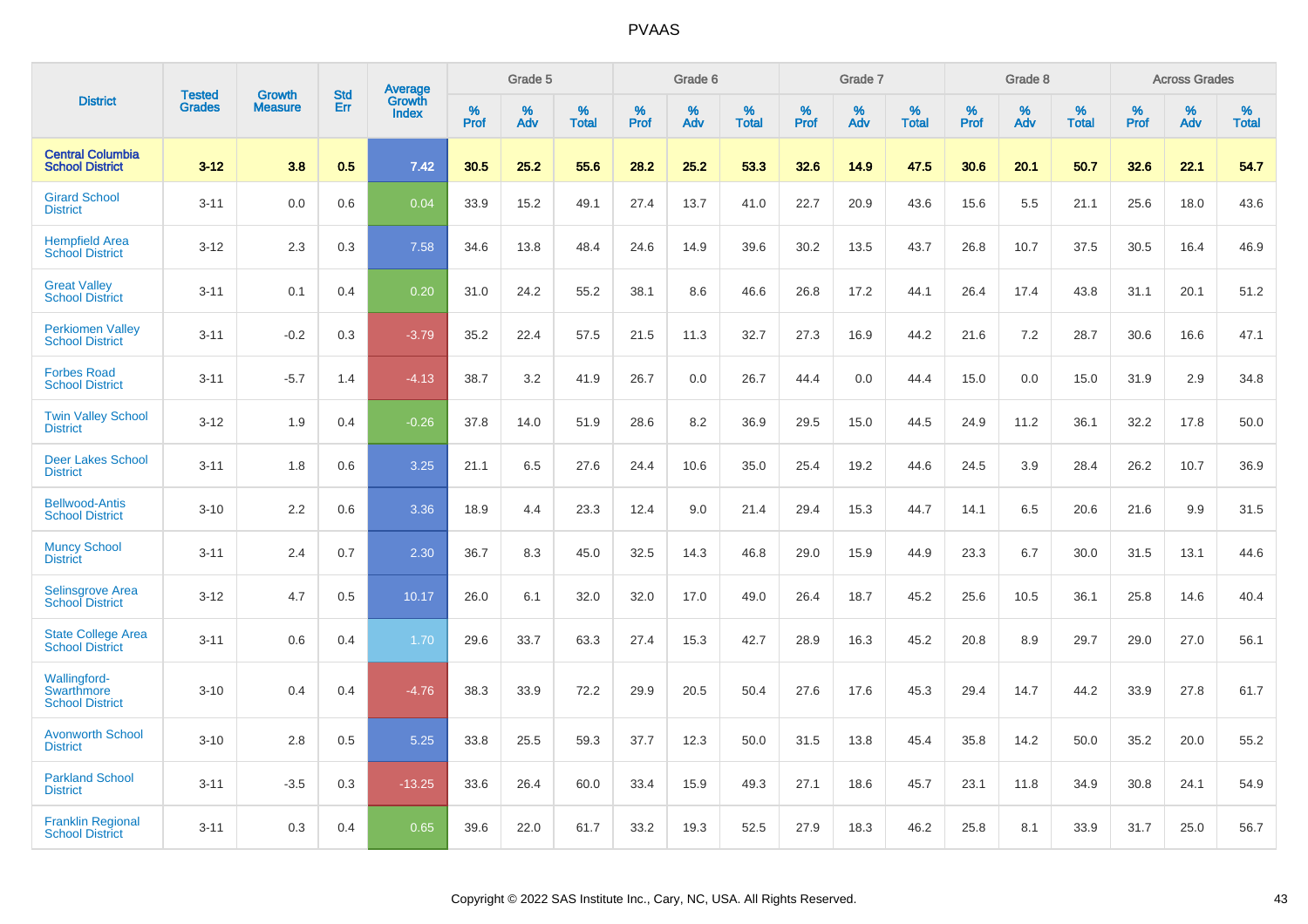# PVAAS

| District | Tested Grades | Growth Measure | Std Err | Average Growth Index | Grade 5 | | | Grade 6 | | | Grade 7 | | | Grade 8 | | | Across Grades | | |
|---|---|---|---|---|---|---|---|---|---|---|---|---|---|---|---|---|---|---|---|
| | | | | | % Prof | % Adv | % Total | % Prof | % Adv | % Total | % Prof | % Adv | % Total | % Prof | % Adv | % Total | % Prof | % Adv | % Total |
| **Central Columbia School District** | **3-12** | **3.8** | **0.5** | **7.42** | **30.5** | **25.2** | **55.6** | **28.2** | **25.2** | **53.3** | **32.6** | **14.9** | **47.5** | **30.6** | **20.1** | **50.7** | **32.6** | **22.1** | **54.7** |
| Girard School District | 3-11 | 0.0 | 0.6 | 0.04 | 33.9 | 15.2 | 49.1 | 27.4 | 13.7 | 41.0 | 22.7 | 20.9 | 43.6 | 15.6 | 5.5 | 21.1 | 25.6 | 18.0 | 43.6 |
| Hempfield Area School District | 3-12 | 2.3 | 0.3 | 7.58 | 34.6 | 13.8 | 48.4 | 24.6 | 14.9 | 39.6 | 30.2 | 13.5 | 43.7 | 26.8 | 10.7 | 37.5 | 30.5 | 16.4 | 46.9 |
| Great Valley School District | 3-11 | 0.1 | 0.4 | 0.20 | 31.0 | 24.2 | 55.2 | 38.1 | 8.6 | 46.6 | 26.8 | 17.2 | 44.1 | 26.4 | 17.4 | 43.8 | 31.1 | 20.1 | 51.2 |
| Perkiomen Valley School District | 3-11 | -0.2 | 0.3 | -3.79 | 35.2 | 22.4 | 57.5 | 21.5 | 11.3 | 32.7 | 27.3 | 16.9 | 44.2 | 21.6 | 7.2 | 28.7 | 30.6 | 16.6 | 47.1 |
| Forbes Road School District | 3-11 | -5.7 | 1.4 | -4.13 | 38.7 | 3.2 | 41.9 | 26.7 | 0.0 | 26.7 | 44.4 | 0.0 | 44.4 | 15.0 | 0.0 | 15.0 | 31.9 | 2.9 | 34.8 |
| Twin Valley School District | 3-12 | 1.9 | 0.4 | -0.26 | 37.8 | 14.0 | 51.9 | 28.6 | 8.2 | 36.9 | 29.5 | 15.0 | 44.5 | 24.9 | 11.2 | 36.1 | 32.2 | 17.8 | 50.0 |
| Deer Lakes School District | 3-11 | 1.8 | 0.6 | 3.25 | 21.1 | 6.5 | 27.6 | 24.4 | 10.6 | 35.0 | 25.4 | 19.2 | 44.6 | 24.5 | 3.9 | 28.4 | 26.2 | 10.7 | 36.9 |
| Bellwood-Antis School District | 3-10 | 2.2 | 0.6 | 3.36 | 18.9 | 4.4 | 23.3 | 12.4 | 9.0 | 21.4 | 29.4 | 15.3 | 44.7 | 14.1 | 6.5 | 20.6 | 21.6 | 9.9 | 31.5 |
| Muncy School District | 3-11 | 2.4 | 0.7 | 2.30 | 36.7 | 8.3 | 45.0 | 32.5 | 14.3 | 46.8 | 29.0 | 15.9 | 44.9 | 23.3 | 6.7 | 30.0 | 31.5 | 13.1 | 44.6 |
| Selinsgrove Area School District | 3-12 | 4.7 | 0.5 | 10.17 | 26.0 | 6.1 | 32.0 | 32.0 | 17.0 | 49.0 | 26.4 | 18.7 | 45.2 | 25.6 | 10.5 | 36.1 | 25.8 | 14.6 | 40.4 |
| State College Area School District | 3-11 | 0.6 | 0.4 | 1.70 | 29.6 | 33.7 | 63.3 | 27.4 | 15.3 | 42.7 | 28.9 | 16.3 | 45.2 | 20.8 | 8.9 | 29.7 | 29.0 | 27.0 | 56.1 |
| Wallingford-Swarthmore School District | 3-10 | 0.4 | 0.4 | -4.76 | 38.3 | 33.9 | 72.2 | 29.9 | 20.5 | 50.4 | 27.6 | 17.6 | 45.3 | 29.4 | 14.7 | 44.2 | 33.9 | 27.8 | 61.7 |
| Avonworth School District | 3-10 | 2.8 | 0.5 | 5.25 | 33.8 | 25.5 | 59.3 | 37.7 | 12.3 | 50.0 | 31.5 | 13.8 | 45.4 | 35.8 | 14.2 | 50.0 | 35.2 | 20.0 | 55.2 |
| Parkland School District | 3-11 | -3.5 | 0.3 | -13.25 | 33.6 | 26.4 | 60.0 | 33.4 | 15.9 | 49.3 | 27.1 | 18.6 | 45.7 | 23.1 | 11.8 | 34.9 | 30.8 | 24.1 | 54.9 |
| Franklin Regional School District | 3-11 | 0.3 | 0.4 | 0.65 | 39.6 | 22.0 | 61.7 | 33.2 | 19.3 | 52.5 | 27.9 | 18.3 | 46.2 | 25.8 | 8.1 | 33.9 | 31.7 | 25.0 | 56.7 |

Copyright © 2022 SAS Institute Inc., Cary, NC, USA. All Rights Reserved.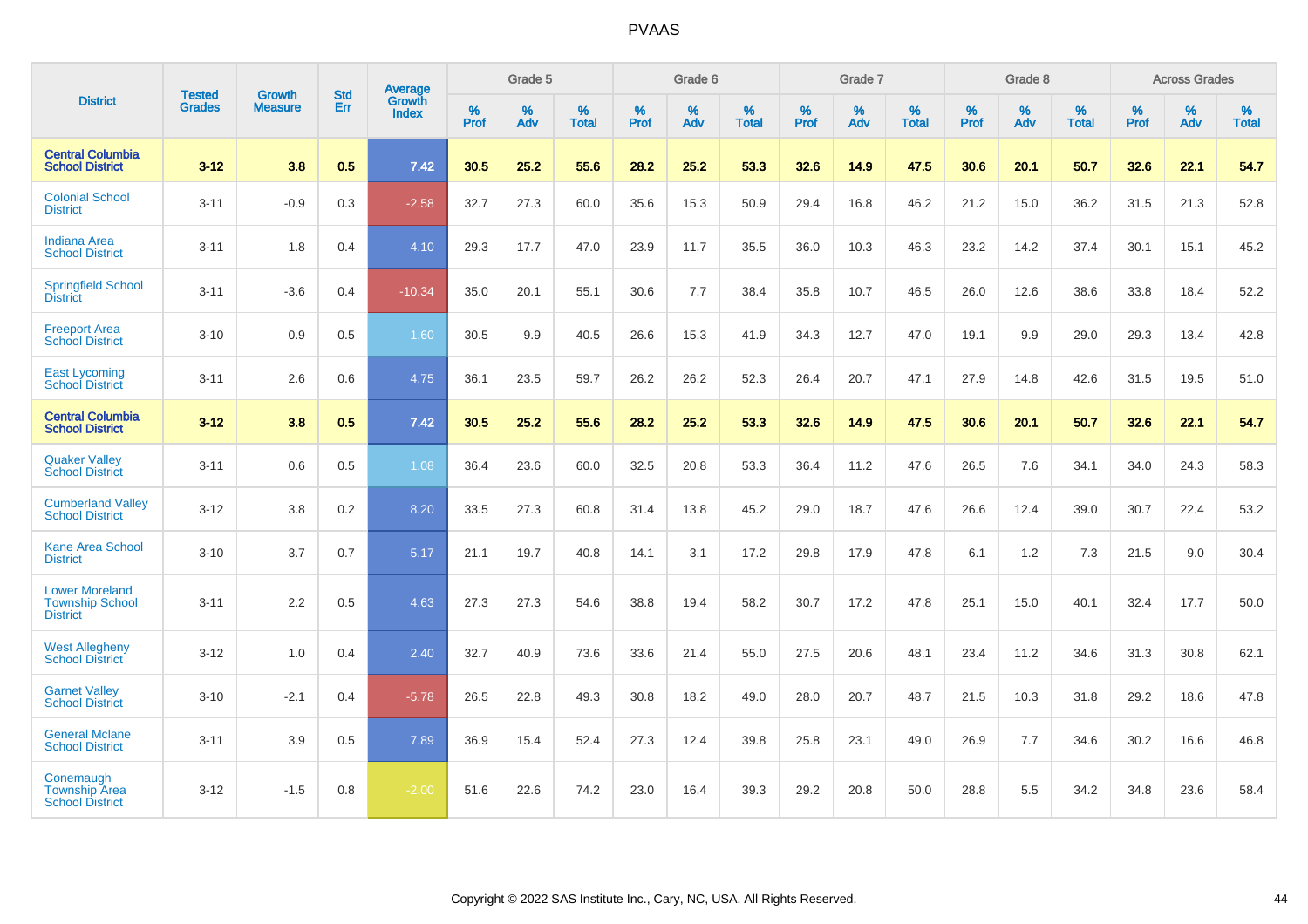# PVAAS

| District | Tested Grades | Growth Measure | Std Err | Average Growth Index | Grade 5 | | | Grade 6 | | | Grade 7 | | | Grade 8 | | | Across Grades | | |
|---|---|---|---|---|---|---|---|---|---|---|---|---|---|---|---|---|---|---|---|
| | | | | | % Prof | % Adv | % Total | % Prof | % Adv | % Total | % Prof | % Adv | % Total | % Prof | % Adv | % Total | % Prof | % Adv | % Total |
| **Central Columbia School District** | **3-12** | **3.8** | **0.5** | **7.42** | **30.5** | **25.2** | **55.6** | **28.2** | **25.2** | **53.3** | **32.6** | **14.9** | **47.5** | **30.6** | **20.1** | **50.7** | **32.6** | **22.1** | **54.7** |
| Colonial School District | 3-11 | -0.9 | 0.3 | -2.58 | 32.7 | 27.3 | 60.0 | 35.6 | 15.3 | 50.9 | 29.4 | 16.8 | 46.2 | 21.2 | 15.0 | 36.2 | 31.5 | 21.3 | 52.8 |
| Indiana Area School District | 3-11 | 1.8 | 0.4 | 4.10 | 29.3 | 17.7 | 47.0 | 23.9 | 11.7 | 35.5 | 36.0 | 10.3 | 46.3 | 23.2 | 14.2 | 37.4 | 30.1 | 15.1 | 45.2 |
| Springfield School District | 3-11 | -3.6 | 0.4 | -10.34 | 35.0 | 20.1 | 55.1 | 30.6 | 7.7 | 38.4 | 35.8 | 10.7 | 46.5 | 26.0 | 12.6 | 38.6 | 33.8 | 18.4 | 52.2 |
| Freeport Area School District | 3-10 | 0.9 | 0.5 | 1.60 | 30.5 | 9.9 | 40.5 | 26.6 | 15.3 | 41.9 | 34.3 | 12.7 | 47.0 | 19.1 | 9.9 | 29.0 | 29.3 | 13.4 | 42.8 |
| East Lycoming School District | 3-11 | 2.6 | 0.6 | 4.75 | 36.1 | 23.5 | 59.7 | 26.2 | 26.2 | 52.3 | 26.4 | 20.7 | 47.1 | 27.9 | 14.8 | 42.6 | 31.5 | 19.5 | 51.0 |
| **Central Columbia School District** | **3-12** | **3.8** | **0.5** | **7.42** | **30.5** | **25.2** | **55.6** | **28.2** | **25.2** | **53.3** | **32.6** | **14.9** | **47.5** | **30.6** | **20.1** | **50.7** | **32.6** | **22.1** | **54.7** |
| Quaker Valley School District | 3-11 | 0.6 | 0.5 | 1.08 | 36.4 | 23.6 | 60.0 | 32.5 | 20.8 | 53.3 | 36.4 | 11.2 | 47.6 | 26.5 | 7.6 | 34.1 | 34.0 | 24.3 | 58.3 |
| Cumberland Valley School District | 3-12 | 3.8 | 0.2 | 8.20 | 33.5 | 27.3 | 60.8 | 31.4 | 13.8 | 45.2 | 29.0 | 18.7 | 47.6 | 26.6 | 12.4 | 39.0 | 30.7 | 22.4 | 53.2 |
| Kane Area School District | 3-10 | 3.7 | 0.7 | 5.17 | 21.1 | 19.7 | 40.8 | 14.1 | 3.1 | 17.2 | 29.8 | 17.9 | 47.8 | 6.1 | 1.2 | 7.3 | 21.5 | 9.0 | 30.4 |
| Lower Moreland Township School District | 3-11 | 2.2 | 0.5 | 4.63 | 27.3 | 27.3 | 54.6 | 38.8 | 19.4 | 58.2 | 30.7 | 17.2 | 47.8 | 25.1 | 15.0 | 40.1 | 32.4 | 17.7 | 50.0 |
| West Allegheny School District | 3-12 | 1.0 | 0.4 | 2.40 | 32.7 | 40.9 | 73.6 | 33.6 | 21.4 | 55.0 | 27.5 | 20.6 | 48.1 | 23.4 | 11.2 | 34.6 | 31.3 | 30.8 | 62.1 |
| Garnet Valley School District | 3-10 | -2.1 | 0.4 | -5.78 | 26.5 | 22.8 | 49.3 | 30.8 | 18.2 | 49.0 | 28.0 | 20.7 | 48.7 | 21.5 | 10.3 | 31.8 | 29.2 | 18.6 | 47.8 |
| General Mclane School District | 3-11 | 3.9 | 0.5 | 7.89 | 36.9 | 15.4 | 52.4 | 27.3 | 12.4 | 39.8 | 25.8 | 23.1 | 49.0 | 26.9 | 7.7 | 34.6 | 30.2 | 16.6 | 46.8 |
| Conemaugh Township Area School District | 3-12 | -1.5 | 0.8 | -2.00 | 51.6 | 22.6 | 74.2 | 23.0 | 16.4 | 39.3 | 29.2 | 20.8 | 50.0 | 28.8 | 5.5 | 34.2 | 34.8 | 23.6 | 58.4 |

Copyright © 2022 SAS Institute Inc., Cary, NC, USA. All Rights Reserved.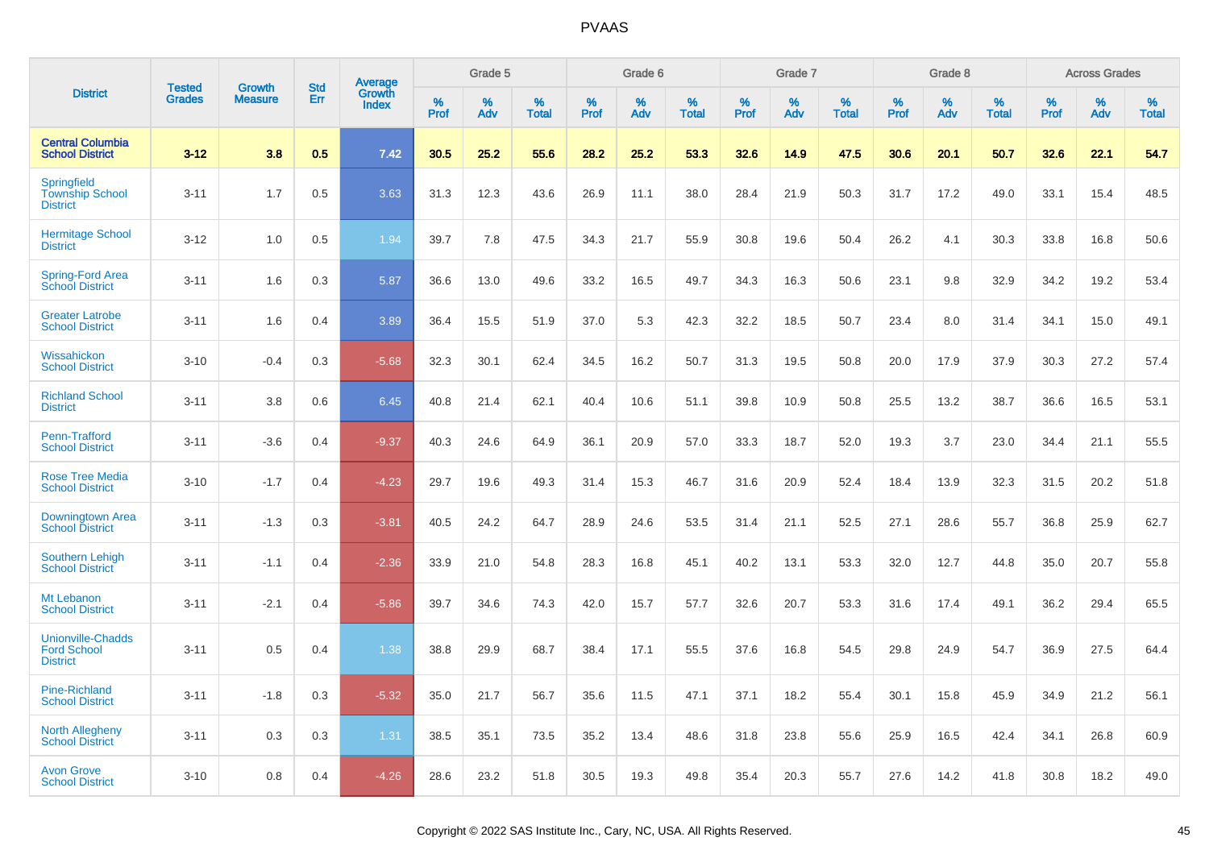# PVAAS

| District | Tested Grades | Growth Measure | Std Err | Average Growth Index | Grade 5 | | | Grade 6 | | | Grade 7 | | | Grade 8 | | | Across Grades | | |
|---|---|---|---|---|---|---|---|---|---|---|---|---|---|---|---|---|---|---|---|
| | | | | | % Prof | % Adv | % Total | % Prof | % Adv | % Total | % Prof | % Adv | % Total | % Prof | % Adv | % Total | % Prof | % Adv | % Total |
| **Central Columbia School District** | **3-12** | **3.8** | **0.5** | **7.42** | **30.5** | **25.2** | **55.6** | **28.2** | **25.2** | **53.3** | **32.6** | **14.9** | **47.5** | **30.6** | **20.1** | **50.7** | **32.6** | **22.1** | **54.7** |
| Springfield Township School District | 3-11 | 1.7 | 0.5 | 3.63 | 31.3 | 12.3 | 43.6 | 26.9 | 11.1 | 38.0 | 28.4 | 21.9 | 50.3 | 31.7 | 17.2 | 49.0 | 33.1 | 15.4 | 48.5 |
| Hermitage School District | 3-12 | 1.0 | 0.5 | 1.94 | 39.7 | 7.8 | 47.5 | 34.3 | 21.7 | 55.9 | 30.8 | 19.6 | 50.4 | 26.2 | 4.1 | 30.3 | 33.8 | 16.8 | 50.6 |
| Spring-Ford Area School District | 3-11 | 1.6 | 0.3 | 5.87 | 36.6 | 13.0 | 49.6 | 33.2 | 16.5 | 49.7 | 34.3 | 16.3 | 50.6 | 23.1 | 9.8 | 32.9 | 34.2 | 19.2 | 53.4 |
| Greater Latrobe School District | 3-11 | 1.6 | 0.4 | 3.89 | 36.4 | 15.5 | 51.9 | 37.0 | 5.3 | 42.3 | 32.2 | 18.5 | 50.7 | 23.4 | 8.0 | 31.4 | 34.1 | 15.0 | 49.1 |
| Wissahickon School District | 3-10 | -0.4 | 0.3 | -5.68 | 32.3 | 30.1 | 62.4 | 34.5 | 16.2 | 50.7 | 31.3 | 19.5 | 50.8 | 20.0 | 17.9 | 37.9 | 30.3 | 27.2 | 57.4 |
| Richland School District | 3-11 | 3.8 | 0.6 | 6.45 | 40.8 | 21.4 | 62.1 | 40.4 | 10.6 | 51.1 | 39.8 | 10.9 | 50.8 | 25.5 | 13.2 | 38.7 | 36.6 | 16.5 | 53.1 |
| Penn-Trafford School District | 3-11 | -3.6 | 0.4 | -9.37 | 40.3 | 24.6 | 64.9 | 36.1 | 20.9 | 57.0 | 33.3 | 18.7 | 52.0 | 19.3 | 3.7 | 23.0 | 34.4 | 21.1 | 55.5 |
| Rose Tree Media School District | 3-10 | -1.7 | 0.4 | -4.23 | 29.7 | 19.6 | 49.3 | 31.4 | 15.3 | 46.7 | 31.6 | 20.9 | 52.4 | 18.4 | 13.9 | 32.3 | 31.5 | 20.2 | 51.8 |
| Downingtown Area School District | 3-11 | -1.3 | 0.3 | -3.81 | 40.5 | 24.2 | 64.7 | 28.9 | 24.6 | 53.5 | 31.4 | 21.1 | 52.5 | 27.1 | 28.6 | 55.7 | 36.8 | 25.9 | 62.7 |
| Southern Lehigh School District | 3-11 | -1.1 | 0.4 | -2.36 | 33.9 | 21.0 | 54.8 | 28.3 | 16.8 | 45.1 | 40.2 | 13.1 | 53.3 | 32.0 | 12.7 | 44.8 | 35.0 | 20.7 | 55.8 |
| Mt Lebanon School District | 3-11 | -2.1 | 0.4 | -5.86 | 39.7 | 34.6 | 74.3 | 42.0 | 15.7 | 57.7 | 32.6 | 20.7 | 53.3 | 31.6 | 17.4 | 49.1 | 36.2 | 29.4 | 65.5 |
| Unionville-Chadds Ford School District | 3-11 | 0.5 | 0.4 | 1.38 | 38.8 | 29.9 | 68.7 | 38.4 | 17.1 | 55.5 | 37.6 | 16.8 | 54.5 | 29.8 | 24.9 | 54.7 | 36.9 | 27.5 | 64.4 |
| Pine-Richland School District | 3-11 | -1.8 | 0.3 | -5.32 | 35.0 | 21.7 | 56.7 | 35.6 | 11.5 | 47.1 | 37.1 | 18.2 | 55.4 | 30.1 | 15.8 | 45.9 | 34.9 | 21.2 | 56.1 |
| North Allegheny School District | 3-11 | 0.3 | 0.3 | 1.31 | 38.5 | 35.1 | 73.5 | 35.2 | 13.4 | 48.6 | 31.8 | 23.8 | 55.6 | 25.9 | 16.5 | 42.4 | 34.1 | 26.8 | 60.9 |
| Avon Grove School District | 3-10 | 0.8 | 0.4 | -4.26 | 28.6 | 23.2 | 51.8 | 30.5 | 19.3 | 49.8 | 35.4 | 20.3 | 55.7 | 27.6 | 14.2 | 41.8 | 30.8 | 18.2 | 49.0 |

Copyright © 2022 SAS Institute Inc., Cary, NC, USA. All Rights Reserved.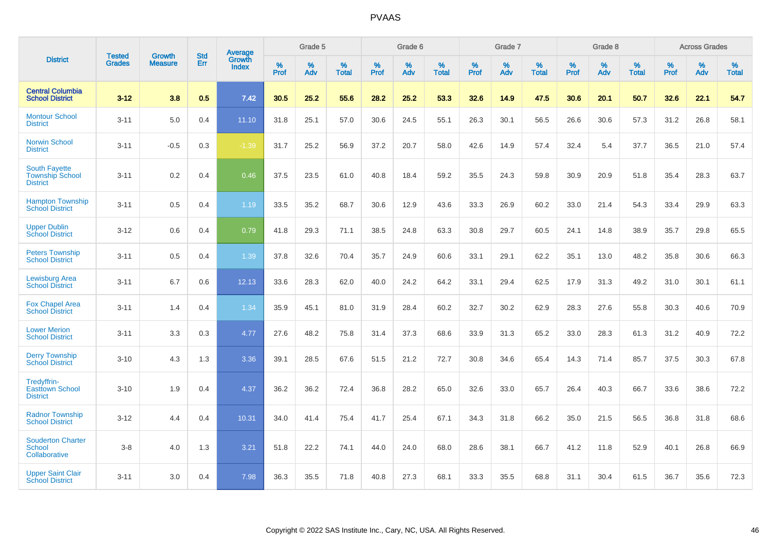# PVAAS

| District | Tested Grades | Growth Measure | Std Err | Average Growth Index | Grade 5 | | | Grade 6 | | | Grade 7 | | | Grade 8 | | | Across Grades | | |
|---|---|---|---|---|---|---|---|---|---|---|---|---|---|---|---|---|---|---|---|
| | | | | | % Prof | % Adv | % Total | % Prof | % Adv | % Total | % Prof | % Adv | % Total | % Prof | % Adv | % Total | % Prof | % Adv | % Total |
| **Central Columbia School District** | **3-12** | **3.8** | **0.5** | **7.42** | **30.5** | **25.2** | **55.6** | **28.2** | **25.2** | **53.3** | **32.6** | **14.9** | **47.5** | **30.6** | **20.1** | **50.7** | **32.6** | **22.1** | **54.7** |
| Montour School District | 3-11 | 5.0 | 0.4 | 11.10 | 31.8 | 25.1 | 57.0 | 30.6 | 24.5 | 55.1 | 26.3 | 30.1 | 56.5 | 26.6 | 30.6 | 57.3 | 31.2 | 26.8 | 58.1 |
| Norwin School District | 3-11 | -0.5 | 0.3 | -1.39 | 31.7 | 25.2 | 56.9 | 37.2 | 20.7 | 58.0 | 42.6 | 14.9 | 57.4 | 32.4 | 5.4 | 37.7 | 36.5 | 21.0 | 57.4 |
| South Fayette Township School District | 3-11 | 0.2 | 0.4 | 0.46 | 37.5 | 23.5 | 61.0 | 40.8 | 18.4 | 59.2 | 35.5 | 24.3 | 59.8 | 30.9 | 20.9 | 51.8 | 35.4 | 28.3 | 63.7 |
| Hampton Township School District | 3-11 | 0.5 | 0.4 | 1.19 | 33.5 | 35.2 | 68.7 | 30.6 | 12.9 | 43.6 | 33.3 | 26.9 | 60.2 | 33.0 | 21.4 | 54.3 | 33.4 | 29.9 | 63.3 |
| Upper Dublin School District | 3-12 | 0.6 | 0.4 | 0.79 | 41.8 | 29.3 | 71.1 | 38.5 | 24.8 | 63.3 | 30.8 | 29.7 | 60.5 | 24.1 | 14.8 | 38.9 | 35.7 | 29.8 | 65.5 |
| Peters Township School District | 3-11 | 0.5 | 0.4 | 1.39 | 37.8 | 32.6 | 70.4 | 35.7 | 24.9 | 60.6 | 33.1 | 29.1 | 62.2 | 35.1 | 13.0 | 48.2 | 35.8 | 30.6 | 66.3 |
| Lewisburg Area School District | 3-11 | 6.7 | 0.6 | 12.13 | 33.6 | 28.3 | 62.0 | 40.0 | 24.2 | 64.2 | 33.1 | 29.4 | 62.5 | 17.9 | 31.3 | 49.2 | 31.0 | 30.1 | 61.1 |
| Fox Chapel Area School District | 3-11 | 1.4 | 0.4 | 1.34 | 35.9 | 45.1 | 81.0 | 31.9 | 28.4 | 60.2 | 32.7 | 30.2 | 62.9 | 28.3 | 27.6 | 55.8 | 30.3 | 40.6 | 70.9 |
| Lower Merion School District | 3-11 | 3.3 | 0.3 | 4.77 | 27.6 | 48.2 | 75.8 | 31.4 | 37.3 | 68.6 | 33.9 | 31.3 | 65.2 | 33.0 | 28.3 | 61.3 | 31.2 | 40.9 | 72.2 |
| Derry Township School District | 3-10 | 4.3 | 1.3 | 3.36 | 39.1 | 28.5 | 67.6 | 51.5 | 21.2 | 72.7 | 30.8 | 34.6 | 65.4 | 14.3 | 71.4 | 85.7 | 37.5 | 30.3 | 67.8 |
| Tredyffrin-Easttown School District | 3-10 | 1.9 | 0.4 | 4.37 | 36.2 | 36.2 | 72.4 | 36.8 | 28.2 | 65.0 | 32.6 | 33.0 | 65.7 | 26.4 | 40.3 | 66.7 | 33.6 | 38.6 | 72.2 |
| Radnor Township School District | 3-12 | 4.4 | 0.4 | 10.31 | 34.0 | 41.4 | 75.4 | 41.7 | 25.4 | 67.1 | 34.3 | 31.8 | 66.2 | 35.0 | 21.5 | 56.5 | 36.8 | 31.8 | 68.6 |
| Souderton Charter School Collaborative | 3-8 | 4.0 | 1.3 | 3.21 | 51.8 | 22.2 | 74.1 | 44.0 | 24.0 | 68.0 | 28.6 | 38.1 | 66.7 | 41.2 | 11.8 | 52.9 | 40.1 | 26.8 | 66.9 |
| Upper Saint Clair School District | 3-11 | 3.0 | 0.4 | 7.98 | 36.3 | 35.5 | 71.8 | 40.8 | 27.3 | 68.1 | 33.3 | 35.5 | 68.8 | 31.1 | 30.4 | 61.5 | 36.7 | 35.6 | 72.3 |

Copyright © 2022 SAS Institute Inc., Cary, NC, USA. All Rights Reserved.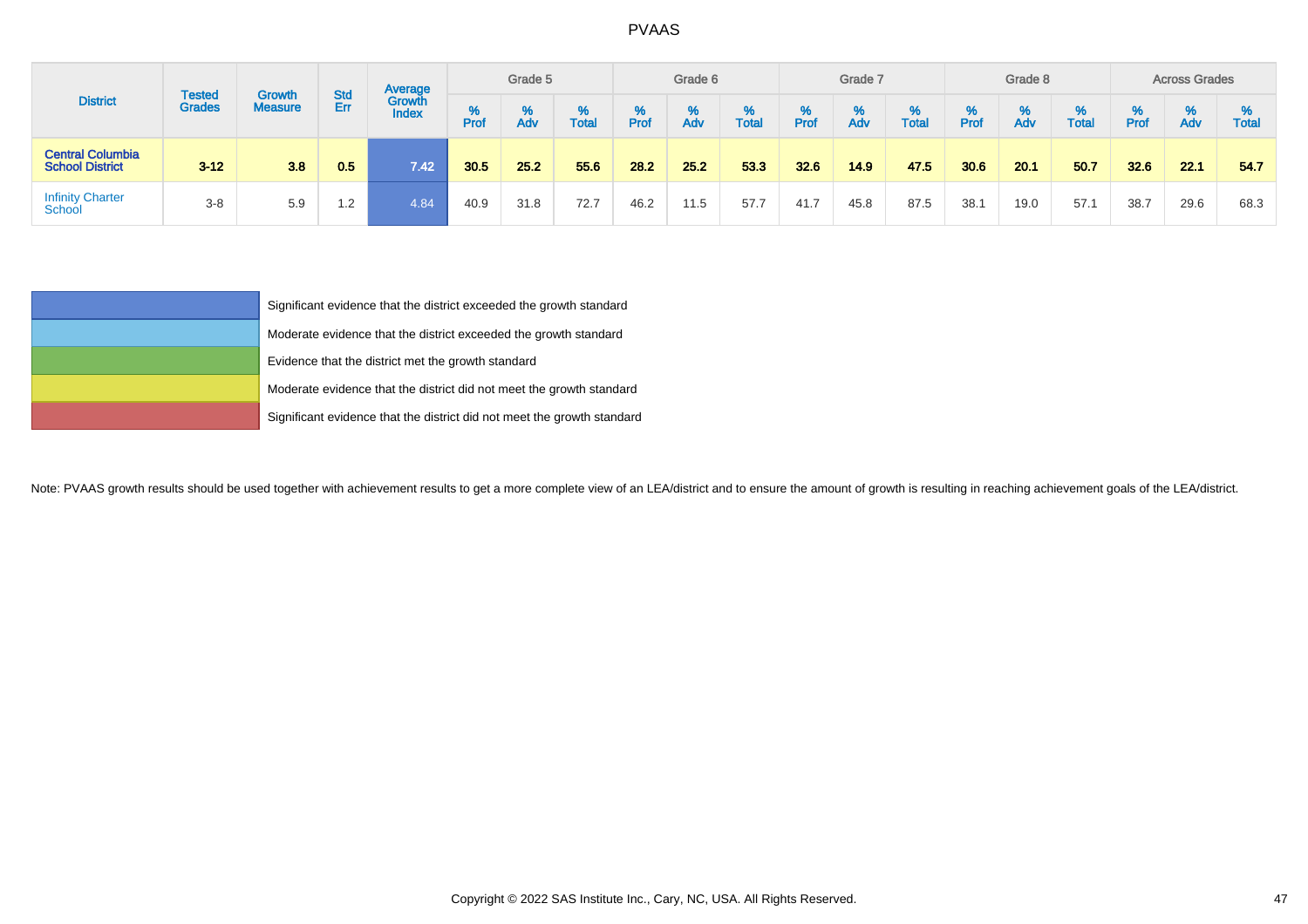PVAAS

| District | Tested Grades | Growth Measure | Std Err | Average Growth Index | Grade 5 | | | Grade 6 | | | Grade 7 | | | Grade 8 | | | Across Grades | | |
|---|---|---|---|---|---|---|---|---|---|---|---|---|---|---|---|---|---|---|---|
| | | | | | % Prof | % Adv | % Total | % Prof | % Adv | % Total | % Prof | % Adv | % Total | % Prof | % Adv | % Total | % Prof | % Adv | % Total |
| **Central Columbia School District** | **3-12** | **3.8** | **0.5** | **7.42** | **30.5** | **25.2** | **55.6** | **28.2** | **25.2** | **53.3** | **32.6** | **14.9** | **47.5** | **30.6** | **20.1** | **50.7** | **32.6** | **22.1** | **54.7** |
| Infinity Charter School | 3-8 | 5.9 | 1.2 | 4.84 | 40.9 | 31.8 | 72.7 | 46.2 | 11.5 | 57.7 | 41.7 | 45.8 | 87.5 | 38.1 | 19.0 | 57.1 | 38.7 | 29.6 | 68.3 |

- Significant evidence that the district exceeded the growth standard
- Moderate evidence that the district exceeded the growth standard
- Evidence that the district met the growth standard
- Moderate evidence that the district did not meet the growth standard
- Significant evidence that the district did not meet the growth standard

Note: PVAAS growth results should be used together with achievement results to get a more complete view of an LEA/district and to ensure the amount of growth is resulting in reaching achievement goals of the LEA/district.

Copyright © 2022 SAS Institute Inc., Cary, NC, USA. All Rights Reserved.